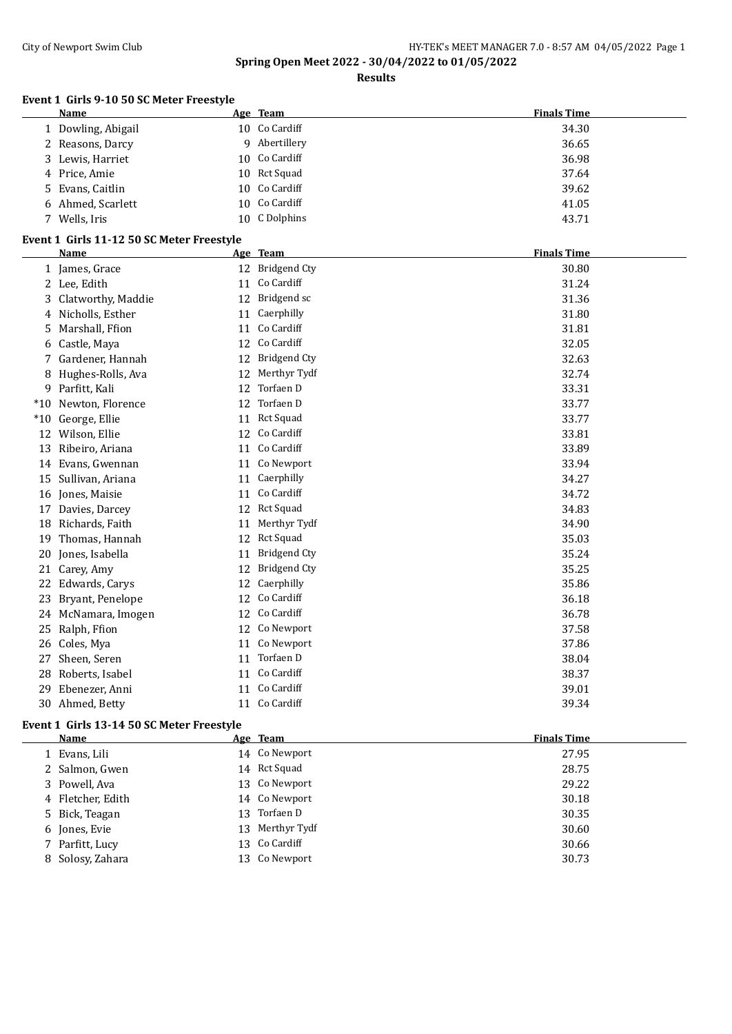# Spring Open Meet 2022 - 30/04/2022 to 01/05/2022

## Results

### Event 1 Girls 9-10 50 SC Meter Freestyle

| | Name | Age | Team | Finals Time |
|---|---|---|---|---|
| 1 | Dowling, Abigail | 10 | Co Cardiff | 34.30 |
| 2 | Reasons, Darcy | 9 | Abertillery | 36.65 |
| 3 | Lewis, Harriet | 10 | Co Cardiff | 36.98 |
| 4 | Price, Amie | 10 | Rct Squad | 37.64 |
| 5 | Evans, Caitlin | 10 | Co Cardiff | 39.62 |
| 6 | Ahmed, Scarlett | 10 | Co Cardiff | 41.05 |
| 7 | Wells, Iris | 10 | C Dolphins | 43.71 |

### Event 1 Girls 11-12 50 SC Meter Freestyle

| | Name | Age | Team | Finals Time |
|---|---|---|---|---|
| 1 | James, Grace | 12 | Bridgend Cty | 30.80 |
| 2 | Lee, Edith | 11 | Co Cardiff | 31.24 |
| 3 | Clatworthy, Maddie | 12 | Bridgend sc | 31.36 |
| 4 | Nicholls, Esther | 11 | Caerphilly | 31.80 |
| 5 | Marshall, Ffion | 11 | Co Cardiff | 31.81 |
| 6 | Castle, Maya | 12 | Co Cardiff | 32.05 |
| 7 | Gardener, Hannah | 12 | Bridgend Cty | 32.63 |
| 8 | Hughes-Rolls, Ava | 12 | Merthyr Tydf | 32.74 |
| 9 | Parfitt, Kali | 12 | Torfaen D | 33.31 |
| *10 | Newton, Florence | 12 | Torfaen D | 33.77 |
| *10 | George, Ellie | 11 | Rct Squad | 33.77 |
| 12 | Wilson, Ellie | 12 | Co Cardiff | 33.81 |
| 13 | Ribeiro, Ariana | 11 | Co Cardiff | 33.89 |
| 14 | Evans, Gwennan | 11 | Co Newport | 33.94 |
| 15 | Sullivan, Ariana | 11 | Caerphilly | 34.27 |
| 16 | Jones, Maisie | 11 | Co Cardiff | 34.72 |
| 17 | Davies, Darcey | 12 | Rct Squad | 34.83 |
| 18 | Richards, Faith | 11 | Merthyr Tydf | 34.90 |
| 19 | Thomas, Hannah | 12 | Rct Squad | 35.03 |
| 20 | Jones, Isabella | 11 | Bridgend Cty | 35.24 |
| 21 | Carey, Amy | 12 | Bridgend Cty | 35.25 |
| 22 | Edwards, Carys | 12 | Caerphilly | 35.86 |
| 23 | Bryant, Penelope | 12 | Co Cardiff | 36.18 |
| 24 | McNamara, Imogen | 12 | Co Cardiff | 36.78 |
| 25 | Ralph, Ffion | 12 | Co Newport | 37.58 |
| 26 | Coles, Mya | 11 | Co Newport | 37.86 |
| 27 | Sheen, Seren | 11 | Torfaen D | 38.04 |
| 28 | Roberts, Isabel | 11 | Co Cardiff | 38.37 |
| 29 | Ebenezer, Anni | 11 | Co Cardiff | 39.01 |
| 30 | Ahmed, Betty | 11 | Co Cardiff | 39.34 |

### Event 1 Girls 13-14 50 SC Meter Freestyle

| | Name | Age | Team | Finals Time |
|---|---|---|---|---|
| 1 | Evans, Lili | 14 | Co Newport | 27.95 |
| 2 | Salmon, Gwen | 14 | Rct Squad | 28.75 |
| 3 | Powell, Ava | 13 | Co Newport | 29.22 |
| 4 | Fletcher, Edith | 14 | Co Newport | 30.18 |
| 5 | Bick, Teagan | 13 | Torfaen D | 30.35 |
| 6 | Jones, Evie | 13 | Merthyr Tydf | 30.60 |
| 7 | Parfitt, Lucy | 13 | Co Cardiff | 30.66 |
| 8 | Solosy, Zahara | 13 | Co Newport | 30.73 |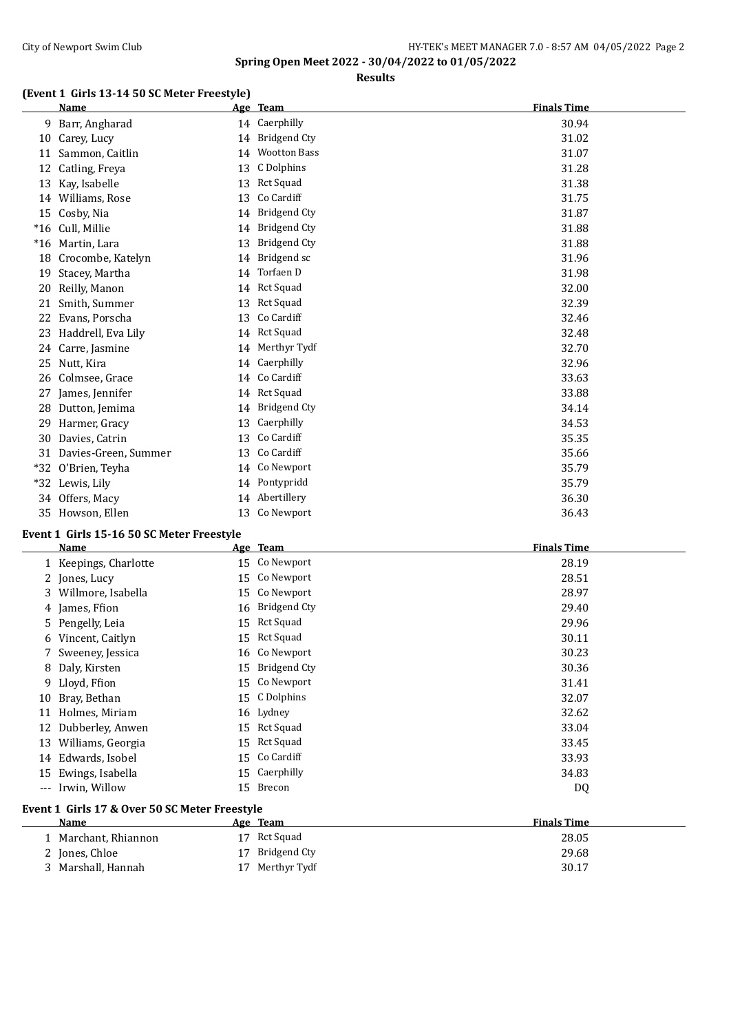**Spring Open Meet 2022 - 30/04/2022 to 01/05/2022**

**Results**

### (Event 1 Girls 13-14 50 SC Meter Freestyle)

| | Name | Age | Team | Finals Time |
|---|---|---|---|---|
| 9 | Barr, Angharad | 14 | Caerphilly | 30.94 |
| 10 | Carey, Lucy | 14 | Bridgend Cty | 31.02 |
| 11 | Sammon, Caitlin | 14 | Wootton Bass | 31.07 |
| 12 | Catling, Freya | 13 | C Dolphins | 31.28 |
| 13 | Kay, Isabelle | 13 | Rct Squad | 31.38 |
| 14 | Williams, Rose | 13 | Co Cardiff | 31.75 |
| 15 | Cosby, Nia | 14 | Bridgend Cty | 31.87 |
| *16 | Cull, Millie | 14 | Bridgend Cty | 31.88 |
| *16 | Martin, Lara | 13 | Bridgend Cty | 31.88 |
| 18 | Crocombe, Katelyn | 14 | Bridgend sc | 31.96 |
| 19 | Stacey, Martha | 14 | Torfaen D | 31.98 |
| 20 | Reilly, Manon | 14 | Rct Squad | 32.00 |
| 21 | Smith, Summer | 13 | Rct Squad | 32.39 |
| 22 | Evans, Porscha | 13 | Co Cardiff | 32.46 |
| 23 | Haddrell, Eva Lily | 14 | Rct Squad | 32.48 |
| 24 | Carre, Jasmine | 14 | Merthyr Tydf | 32.70 |
| 25 | Nutt, Kira | 14 | Caerphilly | 32.96 |
| 26 | Colmsee, Grace | 14 | Co Cardiff | 33.63 |
| 27 | James, Jennifer | 14 | Rct Squad | 33.88 |
| 28 | Dutton, Jemima | 14 | Bridgend Cty | 34.14 |
| 29 | Harmer, Gracy | 13 | Caerphilly | 34.53 |
| 30 | Davies, Catrin | 13 | Co Cardiff | 35.35 |
| 31 | Davies-Green, Summer | 13 | Co Cardiff | 35.66 |
| *32 | O'Brien, Teyha | 14 | Co Newport | 35.79 |
| *32 | Lewis, Lily | 14 | Pontypridd | 35.79 |
| 34 | Offers, Macy | 14 | Abertillery | 36.30 |
| 35 | Howson, Ellen | 13 | Co Newport | 36.43 |

### Event 1 Girls 15-16 50 SC Meter Freestyle

| | Name | Age | Team | Finals Time |
|---|---|---|---|---|
| 1 | Keepings, Charlotte | 15 | Co Newport | 28.19 |
| 2 | Jones, Lucy | 15 | Co Newport | 28.51 |
| 3 | Willmore, Isabella | 15 | Co Newport | 28.97 |
| 4 | James, Ffion | 16 | Bridgend Cty | 29.40 |
| 5 | Pengelly, Leia | 15 | Rct Squad | 29.96 |
| 6 | Vincent, Caitlyn | 15 | Rct Squad | 30.11 |
| 7 | Sweeney, Jessica | 16 | Co Newport | 30.23 |
| 8 | Daly, Kirsten | 15 | Bridgend Cty | 30.36 |
| 9 | Lloyd, Ffion | 15 | Co Newport | 31.41 |
| 10 | Bray, Bethan | 15 | C Dolphins | 32.07 |
| 11 | Holmes, Miriam | 16 | Lydney | 32.62 |
| 12 | Dubberley, Anwen | 15 | Rct Squad | 33.04 |
| 13 | Williams, Georgia | 15 | Rct Squad | 33.45 |
| 14 | Edwards, Isobel | 15 | Co Cardiff | 33.93 |
| 15 | Ewings, Isabella | 15 | Caerphilly | 34.83 |
| --- | Irwin, Willow | 15 | Brecon | DQ |

### Event 1 Girls 17 & Over 50 SC Meter Freestyle

| | Name | Age | Team | Finals Time |
|---|---|---|---|---|
| 1 | Marchant, Rhiannon | 17 | Rct Squad | 28.05 |
| 2 | Jones, Chloe | 17 | Bridgend Cty | 29.68 |
| 3 | Marshall, Hannah | 17 | Merthyr Tydf | 30.17 |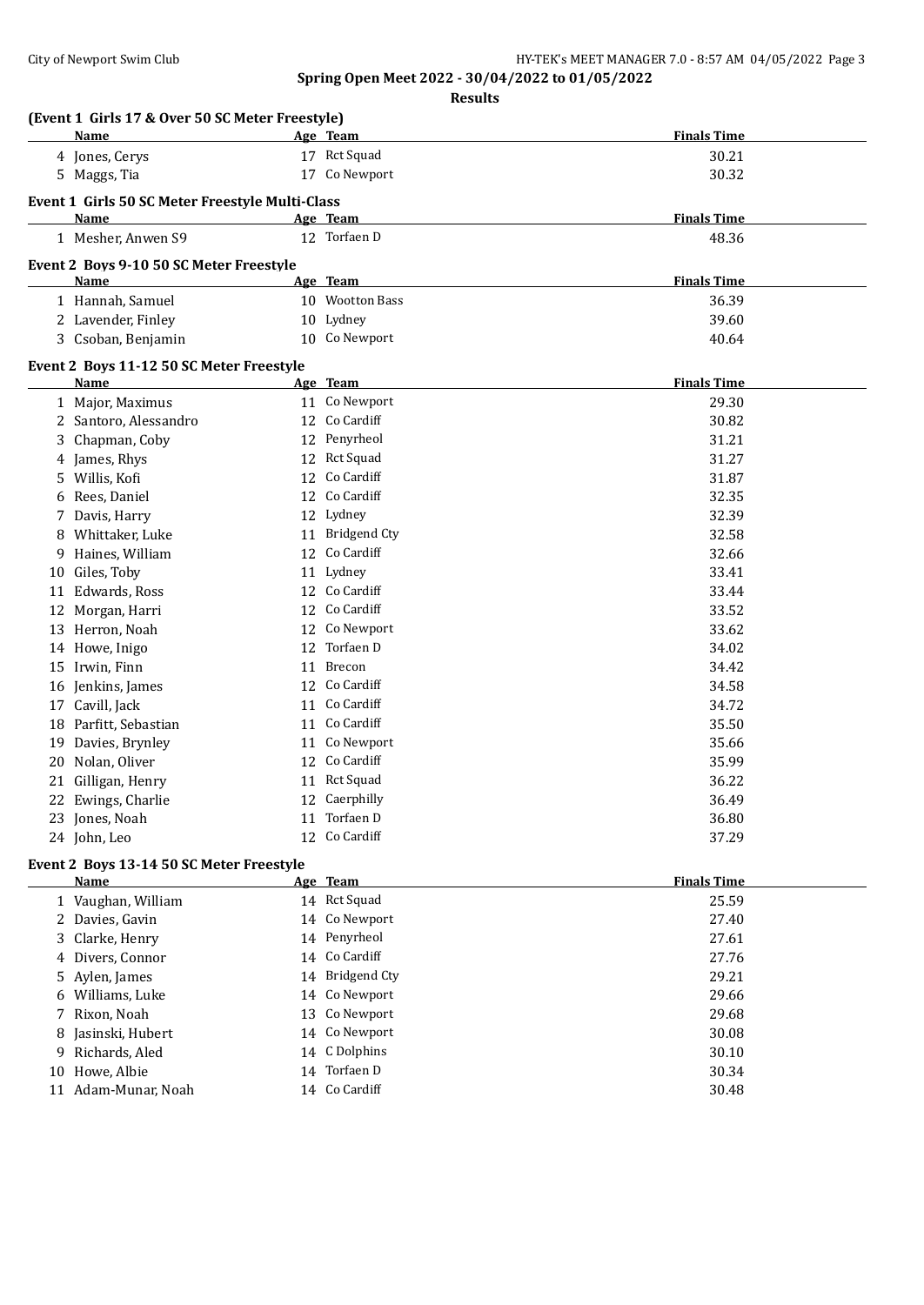**Spring Open Meet 2022 - 30/04/2022 to 01/05/2022**

**Results**

### (Event 1 Girls 17 & Over 50 SC Meter Freestyle)

| | Name | Age | Team | Finals Time |
|---|---|---|---|---|
| 4 | Jones, Cerys | 17 | Rct Squad | 30.21 |
| 5 | Maggs, Tia | 17 | Co Newport | 30.32 |

### Event 1 Girls 50 SC Meter Freestyle Multi-Class

| | Name | Age | Team | Finals Time |
|---|---|---|---|---|
| 1 | Mesher, Anwen S9 | 12 | Torfaen D | 48.36 |

### Event 2 Boys 9-10 50 SC Meter Freestyle

| | Name | Age | Team | Finals Time |
|---|---|---|---|---|
| 1 | Hannah, Samuel | 10 | Wootton Bass | 36.39 |
| 2 | Lavender, Finley | 10 | Lydney | 39.60 |
| 3 | Csoban, Benjamin | 10 | Co Newport | 40.64 |

### Event 2 Boys 11-12 50 SC Meter Freestyle

| | Name | Age | Team | Finals Time |
|---|---|---|---|---|
| 1 | Major, Maximus | 11 | Co Newport | 29.30 |
| 2 | Santoro, Alessandro | 12 | Co Cardiff | 30.82 |
| 3 | Chapman, Coby | 12 | Penyrheol | 31.21 |
| 4 | James, Rhys | 12 | Rct Squad | 31.27 |
| 5 | Willis, Kofi | 12 | Co Cardiff | 31.87 |
| 6 | Rees, Daniel | 12 | Co Cardiff | 32.35 |
| 7 | Davis, Harry | 12 | Lydney | 32.39 |
| 8 | Whittaker, Luke | 11 | Bridgend Cty | 32.58 |
| 9 | Haines, William | 12 | Co Cardiff | 32.66 |
| 10 | Giles, Toby | 11 | Lydney | 33.41 |
| 11 | Edwards, Ross | 12 | Co Cardiff | 33.44 |
| 12 | Morgan, Harri | 12 | Co Cardiff | 33.52 |
| 13 | Herron, Noah | 12 | Co Newport | 33.62 |
| 14 | Howe, Inigo | 12 | Torfaen D | 34.02 |
| 15 | Irwin, Finn | 11 | Brecon | 34.42 |
| 16 | Jenkins, James | 12 | Co Cardiff | 34.58 |
| 17 | Cavill, Jack | 11 | Co Cardiff | 34.72 |
| 18 | Parfitt, Sebastian | 11 | Co Cardiff | 35.50 |
| 19 | Davies, Brynley | 11 | Co Newport | 35.66 |
| 20 | Nolan, Oliver | 12 | Co Cardiff | 35.99 |
| 21 | Gilligan, Henry | 11 | Rct Squad | 36.22 |
| 22 | Ewings, Charlie | 12 | Caerphilly | 36.49 |
| 23 | Jones, Noah | 11 | Torfaen D | 36.80 |
| 24 | John, Leo | 12 | Co Cardiff | 37.29 |

### Event 2 Boys 13-14 50 SC Meter Freestyle

| | Name | Age | Team | Finals Time |
|---|---|---|---|---|
| 1 | Vaughan, William | 14 | Rct Squad | 25.59 |
| 2 | Davies, Gavin | 14 | Co Newport | 27.40 |
| 3 | Clarke, Henry | 14 | Penyrheol | 27.61 |
| 4 | Divers, Connor | 14 | Co Cardiff | 27.76 |
| 5 | Aylen, James | 14 | Bridgend Cty | 29.21 |
| 6 | Williams, Luke | 14 | Co Newport | 29.66 |
| 7 | Rixon, Noah | 13 | Co Newport | 29.68 |
| 8 | Jasinski, Hubert | 14 | Co Newport | 30.08 |
| 9 | Richards, Aled | 14 | C Dolphins | 30.10 |
| 10 | Howe, Albie | 14 | Torfaen D | 30.34 |
| 11 | Adam-Munar, Noah | 14 | Co Cardiff | 30.48 |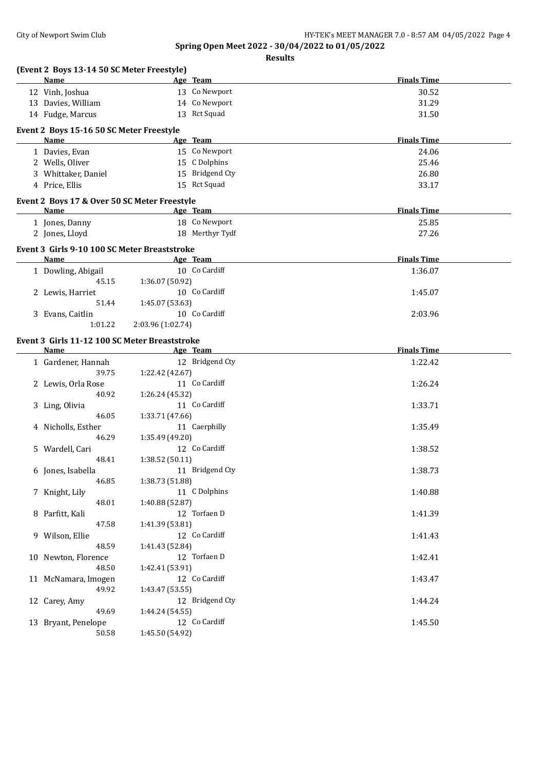# Spring Open Meet 2022 - 30/04/2022 to 01/05/2022

## Results

### (Event 2 Boys 13-14 50 SC Meter Freestyle)

| | Name | Age | Team | Finals Time |
|---|---|---|---|---|
| 12 | Vinh, Joshua | 13 | Co Newport | 30.52 |
| 13 | Davies, William | 14 | Co Newport | 31.29 |
| 14 | Fudge, Marcus | 13 | Rct Squad | 31.50 |

### Event 2 Boys 15-16 50 SC Meter Freestyle

| | Name | Age | Team | Finals Time |
|---|---|---|---|---|
| 1 | Davies, Evan | 15 | Co Newport | 24.06 |
| 2 | Wells, Oliver | 15 | C Dolphins | 25.46 |
| 3 | Whittaker, Daniel | 15 | Bridgend Cty | 26.80 |
| 4 | Price, Ellis | 15 | Rct Squad | 33.17 |

### Event 2 Boys 17 & Over 50 SC Meter Freestyle

| | Name | Age | Team | Finals Time |
|---|---|---|---|---|
| 1 | Jones, Danny | 18 | Co Newport | 25.85 |
| 2 | Jones, Lloyd | 18 | Merthyr Tydf | 27.26 |

### Event 3 Girls 9-10 100 SC Meter Breaststroke

| | Name | Age | Team | Finals Time |
|---|---|---|---|---|
| 1 | Dowling, Abigail | 10 | Co Cardiff | 1:36.07 |
| | 45.15 | 1:36.07 (50.92) | | |
| 2 | Lewis, Harriet | 10 | Co Cardiff | 1:45.07 |
| | 51.44 | 1:45.07 (53.63) | | |
| 3 | Evans, Caitlin | 10 | Co Cardiff | 2:03.96 |
| | 1:01.22 | 2:03.96 (1:02.74) | | |

### Event 3 Girls 11-12 100 SC Meter Breaststroke

| | Name | Age | Team | Finals Time |
|---|---|---|---|---|
| 1 | Gardener, Hannah | 12 | Bridgend Cty | 1:22.42 |
| | 39.75 | 1:22.42 (42.67) | | |
| 2 | Lewis, Orla Rose | 11 | Co Cardiff | 1:26.24 |
| | 40.92 | 1:26.24 (45.32) | | |
| 3 | Ling, Olivia | 11 | Co Cardiff | 1:33.71 |
| | 46.05 | 1:33.71 (47.66) | | |
| 4 | Nicholls, Esther | 11 | Caerphilly | 1:35.49 |
| | 46.29 | 1:35.49 (49.20) | | |
| 5 | Wardell, Cari | 12 | Co Cardiff | 1:38.52 |
| | 48.41 | 1:38.52 (50.11) | | |
| 6 | Jones, Isabella | 11 | Bridgend Cty | 1:38.73 |
| | 46.85 | 1:38.73 (51.88) | | |
| 7 | Knight, Lily | 11 | C Dolphins | 1:40.88 |
| | 48.01 | 1:40.88 (52.87) | | |
| 8 | Parfitt, Kali | 12 | Torfaen D | 1:41.39 |
| | 47.58 | 1:41.39 (53.81) | | |
| 9 | Wilson, Ellie | 12 | Co Cardiff | 1:41.43 |
| | 48.59 | 1:41.43 (52.84) | | |
| 10 | Newton, Florence | 12 | Torfaen D | 1:42.41 |
| | 48.50 | 1:42.41 (53.91) | | |
| 11 | McNamara, Imogen | 12 | Co Cardiff | 1:43.47 |
| | 49.92 | 1:43.47 (53.55) | | |
| 12 | Carey, Amy | 12 | Bridgend Cty | 1:44.24 |
| | 49.69 | 1:44.24 (54.55) | | |
| 13 | Bryant, Penelope | 12 | Co Cardiff | 1:45.50 |
| | 50.58 | 1:45.50 (54.92) | | |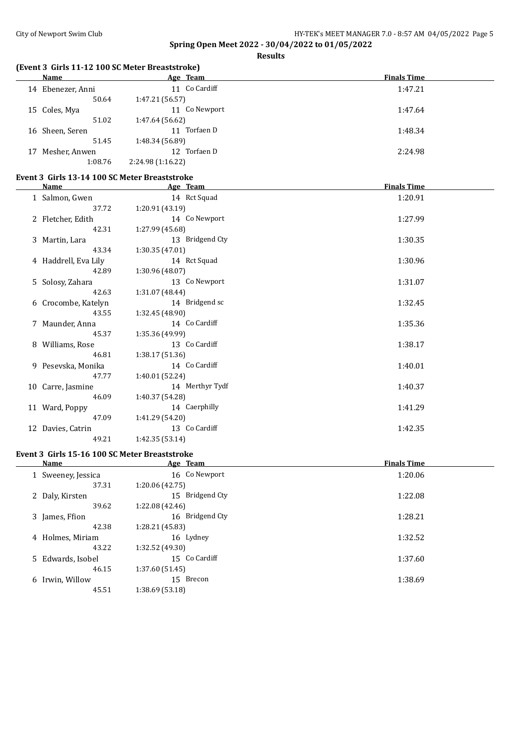**Spring Open Meet 2022 - 30/04/2022 to 01/05/2022**

**Results**

## (Event 3 Girls 11-12 100 SC Meter Breaststroke)

| Name | Age | Team | Finals Time |
|---|---|---|---|
| 14 Ebenezer, Anni | 11 | Co Cardiff | 1:47.21 |
| 50.64 | 1:47.21 (56.57) | | |
| 15 Coles, Mya | 11 | Co Newport | 1:47.64 |
| 51.02 | 1:47.64 (56.62) | | |
| 16 Sheen, Seren | 11 | Torfaen D | 1:48.34 |
| 51.45 | 1:48.34 (56.89) | | |
| 17 Mesher, Anwen | 12 | Torfaen D | 2:24.98 |
| 1:08.76 | 2:24.98 (1:16.22) | | |

## Event 3 Girls 13-14 100 SC Meter Breaststroke

| Name | Age | Team | Finals Time |
|---|---|---|---|
| 1 Salmon, Gwen | 14 | Rct Squad | 1:20.91 |
| 37.72 | 1:20.91 (43.19) | | |
| 2 Fletcher, Edith | 14 | Co Newport | 1:27.99 |
| 42.31 | 1:27.99 (45.68) | | |
| 3 Martin, Lara | 13 | Bridgend Cty | 1:30.35 |
| 43.34 | 1:30.35 (47.01) | | |
| 4 Haddrell, Eva Lily | 14 | Rct Squad | 1:30.96 |
| 42.89 | 1:30.96 (48.07) | | |
| 5 Solosy, Zahara | 13 | Co Newport | 1:31.07 |
| 42.63 | 1:31.07 (48.44) | | |
| 6 Crocombe, Katelyn | 14 | Bridgend sc | 1:32.45 |
| 43.55 | 1:32.45 (48.90) | | |
| 7 Maunder, Anna | 14 | Co Cardiff | 1:35.36 |
| 45.37 | 1:35.36 (49.99) | | |
| 8 Williams, Rose | 13 | Co Cardiff | 1:38.17 |
| 46.81 | 1:38.17 (51.36) | | |
| 9 Pesevska, Monika | 14 | Co Cardiff | 1:40.01 |
| 47.77 | 1:40.01 (52.24) | | |
| 10 Carre, Jasmine | 14 | Merthyr Tydf | 1:40.37 |
| 46.09 | 1:40.37 (54.28) | | |
| 11 Ward, Poppy | 14 | Caerphilly | 1:41.29 |
| 47.09 | 1:41.29 (54.20) | | |
| 12 Davies, Catrin | 13 | Co Cardiff | 1:42.35 |
| 49.21 | 1:42.35 (53.14) | | |

## Event 3 Girls 15-16 100 SC Meter Breaststroke

| Name | Age | Team | Finals Time |
|---|---|---|---|
| 1 Sweeney, Jessica | 16 | Co Newport | 1:20.06 |
| 37.31 | 1:20.06 (42.75) | | |
| 2 Daly, Kirsten | 15 | Bridgend Cty | 1:22.08 |
| 39.62 | 1:22.08 (42.46) | | |
| 3 James, Ffion | 16 | Bridgend Cty | 1:28.21 |
| 42.38 | 1:28.21 (45.83) | | |
| 4 Holmes, Miriam | 16 | Lydney | 1:32.52 |
| 43.22 | 1:32.52 (49.30) | | |
| 5 Edwards, Isobel | 15 | Co Cardiff | 1:37.60 |
| 46.15 | 1:37.60 (51.45) | | |
| 6 Irwin, Willow | 15 | Brecon | 1:38.69 |
| 45.51 | 1:38.69 (53.18) | | |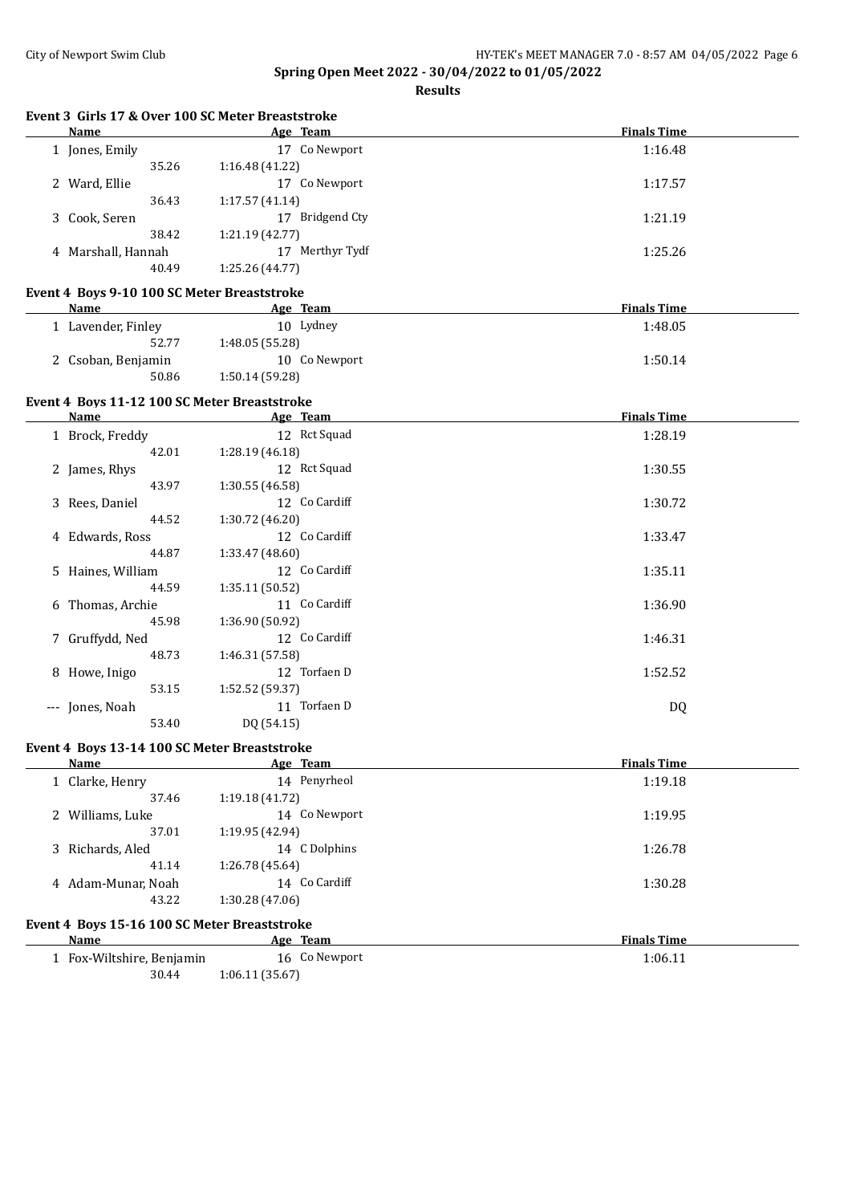## Spring Open Meet 2022 - 30/04/2022 to 01/05/2022

### Results

#### Event 3 Girls 17 & Over 100 SC Meter Breaststroke

| | Name | Age | Team | Finals Time |
|---|---|---|---|---|
| 1 | Jones, Emily | 17 | Co Newport | 1:16.48 |
| | 35.26 | 1:16.48 (41.22) | | |
| 2 | Ward, Ellie | 17 | Co Newport | 1:17.57 |
| | 36.43 | 1:17.57 (41.14) | | |
| 3 | Cook, Seren | 17 | Bridgend Cty | 1:21.19 |
| | 38.42 | 1:21.19 (42.77) | | |
| 4 | Marshall, Hannah | 17 | Merthyr Tydf | 1:25.26 |
| | 40.49 | 1:25.26 (44.77) | | |

#### Event 4 Boys 9-10 100 SC Meter Breaststroke

| | Name | Age | Team | Finals Time |
|---|---|---|---|---|
| 1 | Lavender, Finley | 10 | Lydney | 1:48.05 |
| | 52.77 | 1:48.05 (55.28) | | |
| 2 | Csoban, Benjamin | 10 | Co Newport | 1:50.14 |
| | 50.86 | 1:50.14 (59.28) | | |

#### Event 4 Boys 11-12 100 SC Meter Breaststroke

| | Name | Age | Team | Finals Time |
|---|---|---|---|---|
| 1 | Brock, Freddy | 12 | Rct Squad | 1:28.19 |
| | 42.01 | 1:28.19 (46.18) | | |
| 2 | James, Rhys | 12 | Rct Squad | 1:30.55 |
| | 43.97 | 1:30.55 (46.58) | | |
| 3 | Rees, Daniel | 12 | Co Cardiff | 1:30.72 |
| | 44.52 | 1:30.72 (46.20) | | |
| 4 | Edwards, Ross | 12 | Co Cardiff | 1:33.47 |
| | 44.87 | 1:33.47 (48.60) | | |
| 5 | Haines, William | 12 | Co Cardiff | 1:35.11 |
| | 44.59 | 1:35.11 (50.52) | | |
| 6 | Thomas, Archie | 11 | Co Cardiff | 1:36.90 |
| | 45.98 | 1:36.90 (50.92) | | |
| 7 | Gruffydd, Ned | 12 | Co Cardiff | 1:46.31 |
| | 48.73 | 1:46.31 (57.58) | | |
| 8 | Howe, Inigo | 12 | Torfaen D | 1:52.52 |
| | 53.15 | 1:52.52 (59.37) | | |
| --- | Jones, Noah | 11 | Torfaen D | DQ |
| | 53.40 | DQ (54.15) | | |

#### Event 4 Boys 13-14 100 SC Meter Breaststroke

| | Name | Age | Team | Finals Time |
|---|---|---|---|---|
| 1 | Clarke, Henry | 14 | Penyrheol | 1:19.18 |
| | 37.46 | 1:19.18 (41.72) | | |
| 2 | Williams, Luke | 14 | Co Newport | 1:19.95 |
| | 37.01 | 1:19.95 (42.94) | | |
| 3 | Richards, Aled | 14 | C Dolphins | 1:26.78 |
| | 41.14 | 1:26.78 (45.64) | | |
| 4 | Adam-Munar, Noah | 14 | Co Cardiff | 1:30.28 |
| | 43.22 | 1:30.28 (47.06) | | |

#### Event 4 Boys 15-16 100 SC Meter Breaststroke

| | Name | Age | Team | Finals Time |
|---|---|---|---|---|
| 1 | Fox-Wiltshire, Benjamin | 16 | Co Newport | 1:06.11 |
| | 30.44 | 1:06.11 (35.67) | | |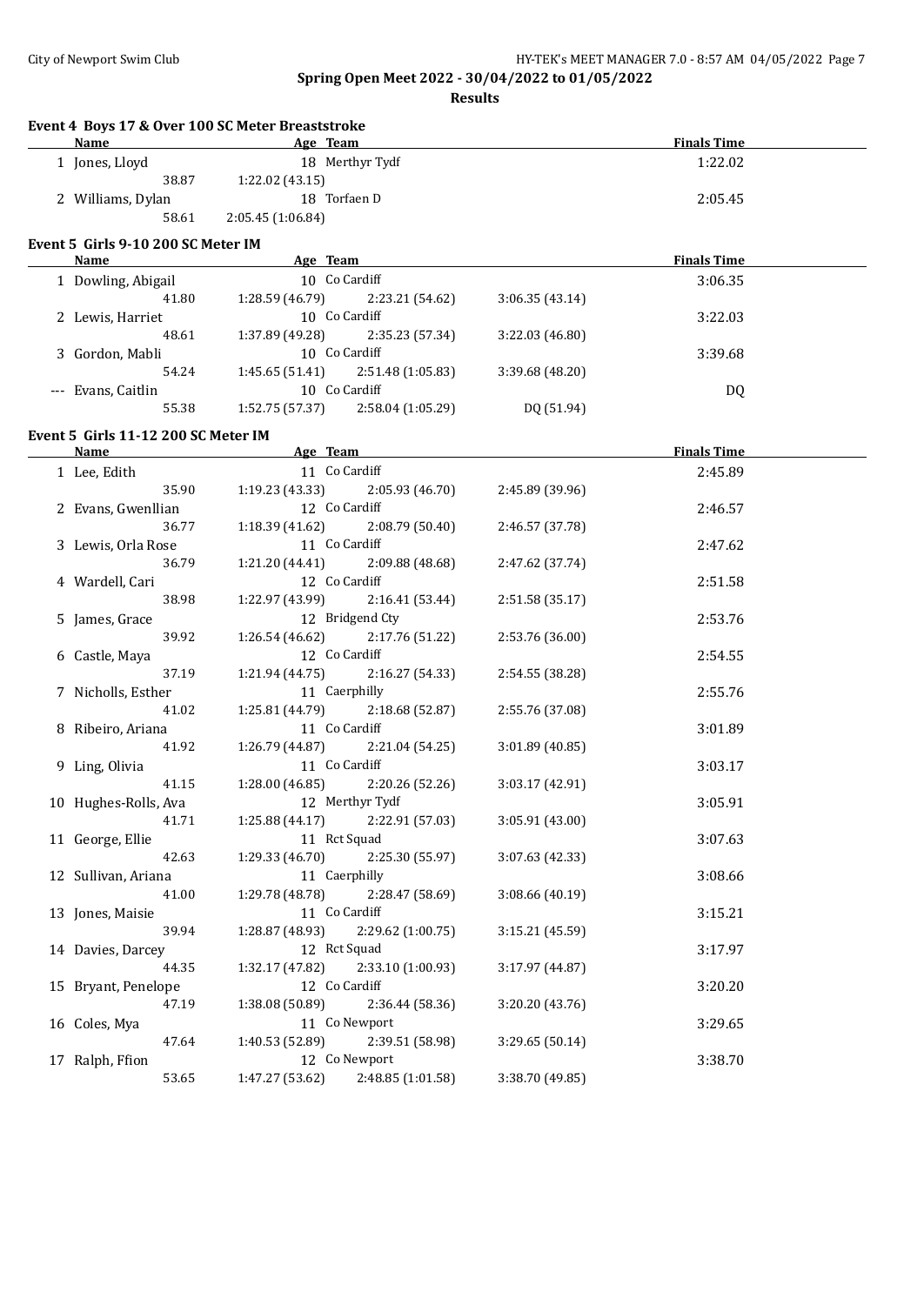**Spring Open Meet 2022 - 30/04/2022 to 01/05/2022**

**Results**

## Event 4 Boys 17 & Over 100 SC Meter Breaststroke

| Name | Age | Team | | | Finals Time |
|---|---|---|---|---|---|
| 1 Jones, Lloyd | 18 | Merthyr Tydf | | | 1:22.02 |
| 38.87 | 1:22.02 (43.15) | | | | |
| 2 Williams, Dylan | 18 | Torfaen D | | | 2:05.45 |
| 58.61 | 2:05.45 (1:06.84) | | | | |

## Event 5 Girls 9-10 200 SC Meter IM

| Name | Age | Team | | | Finals Time |
|---|---|---|---|---|---|
| 1 Dowling, Abigail | 10 | Co Cardiff | | | 3:06.35 |
| 41.80 | 1:28.59 (46.79) | 2:23.21 (54.62) | 3:06.35 (43.14) | | |
| 2 Lewis, Harriet | 10 | Co Cardiff | | | 3:22.03 |
| 48.61 | 1:37.89 (49.28) | 2:35.23 (57.34) | 3:22.03 (46.80) | | |
| 3 Gordon, Mabli | 10 | Co Cardiff | | | 3:39.68 |
| 54.24 | 1:45.65 (51.41) | 2:51.48 (1:05.83) | 3:39.68 (48.20) | | |
| --- Evans, Caitlin | 10 | Co Cardiff | | | DQ |
| 55.38 | 1:52.75 (57.37) | 2:58.04 (1:05.29) | DQ (51.94) | | |

## Event 5 Girls 11-12 200 SC Meter IM

| Name | Age | Team | | | Finals Time |
|---|---|---|---|---|---|
| 1 Lee, Edith | 11 | Co Cardiff | | | 2:45.89 |
| 35.90 | 1:19.23 (43.33) | 2:05.93 (46.70) | 2:45.89 (39.96) | | |
| 2 Evans, Gwenllian | 12 | Co Cardiff | | | 2:46.57 |
| 36.77 | 1:18.39 (41.62) | 2:08.79 (50.40) | 2:46.57 (37.78) | | |
| 3 Lewis, Orla Rose | 11 | Co Cardiff | | | 2:47.62 |
| 36.79 | 1:21.20 (44.41) | 2:09.88 (48.68) | 2:47.62 (37.74) | | |
| 4 Wardell, Cari | 12 | Co Cardiff | | | 2:51.58 |
| 38.98 | 1:22.97 (43.99) | 2:16.41 (53.44) | 2:51.58 (35.17) | | |
| 5 James, Grace | 12 | Bridgend Cty | | | 2:53.76 |
| 39.92 | 1:26.54 (46.62) | 2:17.76 (51.22) | 2:53.76 (36.00) | | |
| 6 Castle, Maya | 12 | Co Cardiff | | | 2:54.55 |
| 37.19 | 1:21.94 (44.75) | 2:16.27 (54.33) | 2:54.55 (38.28) | | |
| 7 Nicholls, Esther | 11 | Caerphilly | | | 2:55.76 |
| 41.02 | 1:25.81 (44.79) | 2:18.68 (52.87) | 2:55.76 (37.08) | | |
| 8 Ribeiro, Ariana | 11 | Co Cardiff | | | 3:01.89 |
| 41.92 | 1:26.79 (44.87) | 2:21.04 (54.25) | 3:01.89 (40.85) | | |
| 9 Ling, Olivia | 11 | Co Cardiff | | | 3:03.17 |
| 41.15 | 1:28.00 (46.85) | 2:20.26 (52.26) | 3:03.17 (42.91) | | |
| 10 Hughes-Rolls, Ava | 12 | Merthyr Tydf | | | 3:05.91 |
| 41.71 | 1:25.88 (44.17) | 2:22.91 (57.03) | 3:05.91 (43.00) | | |
| 11 George, Ellie | 11 | Rct Squad | | | 3:07.63 |
| 42.63 | 1:29.33 (46.70) | 2:25.30 (55.97) | 3:07.63 (42.33) | | |
| 12 Sullivan, Ariana | 11 | Caerphilly | | | 3:08.66 |
| 41.00 | 1:29.78 (48.78) | 2:28.47 (58.69) | 3:08.66 (40.19) | | |
| 13 Jones, Maisie | 11 | Co Cardiff | | | 3:15.21 |
| 39.94 | 1:28.87 (48.93) | 2:29.62 (1:00.75) | 3:15.21 (45.59) | | |
| 14 Davies, Darcey | 12 | Rct Squad | | | 3:17.97 |
| 44.35 | 1:32.17 (47.82) | 2:33.10 (1:00.93) | 3:17.97 (44.87) | | |
| 15 Bryant, Penelope | 12 | Co Cardiff | | | 3:20.20 |
| 47.19 | 1:38.08 (50.89) | 2:36.44 (58.36) | 3:20.20 (43.76) | | |
| 16 Coles, Mya | 11 | Co Newport | | | 3:29.65 |
| 47.64 | 1:40.53 (52.89) | 2:39.51 (58.98) | 3:29.65 (50.14) | | |
| 17 Ralph, Ffion | 12 | Co Newport | | | 3:38.70 |
| 53.65 | 1:47.27 (53.62) | 2:48.85 (1:01.58) | 3:38.70 (49.85) | | |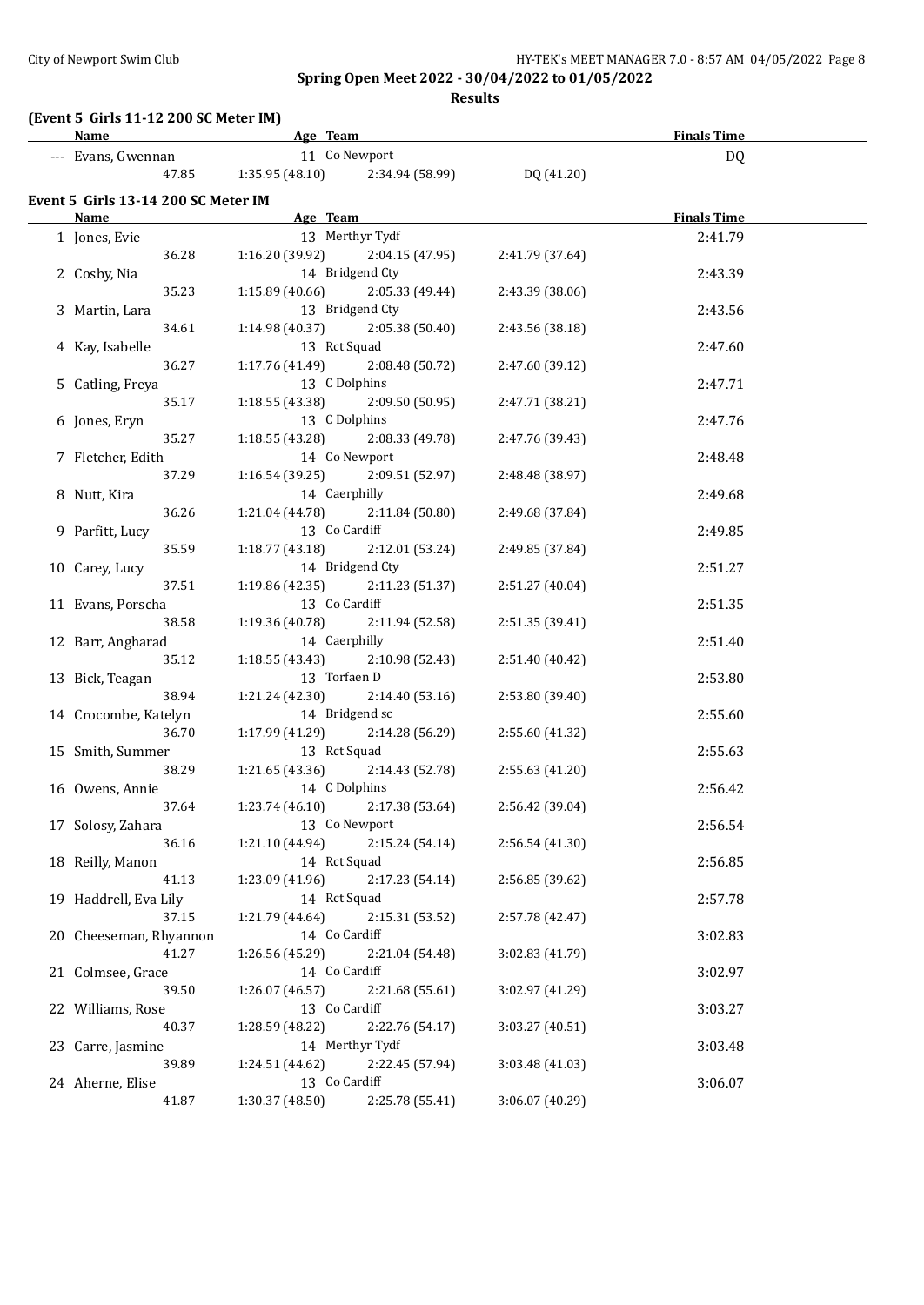**Spring Open Meet 2022 - 30/04/2022 to 01/05/2022**

**Results**

### (Event 5 Girls 11-12 200 SC Meter IM)

| Name | Age | Team | | | | Finals Time |
|---|---|---|---|---|---|---|
| --- Evans, Gwennan | 11 | Co Newport | | | | DQ |
| 47.85 | | 1:35.95 (48.10) | 2:34.94 (58.99) | DQ (41.20) | | |

### Event 5 Girls 13-14 200 SC Meter IM

| Name | Age | Team | | | | Finals Time |
|---|---|---|---|---|---|---|
| 1 Jones, Evie | 13 | Merthyr Tydf | | | | 2:41.79 |
| 36.28 | | 1:16.20 (39.92) | 2:04.15 (47.95) | 2:41.79 (37.64) | | |
| 2 Cosby, Nia | 14 | Bridgend Cty | | | | 2:43.39 |
| 35.23 | | 1:15.89 (40.66) | 2:05.33 (49.44) | 2:43.39 (38.06) | | |
| 3 Martin, Lara | 13 | Bridgend Cty | | | | 2:43.56 |
| 34.61 | | 1:14.98 (40.37) | 2:05.38 (50.40) | 2:43.56 (38.18) | | |
| 4 Kay, Isabelle | 13 | Rct Squad | | | | 2:47.60 |
| 36.27 | | 1:17.76 (41.49) | 2:08.48 (50.72) | 2:47.60 (39.12) | | |
| 5 Catling, Freya | 13 | C Dolphins | | | | 2:47.71 |
| 35.17 | | 1:18.55 (43.38) | 2:09.50 (50.95) | 2:47.71 (38.21) | | |
| 6 Jones, Eryn | 13 | C Dolphins | | | | 2:47.76 |
| 35.27 | | 1:18.55 (43.28) | 2:08.33 (49.78) | 2:47.76 (39.43) | | |
| 7 Fletcher, Edith | 14 | Co Newport | | | | 2:48.48 |
| 37.29 | | 1:16.54 (39.25) | 2:09.51 (52.97) | 2:48.48 (38.97) | | |
| 8 Nutt, Kira | 14 | Caerphilly | | | | 2:49.68 |
| 36.26 | | 1:21.04 (44.78) | 2:11.84 (50.80) | 2:49.68 (37.84) | | |
| 9 Parfitt, Lucy | 13 | Co Cardiff | | | | 2:49.85 |
| 35.59 | | 1:18.77 (43.18) | 2:12.01 (53.24) | 2:49.85 (37.84) | | |
| 10 Carey, Lucy | 14 | Bridgend Cty | | | | 2:51.27 |
| 37.51 | | 1:19.86 (42.35) | 2:11.23 (51.37) | 2:51.27 (40.04) | | |
| 11 Evans, Porscha | 13 | Co Cardiff | | | | 2:51.35 |
| 38.58 | | 1:19.36 (40.78) | 2:11.94 (52.58) | 2:51.35 (39.41) | | |
| 12 Barr, Angharad | 14 | Caerphilly | | | | 2:51.40 |
| 35.12 | | 1:18.55 (43.43) | 2:10.98 (52.43) | 2:51.40 (40.42) | | |
| 13 Bick, Teagan | 13 | Torfaen D | | | | 2:53.80 |
| 38.94 | | 1:21.24 (42.30) | 2:14.40 (53.16) | 2:53.80 (39.40) | | |
| 14 Crocombe, Katelyn | 14 | Bridgend sc | | | | 2:55.60 |
| 36.70 | | 1:17.99 (41.29) | 2:14.28 (56.29) | 2:55.60 (41.32) | | |
| 15 Smith, Summer | 13 | Rct Squad | | | | 2:55.63 |
| 38.29 | | 1:21.65 (43.36) | 2:14.43 (52.78) | 2:55.63 (41.20) | | |
| 16 Owens, Annie | 14 | C Dolphins | | | | 2:56.42 |
| 37.64 | | 1:23.74 (46.10) | 2:17.38 (53.64) | 2:56.42 (39.04) | | |
| 17 Solosy, Zahara | 13 | Co Newport | | | | 2:56.54 |
| 36.16 | | 1:21.10 (44.94) | 2:15.24 (54.14) | 2:56.54 (41.30) | | |
| 18 Reilly, Manon | 14 | Rct Squad | | | | 2:56.85 |
| 41.13 | | 1:23.09 (41.96) | 2:17.23 (54.14) | 2:56.85 (39.62) | | |
| 19 Haddrell, Eva Lily | 14 | Rct Squad | | | | 2:57.78 |
| 37.15 | | 1:21.79 (44.64) | 2:15.31 (53.52) | 2:57.78 (42.47) | | |
| 20 Cheeseman, Rhyannon | 14 | Co Cardiff | | | | 3:02.83 |
| 41.27 | | 1:26.56 (45.29) | 2:21.04 (54.48) | 3:02.83 (41.79) | | |
| 21 Colmsee, Grace | 14 | Co Cardiff | | | | 3:02.97 |
| 39.50 | | 1:26.07 (46.57) | 2:21.68 (55.61) | 3:02.97 (41.29) | | |
| 22 Williams, Rose | 13 | Co Cardiff | | | | 3:03.27 |
| 40.37 | | 1:28.59 (48.22) | 2:22.76 (54.17) | 3:03.27 (40.51) | | |
| 23 Carre, Jasmine | 14 | Merthyr Tydf | | | | 3:03.48 |
| 39.89 | | 1:24.51 (44.62) | 2:22.45 (57.94) | 3:03.48 (41.03) | | |
| 24 Aherne, Elise | 13 | Co Cardiff | | | | 3:06.07 |
| 41.87 | | 1:30.37 (48.50) | 2:25.78 (55.41) | 3:06.07 (40.29) | | |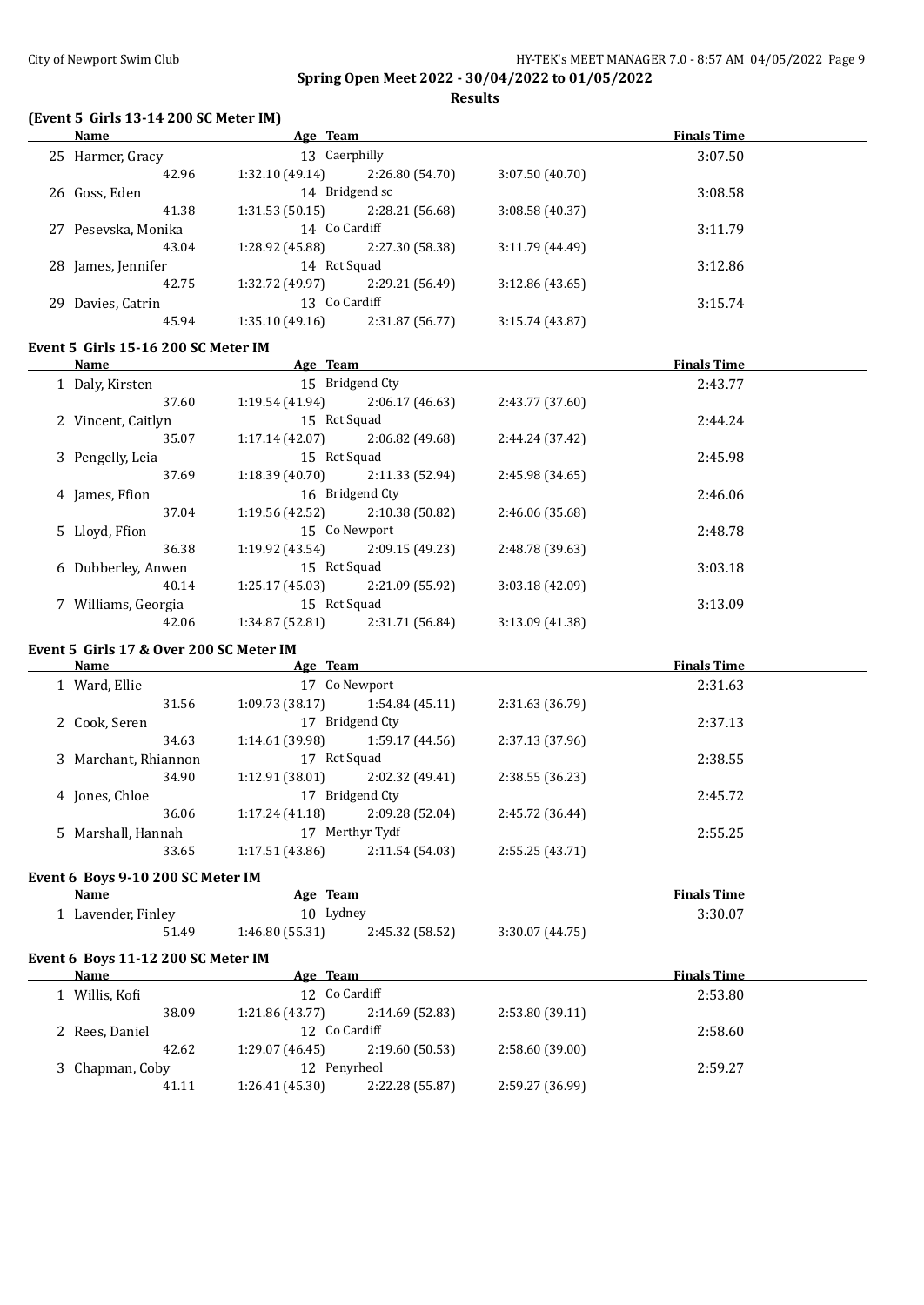## Spring Open Meet 2022 - 30/04/2022 to 01/05/2022

### Results

#### (Event 5 Girls 13-14 200 SC Meter IM)

| Name | Age | Team | | | Finals Time |
|---|---|---|---|---|---|
| 25 Harmer, Gracy | 13 | Caerphilly | | | 3:07.50 |
| 42.96 | 1:32.10 (49.14) | 2:26.80 (54.70) | 3:07.50 (40.70) | | |
| 26 Goss, Eden | 14 | Bridgend sc | | | 3:08.58 |
| 41.38 | 1:31.53 (50.15) | 2:28.21 (56.68) | 3:08.58 (40.37) | | |
| 27 Pesevska, Monika | 14 | Co Cardiff | | | 3:11.79 |
| 43.04 | 1:28.92 (45.88) | 2:27.30 (58.38) | 3:11.79 (44.49) | | |
| 28 James, Jennifer | 14 | Rct Squad | | | 3:12.86 |
| 42.75 | 1:32.72 (49.97) | 2:29.21 (56.49) | 3:12.86 (43.65) | | |
| 29 Davies, Catrin | 13 | Co Cardiff | | | 3:15.74 |
| 45.94 | 1:35.10 (49.16) | 2:31.87 (56.77) | 3:15.74 (43.87) | | |

#### Event 5 Girls 15-16 200 SC Meter IM

| Name | Age | Team | | | Finals Time |
|---|---|---|---|---|---|
| 1 Daly, Kirsten | 15 | Bridgend Cty | | | 2:43.77 |
| 37.60 | 1:19.54 (41.94) | 2:06.17 (46.63) | 2:43.77 (37.60) | | |
| 2 Vincent, Caitlyn | 15 | Rct Squad | | | 2:44.24 |
| 35.07 | 1:17.14 (42.07) | 2:06.82 (49.68) | 2:44.24 (37.42) | | |
| 3 Pengelly, Leia | 15 | Rct Squad | | | 2:45.98 |
| 37.69 | 1:18.39 (40.70) | 2:11.33 (52.94) | 2:45.98 (34.65) | | |
| 4 James, Ffion | 16 | Bridgend Cty | | | 2:46.06 |
| 37.04 | 1:19.56 (42.52) | 2:10.38 (50.82) | 2:46.06 (35.68) | | |
| 5 Lloyd, Ffion | 15 | Co Newport | | | 2:48.78 |
| 36.38 | 1:19.92 (43.54) | 2:09.15 (49.23) | 2:48.78 (39.63) | | |
| 6 Dubberley, Anwen | 15 | Rct Squad | | | 3:03.18 |
| 40.14 | 1:25.17 (45.03) | 2:21.09 (55.92) | 3:03.18 (42.09) | | |
| 7 Williams, Georgia | 15 | Rct Squad | | | 3:13.09 |
| 42.06 | 1:34.87 (52.81) | 2:31.71 (56.84) | 3:13.09 (41.38) | | |

#### Event 5 Girls 17 & Over 200 SC Meter IM

| Name | Age | Team | | | Finals Time |
|---|---|---|---|---|---|
| 1 Ward, Ellie | 17 | Co Newport | | | 2:31.63 |
| 31.56 | 1:09.73 (38.17) | 1:54.84 (45.11) | 2:31.63 (36.79) | | |
| 2 Cook, Seren | 17 | Bridgend Cty | | | 2:37.13 |
| 34.63 | 1:14.61 (39.98) | 1:59.17 (44.56) | 2:37.13 (37.96) | | |
| 3 Marchant, Rhiannon | 17 | Rct Squad | | | 2:38.55 |
| 34.90 | 1:12.91 (38.01) | 2:02.32 (49.41) | 2:38.55 (36.23) | | |
| 4 Jones, Chloe | 17 | Bridgend Cty | | | 2:45.72 |
| 36.06 | 1:17.24 (41.18) | 2:09.28 (52.04) | 2:45.72 (36.44) | | |
| 5 Marshall, Hannah | 17 | Merthyr Tydf | | | 2:55.25 |
| 33.65 | 1:17.51 (43.86) | 2:11.54 (54.03) | 2:55.25 (43.71) | | |

#### Event 6 Boys 9-10 200 SC Meter IM

| Name | Age | Team | | | Finals Time |
|---|---|---|---|---|---|
| 1 Lavender, Finley | 10 | Lydney | | | 3:30.07 |
| 51.49 | 1:46.80 (55.31) | 2:45.32 (58.52) | 3:30.07 (44.75) | | |

#### Event 6 Boys 11-12 200 SC Meter IM

| Name | Age | Team | | | Finals Time |
|---|---|---|---|---|---|
| 1 Willis, Kofi | 12 | Co Cardiff | | | 2:53.80 |
| 38.09 | 1:21.86 (43.77) | 2:14.69 (52.83) | 2:53.80 (39.11) | | |
| 2 Rees, Daniel | 12 | Co Cardiff | | | 2:58.60 |
| 42.62 | 1:29.07 (46.45) | 2:19.60 (50.53) | 2:58.60 (39.00) | | |
| 3 Chapman, Coby | 12 | Penyrheol | | | 2:59.27 |
| 41.11 | 1:26.41 (45.30) | 2:22.28 (55.87) | 2:59.27 (36.99) | | |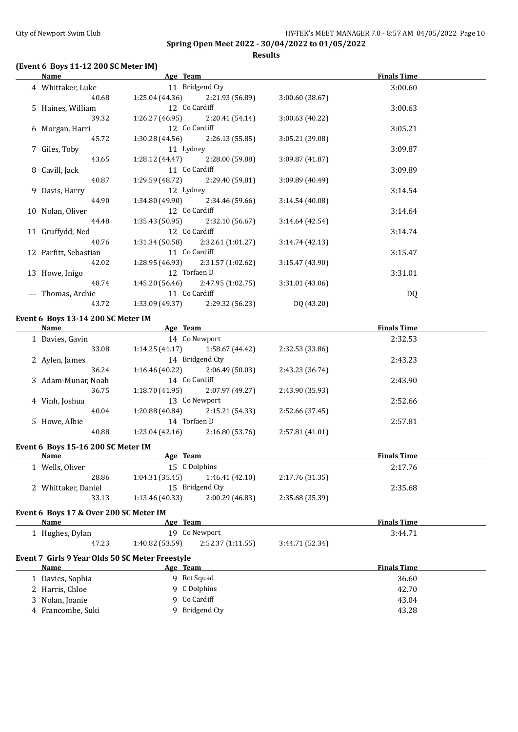## Spring Open Meet 2022 - 30/04/2022 to 01/05/2022

### Results

#### (Event 6 Boys 11-12 200 SC Meter IM)

| | Name | Age | Team | | | | Finals Time |
|---|---|---|---|---|---|---|---|
| 4 | Whittaker, Luke | 11 | Bridgend Cty | | | | 3:00.60 |
| | 40.68 | 1:25.04 (44.36) | | 2:21.93 (56.89) | 3:00.60 (38.67) | | |
| 5 | Haines, William | 12 | Co Cardiff | | | | 3:00.63 |
| | 39.32 | 1:26.27 (46.95) | | 2:20.41 (54.14) | 3:00.63 (40.22) | | |
| 6 | Morgan, Harri | 12 | Co Cardiff | | | | 3:05.21 |
| | 45.72 | 1:30.28 (44.56) | | 2:26.13 (55.85) | 3:05.21 (39.08) | | |
| 7 | Giles, Toby | 11 | Lydney | | | | 3:09.87 |
| | 43.65 | 1:28.12 (44.47) | | 2:28.00 (59.88) | 3:09.87 (41.87) | | |
| 8 | Cavill, Jack | 11 | Co Cardiff | | | | 3:09.89 |
| | 40.87 | 1:29.59 (48.72) | | 2:29.40 (59.81) | 3:09.89 (40.49) | | |
| 9 | Davis, Harry | 12 | Lydney | | | | 3:14.54 |
| | 44.90 | 1:34.80 (49.90) | | 2:34.46 (59.66) | 3:14.54 (40.08) | | |
| 10 | Nolan, Oliver | 12 | Co Cardiff | | | | 3:14.64 |
| | 44.48 | 1:35.43 (50.95) | | 2:32.10 (56.67) | 3:14.64 (42.54) | | |
| 11 | Gruffydd, Ned | 12 | Co Cardiff | | | | 3:14.74 |
| | 40.76 | 1:31.34 (50.58) | | 2:32.61 (1:01.27) | 3:14.74 (42.13) | | |
| 12 | Parfitt, Sebastian | 11 | Co Cardiff | | | | 3:15.47 |
| | 42.02 | 1:28.95 (46.93) | | 2:31.57 (1:02.62) | 3:15.47 (43.90) | | |
| 13 | Howe, Inigo | 12 | Torfaen D | | | | 3:31.01 |
| | 48.74 | 1:45.20 (56.46) | | 2:47.95 (1:02.75) | 3:31.01 (43.06) | | |
| --- | Thomas, Archie | 11 | Co Cardiff | | | | DQ |
| | 43.72 | 1:33.09 (49.37) | | 2:29.32 (56.23) | DQ (43.20) | | |

#### Event 6 Boys 13-14 200 SC Meter IM

| | Name | Age | Team | | | Finals Time |
|---|---|---|---|---|---|---|
| 1 | Davies, Gavin | 14 | Co Newport | | | 2:32.53 |
| | 33.08 | 1:14.25 (41.17) | | 1:58.67 (44.42) | 2:32.53 (33.86) | |
| 2 | Aylen, James | 14 | Bridgend Cty | | | 2:43.23 |
| | 36.24 | 1:16.46 (40.22) | | 2:06.49 (50.03) | 2:43.23 (36.74) | |
| 3 | Adam-Munar, Noah | 14 | Co Cardiff | | | 2:43.90 |
| | 36.75 | 1:18.70 (41.95) | | 2:07.97 (49.27) | 2:43.90 (35.93) | |
| 4 | Vinh, Joshua | 13 | Co Newport | | | 2:52.66 |
| | 40.04 | 1:20.88 (40.84) | | 2:15.21 (54.33) | 2:52.66 (37.45) | |
| 5 | Howe, Albie | 14 | Torfaen D | | | 2:57.81 |
| | 40.88 | 1:23.04 (42.16) | | 2:16.80 (53.76) | 2:57.81 (41.01) | |

#### Event 6 Boys 15-16 200 SC Meter IM

| | Name | Age | Team | | | Finals Time |
|---|---|---|---|---|---|---|
| 1 | Wells, Oliver | 15 | C Dolphins | | | 2:17.76 |
| | 28.86 | 1:04.31 (35.45) | | 1:46.41 (42.10) | 2:17.76 (31.35) | |
| 2 | Whittaker, Daniel | 15 | Bridgend Cty | | | 2:35.68 |
| | 33.13 | 1:13.46 (40.33) | | 2:00.29 (46.83) | 2:35.68 (35.39) | |

#### Event 6 Boys 17 & Over 200 SC Meter IM

| | Name | Age | Team | | | Finals Time |
|---|---|---|---|---|---|---|
| 1 | Hughes, Dylan | 19 | Co Newport | | | 3:44.71 |
| | 47.23 | 1:40.82 (53.59) | | 2:52.37 (1:11.55) | 3:44.71 (52.34) | |

#### Event 7 Girls 9 Year Olds 50 SC Meter Freestyle

| | Name | Age | Team | Finals Time |
|---|---|---|---|---|
| 1 | Davies, Sophia | 9 | Rct Squad | 36.60 |
| 2 | Harris, Chloe | 9 | C Dolphins | 42.70 |
| 3 | Nolan, Joanie | 9 | Co Cardiff | 43.04 |
| 4 | Francombe, Suki | 9 | Bridgend Cty | 43.28 |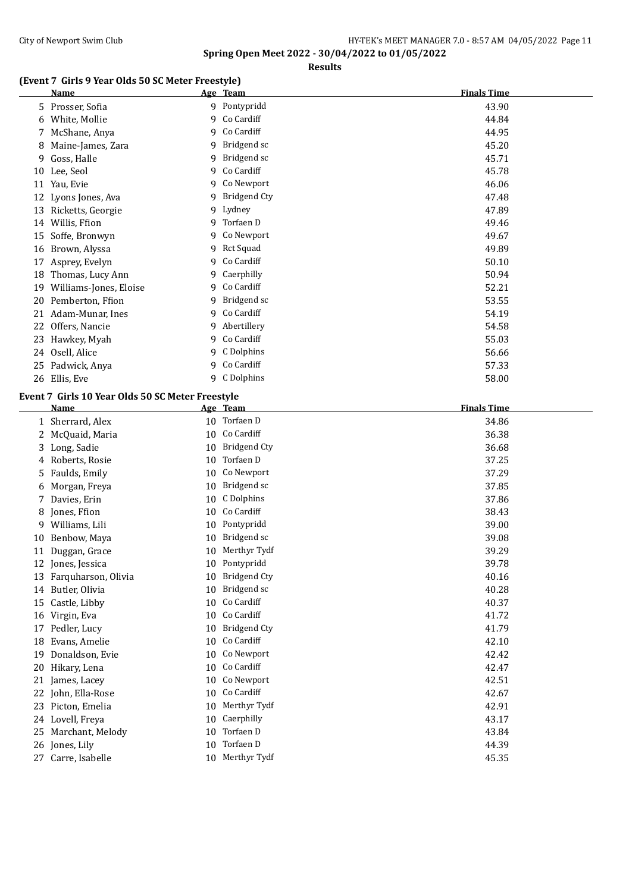**Spring Open Meet 2022 - 30/04/2022 to 01/05/2022**

**Results**

### (Event 7 Girls 9 Year Olds 50 SC Meter Freestyle)

| | Name | Age | Team | Finals Time |
|---|---|---|---|---|
| 5 | Prosser, Sofia | 9 | Pontypridd | 43.90 |
| 6 | White, Mollie | 9 | Co Cardiff | 44.84 |
| 7 | McShane, Anya | 9 | Co Cardiff | 44.95 |
| 8 | Maine-James, Zara | 9 | Bridgend sc | 45.20 |
| 9 | Goss, Halle | 9 | Bridgend sc | 45.71 |
| 10 | Lee, Seol | 9 | Co Cardiff | 45.78 |
| 11 | Yau, Evie | 9 | Co Newport | 46.06 |
| 12 | Lyons Jones, Ava | 9 | Bridgend Cty | 47.48 |
| 13 | Ricketts, Georgie | 9 | Lydney | 47.89 |
| 14 | Willis, Ffion | 9 | Torfaen D | 49.46 |
| 15 | Soffe, Bronwyn | 9 | Co Newport | 49.67 |
| 16 | Brown, Alyssa | 9 | Rct Squad | 49.89 |
| 17 | Asprey, Evelyn | 9 | Co Cardiff | 50.10 |
| 18 | Thomas, Lucy Ann | 9 | Caerphilly | 50.94 |
| 19 | Williams-Jones, Eloise | 9 | Co Cardiff | 52.21 |
| 20 | Pemberton, Ffion | 9 | Bridgend sc | 53.55 |
| 21 | Adam-Munar, Ines | 9 | Co Cardiff | 54.19 |
| 22 | Offers, Nancie | 9 | Abertillery | 54.58 |
| 23 | Hawkey, Myah | 9 | Co Cardiff | 55.03 |
| 24 | Osell, Alice | 9 | C Dolphins | 56.66 |
| 25 | Padwick, Anya | 9 | Co Cardiff | 57.33 |
| 26 | Ellis, Eve | 9 | C Dolphins | 58.00 |

### Event 7 Girls 10 Year Olds 50 SC Meter Freestyle

| | Name | Age | Team | Finals Time |
|---|---|---|---|---|
| 1 | Sherrard, Alex | 10 | Torfaen D | 34.86 |
| 2 | McQuaid, Maria | 10 | Co Cardiff | 36.38 |
| 3 | Long, Sadie | 10 | Bridgend Cty | 36.68 |
| 4 | Roberts, Rosie | 10 | Torfaen D | 37.25 |
| 5 | Faulds, Emily | 10 | Co Newport | 37.29 |
| 6 | Morgan, Freya | 10 | Bridgend sc | 37.85 |
| 7 | Davies, Erin | 10 | C Dolphins | 37.86 |
| 8 | Jones, Ffion | 10 | Co Cardiff | 38.43 |
| 9 | Williams, Lili | 10 | Pontypridd | 39.00 |
| 10 | Benbow, Maya | 10 | Bridgend sc | 39.08 |
| 11 | Duggan, Grace | 10 | Merthyr Tydf | 39.29 |
| 12 | Jones, Jessica | 10 | Pontypridd | 39.78 |
| 13 | Farquharson, Olivia | 10 | Bridgend Cty | 40.16 |
| 14 | Butler, Olivia | 10 | Bridgend sc | 40.28 |
| 15 | Castle, Libby | 10 | Co Cardiff | 40.37 |
| 16 | Virgin, Eva | 10 | Co Cardiff | 41.72 |
| 17 | Pedler, Lucy | 10 | Bridgend Cty | 41.79 |
| 18 | Evans, Amelie | 10 | Co Cardiff | 42.10 |
| 19 | Donaldson, Evie | 10 | Co Newport | 42.42 |
| 20 | Hikary, Lena | 10 | Co Cardiff | 42.47 |
| 21 | James, Lacey | 10 | Co Newport | 42.51 |
| 22 | John, Ella-Rose | 10 | Co Cardiff | 42.67 |
| 23 | Picton, Emelia | 10 | Merthyr Tydf | 42.91 |
| 24 | Lovell, Freya | 10 | Caerphilly | 43.17 |
| 25 | Marchant, Melody | 10 | Torfaen D | 43.84 |
| 26 | Jones, Lily | 10 | Torfaen D | 44.39 |
| 27 | Carre, Isabelle | 10 | Merthyr Tydf | 45.35 |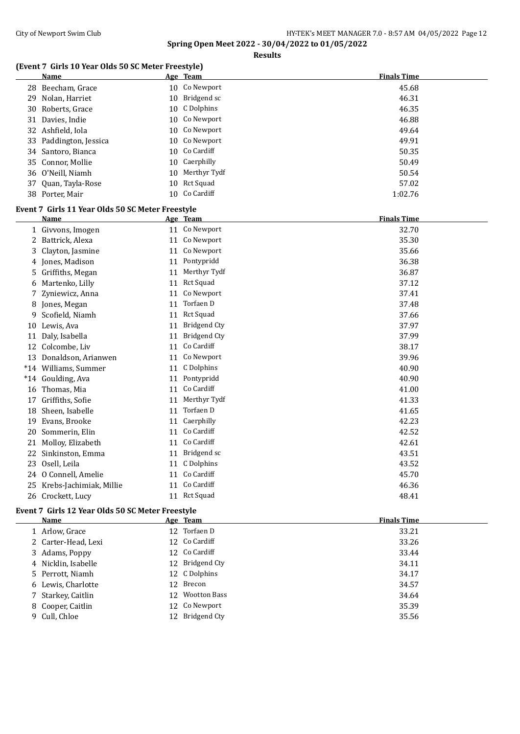## Spring Open Meet 2022 - 30/04/2022 to 01/05/2022

**Results**

### (Event 7 Girls 10 Year Olds 50 SC Meter Freestyle)

| | Name | Age | Team | Finals Time |
|---|---|---|---|---|
| 28 | Beecham, Grace | 10 | Co Newport | 45.68 |
| 29 | Nolan, Harriet | 10 | Bridgend sc | 46.31 |
| 30 | Roberts, Grace | 10 | C Dolphins | 46.35 |
| 31 | Davies, Indie | 10 | Co Newport | 46.88 |
| 32 | Ashfield, Iola | 10 | Co Newport | 49.64 |
| 33 | Paddington, Jessica | 10 | Co Newport | 49.91 |
| 34 | Santoro, Bianca | 10 | Co Cardiff | 50.35 |
| 35 | Connor, Mollie | 10 | Caerphilly | 50.49 |
| 36 | O'Neill, Niamh | 10 | Merthyr Tydf | 50.54 |
| 37 | Quan, Tayla-Rose | 10 | Rct Squad | 57.02 |
| 38 | Porter, Mair | 10 | Co Cardiff | 1:02.76 |

### Event 7 Girls 11 Year Olds 50 SC Meter Freestyle

| | Name | Age | Team | Finals Time |
|---|---|---|---|---|
| 1 | Givvons, Imogen | 11 | Co Newport | 32.70 |
| 2 | Battrick, Alexa | 11 | Co Newport | 35.30 |
| 3 | Clayton, Jasmine | 11 | Co Newport | 35.66 |
| 4 | Jones, Madison | 11 | Pontypridd | 36.38 |
| 5 | Griffiths, Megan | 11 | Merthyr Tydf | 36.87 |
| 6 | Martenko, Lilly | 11 | Rct Squad | 37.12 |
| 7 | Zyniewicz, Anna | 11 | Co Newport | 37.41 |
| 8 | Jones, Megan | 11 | Torfaen D | 37.48 |
| 9 | Scofield, Niamh | 11 | Rct Squad | 37.66 |
| 10 | Lewis, Ava | 11 | Bridgend Cty | 37.97 |
| 11 | Daly, Isabella | 11 | Bridgend Cty | 37.99 |
| 12 | Colcombe, Liv | 11 | Co Cardiff | 38.17 |
| 13 | Donaldson, Arianwen | 11 | Co Newport | 39.96 |
| *14 | Williams, Summer | 11 | C Dolphins | 40.90 |
| *14 | Goulding, Ava | 11 | Pontypridd | 40.90 |
| 16 | Thomas, Mia | 11 | Co Cardiff | 41.00 |
| 17 | Griffiths, Sofie | 11 | Merthyr Tydf | 41.33 |
| 18 | Sheen, Isabelle | 11 | Torfaen D | 41.65 |
| 19 | Evans, Brooke | 11 | Caerphilly | 42.23 |
| 20 | Sommerin, Elin | 11 | Co Cardiff | 42.52 |
| 21 | Molloy, Elizabeth | 11 | Co Cardiff | 42.61 |
| 22 | Sinkinston, Emma | 11 | Bridgend sc | 43.51 |
| 23 | Osell, Leila | 11 | C Dolphins | 43.52 |
| 24 | O Connell, Amelie | 11 | Co Cardiff | 45.70 |
| 25 | Krebs-Jachimiak, Millie | 11 | Co Cardiff | 46.36 |
| 26 | Crockett, Lucy | 11 | Rct Squad | 48.41 |

### Event 7 Girls 12 Year Olds 50 SC Meter Freestyle

| | Name | Age | Team | Finals Time |
|---|---|---|---|---|
| 1 | Arlow, Grace | 12 | Torfaen D | 33.21 |
| 2 | Carter-Head, Lexi | 12 | Co Cardiff | 33.26 |
| 3 | Adams, Poppy | 12 | Co Cardiff | 33.44 |
| 4 | Nicklin, Isabelle | 12 | Bridgend Cty | 34.11 |
| 5 | Perrott, Niamh | 12 | C Dolphins | 34.17 |
| 6 | Lewis, Charlotte | 12 | Brecon | 34.57 |
| 7 | Starkey, Caitlin | 12 | Wootton Bass | 34.64 |
| 8 | Cooper, Caitlin | 12 | Co Newport | 35.39 |
| 9 | Cull, Chloe | 12 | Bridgend Cty | 35.56 |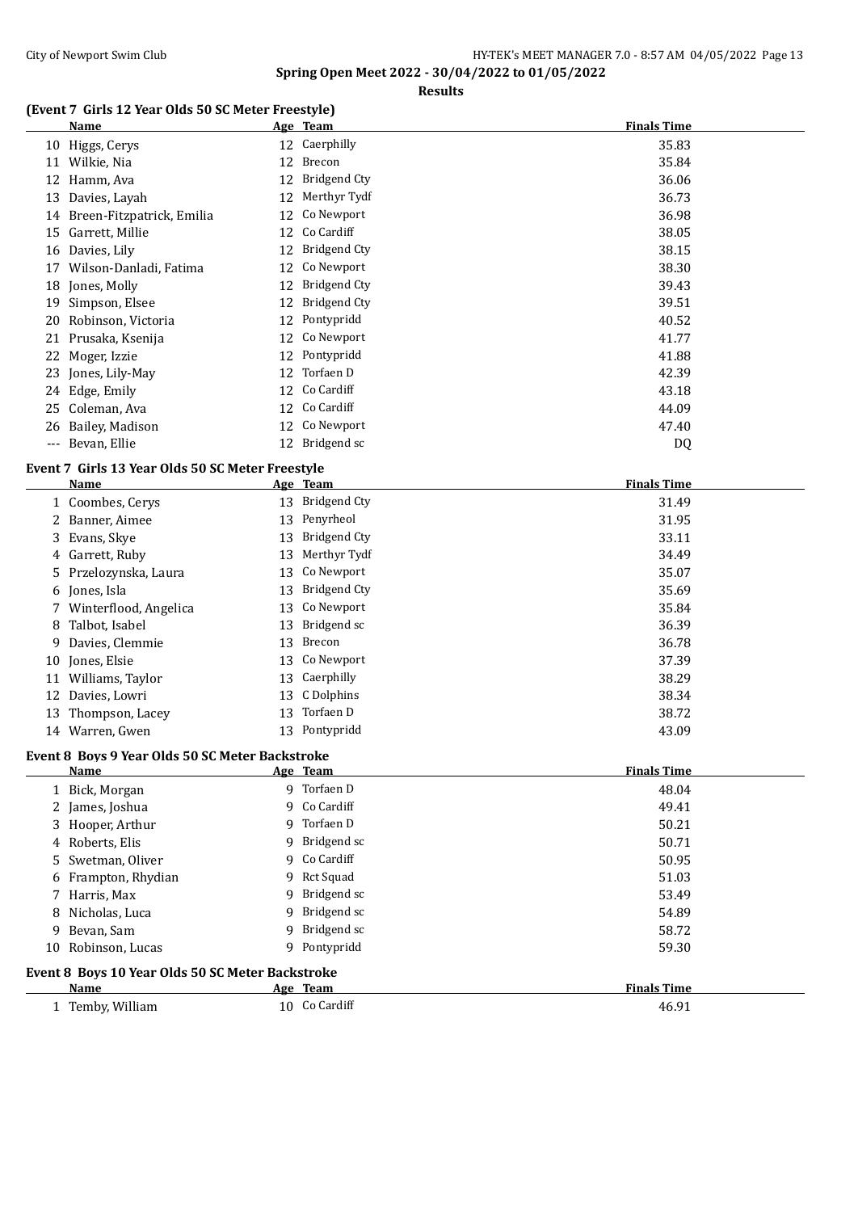## Spring Open Meet 2022 - 30/04/2022 to 01/05/2022

### Results

#### (Event 7 Girls 12 Year Olds 50 SC Meter Freestyle)

| | Name | Age | Team | Finals Time |
|---|---|---|---|---|
| 10 | Higgs, Cerys | 12 | Caerphilly | 35.83 |
| 11 | Wilkie, Nia | 12 | Brecon | 35.84 |
| 12 | Hamm, Ava | 12 | Bridgend Cty | 36.06 |
| 13 | Davies, Layah | 12 | Merthyr Tydf | 36.73 |
| 14 | Breen-Fitzpatrick, Emilia | 12 | Co Newport | 36.98 |
| 15 | Garrett, Millie | 12 | Co Cardiff | 38.05 |
| 16 | Davies, Lily | 12 | Bridgend Cty | 38.15 |
| 17 | Wilson-Danladi, Fatima | 12 | Co Newport | 38.30 |
| 18 | Jones, Molly | 12 | Bridgend Cty | 39.43 |
| 19 | Simpson, Elsee | 12 | Bridgend Cty | 39.51 |
| 20 | Robinson, Victoria | 12 | Pontypridd | 40.52 |
| 21 | Prusaka, Ksenija | 12 | Co Newport | 41.77 |
| 22 | Moger, Izzie | 12 | Pontypridd | 41.88 |
| 23 | Jones, Lily-May | 12 | Torfaen D | 42.39 |
| 24 | Edge, Emily | 12 | Co Cardiff | 43.18 |
| 25 | Coleman, Ava | 12 | Co Cardiff | 44.09 |
| 26 | Bailey, Madison | 12 | Co Newport | 47.40 |
| --- | Bevan, Ellie | 12 | Bridgend sc | DQ |

#### Event 7 Girls 13 Year Olds 50 SC Meter Freestyle

| | Name | Age | Team | Finals Time |
|---|---|---|---|---|
| 1 | Coombes, Cerys | 13 | Bridgend Cty | 31.49 |
| 2 | Banner, Aimee | 13 | Penyrheol | 31.95 |
| 3 | Evans, Skye | 13 | Bridgend Cty | 33.11 |
| 4 | Garrett, Ruby | 13 | Merthyr Tydf | 34.49 |
| 5 | Przelozynska, Laura | 13 | Co Newport | 35.07 |
| 6 | Jones, Isla | 13 | Bridgend Cty | 35.69 |
| 7 | Winterflood, Angelica | 13 | Co Newport | 35.84 |
| 8 | Talbot, Isabel | 13 | Bridgend sc | 36.39 |
| 9 | Davies, Clemmie | 13 | Brecon | 36.78 |
| 10 | Jones, Elsie | 13 | Co Newport | 37.39 |
| 11 | Williams, Taylor | 13 | Caerphilly | 38.29 |
| 12 | Davies, Lowri | 13 | C Dolphins | 38.34 |
| 13 | Thompson, Lacey | 13 | Torfaen D | 38.72 |
| 14 | Warren, Gwen | 13 | Pontypridd | 43.09 |

#### Event 8 Boys 9 Year Olds 50 SC Meter Backstroke

| | Name | Age | Team | Finals Time |
|---|---|---|---|---|
| 1 | Bick, Morgan | 9 | Torfaen D | 48.04 |
| 2 | James, Joshua | 9 | Co Cardiff | 49.41 |
| 3 | Hooper, Arthur | 9 | Torfaen D | 50.21 |
| 4 | Roberts, Elis | 9 | Bridgend sc | 50.71 |
| 5 | Swetman, Oliver | 9 | Co Cardiff | 50.95 |
| 6 | Frampton, Rhydian | 9 | Rct Squad | 51.03 |
| 7 | Harris, Max | 9 | Bridgend sc | 53.49 |
| 8 | Nicholas, Luca | 9 | Bridgend sc | 54.89 |
| 9 | Bevan, Sam | 9 | Bridgend sc | 58.72 |
| 10 | Robinson, Lucas | 9 | Pontypridd | 59.30 |

#### Event 8 Boys 10 Year Olds 50 SC Meter Backstroke

| | Name | Age | Team | Finals Time |
|---|---|---|---|---|
| 1 | Temby, William | 10 | Co Cardiff | 46.91 |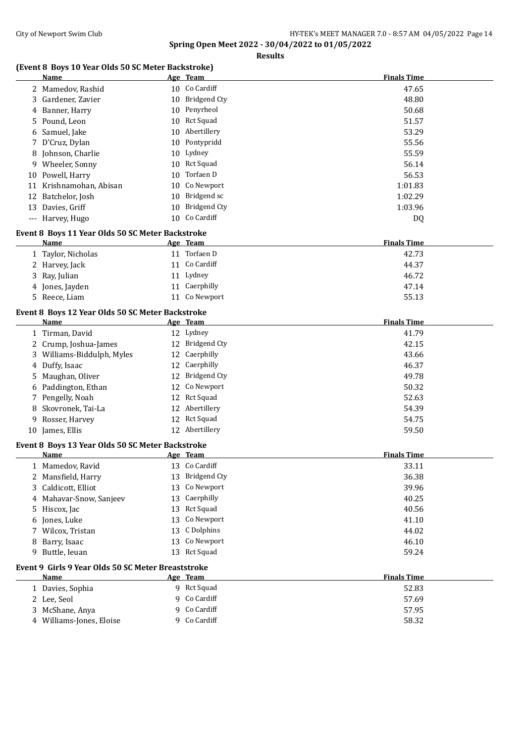**Spring Open Meet 2022 - 30/04/2022 to 01/05/2022**

**Results**

## (Event 8 Boys 10 Year Olds 50 SC Meter Backstroke)

| | Name | Age | Team | Finals Time |
|---|---|---|---|---|
| 2 | Mamedov, Rashid | 10 | Co Cardiff | 47.65 |
| 3 | Gardener, Zavier | 10 | Bridgend Cty | 48.80 |
| 4 | Banner, Harry | 10 | Penyrheol | 50.68 |
| 5 | Pound, Leon | 10 | Rct Squad | 51.57 |
| 6 | Samuel, Jake | 10 | Abertillery | 53.29 |
| 7 | D'Cruz, Dylan | 10 | Pontypridd | 55.56 |
| 8 | Johnson, Charlie | 10 | Lydney | 55.59 |
| 9 | Wheeler, Sonny | 10 | Rct Squad | 56.14 |
| 10 | Powell, Harry | 10 | Torfaen D | 56.53 |
| 11 | Krishnamohan, Abisan | 10 | Co Newport | 1:01.83 |
| 12 | Batchelor, Josh | 10 | Bridgend sc | 1:02.29 |
| 13 | Davies, Griff | 10 | Bridgend Cty | 1:03.96 |
| --- | Harvey, Hugo | 10 | Co Cardiff | DQ |

## Event 8 Boys 11 Year Olds 50 SC Meter Backstroke

| | Name | Age | Team | Finals Time |
|---|---|---|---|---|
| 1 | Taylor, Nicholas | 11 | Torfaen D | 42.73 |
| 2 | Harvey, Jack | 11 | Co Cardiff | 44.37 |
| 3 | Ray, Julian | 11 | Lydney | 46.72 |
| 4 | Jones, Jayden | 11 | Caerphilly | 47.14 |
| 5 | Reece, Liam | 11 | Co Newport | 55.13 |

## Event 8 Boys 12 Year Olds 50 SC Meter Backstroke

| | Name | Age | Team | Finals Time |
|---|---|---|---|---|
| 1 | Tirman, David | 12 | Lydney | 41.79 |
| 2 | Crump, Joshua-James | 12 | Bridgend Cty | 42.15 |
| 3 | Williams-Biddulph, Myles | 12 | Caerphilly | 43.66 |
| 4 | Duffy, Isaac | 12 | Caerphilly | 46.37 |
| 5 | Maughan, Oliver | 12 | Bridgend Cty | 49.78 |
| 6 | Paddington, Ethan | 12 | Co Newport | 50.32 |
| 7 | Pengelly, Noah | 12 | Rct Squad | 52.63 |
| 8 | Skovronek, Tai-La | 12 | Abertillery | 54.39 |
| 9 | Rosser, Harvey | 12 | Rct Squad | 54.75 |
| 10 | James, Ellis | 12 | Abertillery | 59.50 |

## Event 8 Boys 13 Year Olds 50 SC Meter Backstroke

| | Name | Age | Team | Finals Time |
|---|---|---|---|---|
| 1 | Mamedov, Ravid | 13 | Co Cardiff | 33.11 |
| 2 | Mansfield, Harry | 13 | Bridgend Cty | 36.38 |
| 3 | Caldicott, Elliot | 13 | Co Newport | 39.96 |
| 4 | Mahavar-Snow, Sanjeev | 13 | Caerphilly | 40.25 |
| 5 | Hiscox, Jac | 13 | Rct Squad | 40.56 |
| 6 | Jones, Luke | 13 | Co Newport | 41.10 |
| 7 | Wilcox, Tristan | 13 | C Dolphins | 44.02 |
| 8 | Barry, Isaac | 13 | Co Newport | 46.10 |
| 9 | Buttle, Ieuan | 13 | Rct Squad | 59.24 |

## Event 9 Girls 9 Year Olds 50 SC Meter Breaststroke

| | Name | Age | Team | Finals Time |
|---|---|---|---|---|
| 1 | Davies, Sophia | 9 | Rct Squad | 52.83 |
| 2 | Lee, Seol | 9 | Co Cardiff | 57.69 |
| 3 | McShane, Anya | 9 | Co Cardiff | 57.95 |
| 4 | Williams-Jones, Eloise | 9 | Co Cardiff | 58.32 |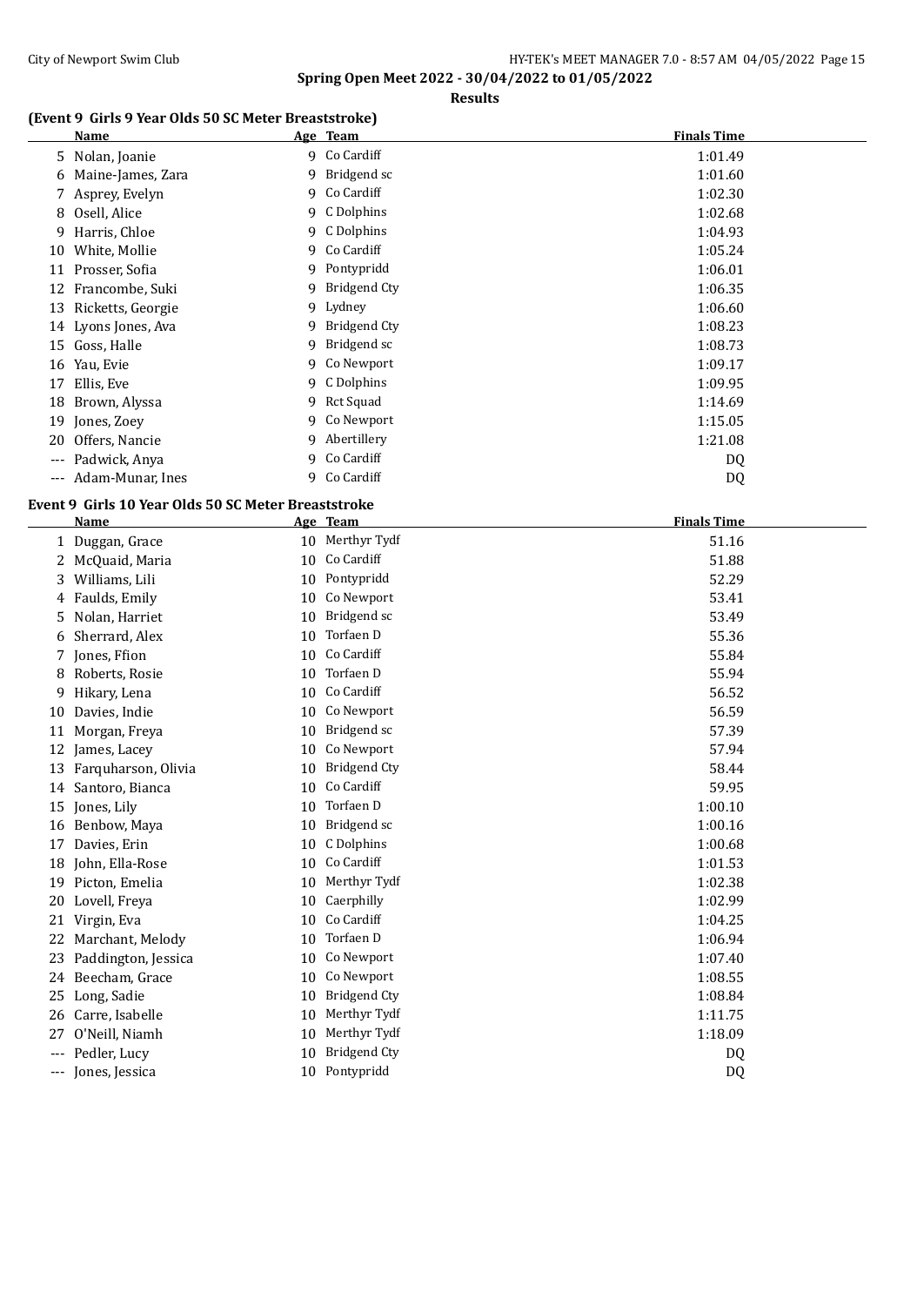## Spring Open Meet 2022 - 30/04/2022 to 01/05/2022

**Results**

### (Event 9 Girls 9 Year Olds 50 SC Meter Breaststroke)

| | Name | Age | Team | Finals Time |
|---|---|---|---|---|
| 5 | Nolan, Joanie | 9 | Co Cardiff | 1:01.49 |
| 6 | Maine-James, Zara | 9 | Bridgend sc | 1:01.60 |
| 7 | Asprey, Evelyn | 9 | Co Cardiff | 1:02.30 |
| 8 | Osell, Alice | 9 | C Dolphins | 1:02.68 |
| 9 | Harris, Chloe | 9 | C Dolphins | 1:04.93 |
| 10 | White, Mollie | 9 | Co Cardiff | 1:05.24 |
| 11 | Prosser, Sofia | 9 | Pontypridd | 1:06.01 |
| 12 | Francombe, Suki | 9 | Bridgend Cty | 1:06.35 |
| 13 | Ricketts, Georgie | 9 | Lydney | 1:06.60 |
| 14 | Lyons Jones, Ava | 9 | Bridgend Cty | 1:08.23 |
| 15 | Goss, Halle | 9 | Bridgend sc | 1:08.73 |
| 16 | Yau, Evie | 9 | Co Newport | 1:09.17 |
| 17 | Ellis, Eve | 9 | C Dolphins | 1:09.95 |
| 18 | Brown, Alyssa | 9 | Rct Squad | 1:14.69 |
| 19 | Jones, Zoey | 9 | Co Newport | 1:15.05 |
| 20 | Offers, Nancie | 9 | Abertillery | 1:21.08 |
| --- | Padwick, Anya | 9 | Co Cardiff | DQ |
| --- | Adam-Munar, Ines | 9 | Co Cardiff | DQ |

### Event 9 Girls 10 Year Olds 50 SC Meter Breaststroke

| | Name | Age | Team | Finals Time |
|---|---|---|---|---|
| 1 | Duggan, Grace | 10 | Merthyr Tydf | 51.16 |
| 2 | McQuaid, Maria | 10 | Co Cardiff | 51.88 |
| 3 | Williams, Lili | 10 | Pontypridd | 52.29 |
| 4 | Faulds, Emily | 10 | Co Newport | 53.41 |
| 5 | Nolan, Harriet | 10 | Bridgend sc | 53.49 |
| 6 | Sherrard, Alex | 10 | Torfaen D | 55.36 |
| 7 | Jones, Ffion | 10 | Co Cardiff | 55.84 |
| 8 | Roberts, Rosie | 10 | Torfaen D | 55.94 |
| 9 | Hikary, Lena | 10 | Co Cardiff | 56.52 |
| 10 | Davies, Indie | 10 | Co Newport | 56.59 |
| 11 | Morgan, Freya | 10 | Bridgend sc | 57.39 |
| 12 | James, Lacey | 10 | Co Newport | 57.94 |
| 13 | Farquharson, Olivia | 10 | Bridgend Cty | 58.44 |
| 14 | Santoro, Bianca | 10 | Co Cardiff | 59.95 |
| 15 | Jones, Lily | 10 | Torfaen D | 1:00.10 |
| 16 | Benbow, Maya | 10 | Bridgend sc | 1:00.16 |
| 17 | Davies, Erin | 10 | C Dolphins | 1:00.68 |
| 18 | John, Ella-Rose | 10 | Co Cardiff | 1:01.53 |
| 19 | Picton, Emelia | 10 | Merthyr Tydf | 1:02.38 |
| 20 | Lovell, Freya | 10 | Caerphilly | 1:02.99 |
| 21 | Virgin, Eva | 10 | Co Cardiff | 1:04.25 |
| 22 | Marchant, Melody | 10 | Torfaen D | 1:06.94 |
| 23 | Paddington, Jessica | 10 | Co Newport | 1:07.40 |
| 24 | Beecham, Grace | 10 | Co Newport | 1:08.55 |
| 25 | Long, Sadie | 10 | Bridgend Cty | 1:08.84 |
| 26 | Carre, Isabelle | 10 | Merthyr Tydf | 1:11.75 |
| 27 | O'Neill, Niamh | 10 | Merthyr Tydf | 1:18.09 |
| --- | Pedler, Lucy | 10 | Bridgend Cty | DQ |
| --- | Jones, Jessica | 10 | Pontypridd | DQ |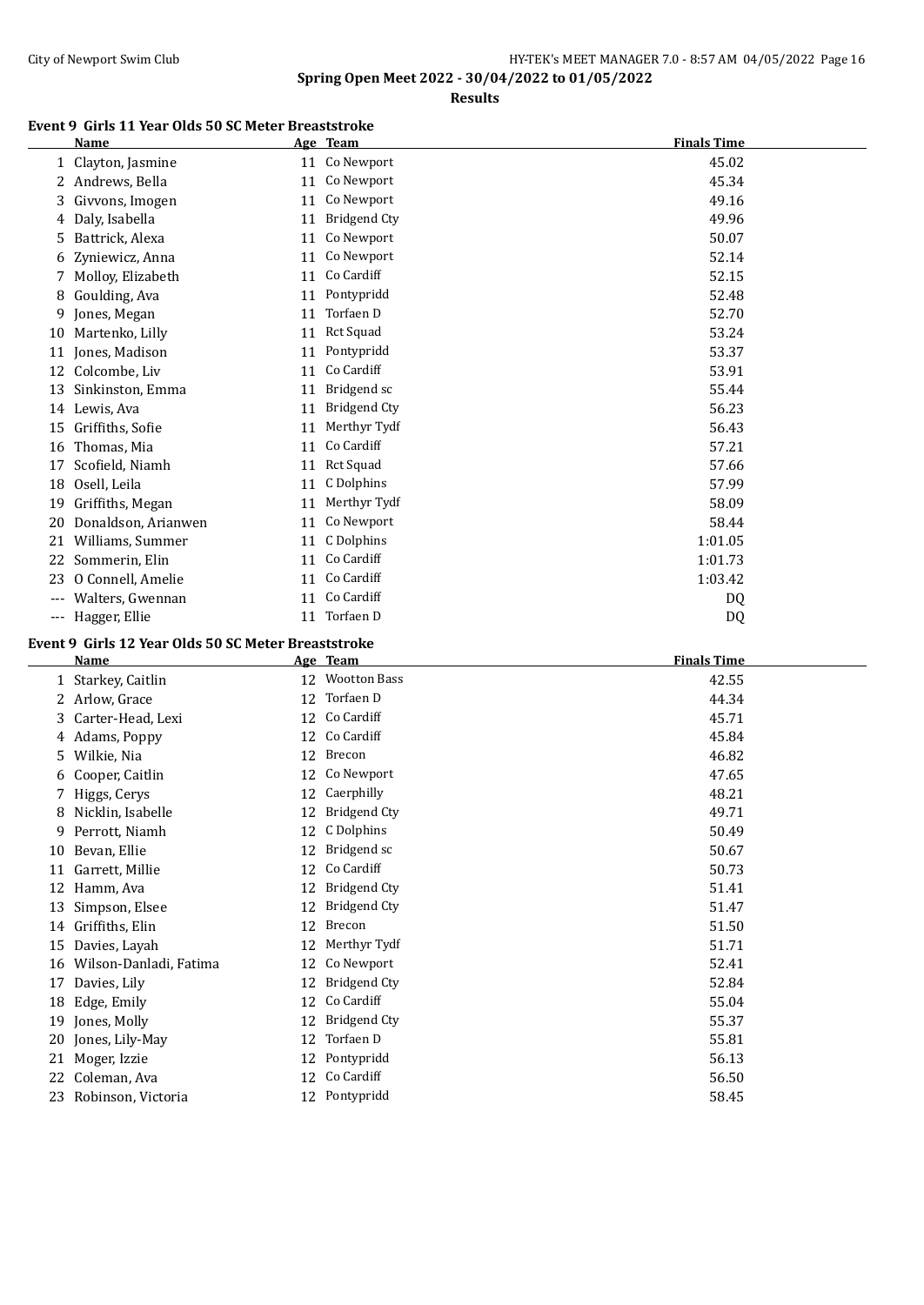## Spring Open Meet 2022 - 30/04/2022 to 01/05/2022

### Results

#### Event 9 Girls 11 Year Olds 50 SC Meter Breaststroke

| | Name | Age | Team | Finals Time |
|---|---|---|---|---|
| 1 | Clayton, Jasmine | 11 | Co Newport | 45.02 |
| 2 | Andrews, Bella | 11 | Co Newport | 45.34 |
| 3 | Givvons, Imogen | 11 | Co Newport | 49.16 |
| 4 | Daly, Isabella | 11 | Bridgend Cty | 49.96 |
| 5 | Battrick, Alexa | 11 | Co Newport | 50.07 |
| 6 | Zyniewicz, Anna | 11 | Co Newport | 52.14 |
| 7 | Molloy, Elizabeth | 11 | Co Cardiff | 52.15 |
| 8 | Goulding, Ava | 11 | Pontypridd | 52.48 |
| 9 | Jones, Megan | 11 | Torfaen D | 52.70 |
| 10 | Martenko, Lilly | 11 | Rct Squad | 53.24 |
| 11 | Jones, Madison | 11 | Pontypridd | 53.37 |
| 12 | Colcombe, Liv | 11 | Co Cardiff | 53.91 |
| 13 | Sinkinston, Emma | 11 | Bridgend sc | 55.44 |
| 14 | Lewis, Ava | 11 | Bridgend Cty | 56.23 |
| 15 | Griffiths, Sofie | 11 | Merthyr Tydf | 56.43 |
| 16 | Thomas, Mia | 11 | Co Cardiff | 57.21 |
| 17 | Scofield, Niamh | 11 | Rct Squad | 57.66 |
| 18 | Osell, Leila | 11 | C Dolphins | 57.99 |
| 19 | Griffiths, Megan | 11 | Merthyr Tydf | 58.09 |
| 20 | Donaldson, Arianwen | 11 | Co Newport | 58.44 |
| 21 | Williams, Summer | 11 | C Dolphins | 1:01.05 |
| 22 | Sommerin, Elin | 11 | Co Cardiff | 1:01.73 |
| 23 | O Connell, Amelie | 11 | Co Cardiff | 1:03.42 |
| --- | Walters, Gwennan | 11 | Co Cardiff | DQ |
| --- | Hagger, Ellie | 11 | Torfaen D | DQ |

#### Event 9 Girls 12 Year Olds 50 SC Meter Breaststroke

| | Name | Age | Team | Finals Time |
|---|---|---|---|---|
| 1 | Starkey, Caitlin | 12 | Wootton Bass | 42.55 |
| 2 | Arlow, Grace | 12 | Torfaen D | 44.34 |
| 3 | Carter-Head, Lexi | 12 | Co Cardiff | 45.71 |
| 4 | Adams, Poppy | 12 | Co Cardiff | 45.84 |
| 5 | Wilkie, Nia | 12 | Brecon | 46.82 |
| 6 | Cooper, Caitlin | 12 | Co Newport | 47.65 |
| 7 | Higgs, Cerys | 12 | Caerphilly | 48.21 |
| 8 | Nicklin, Isabelle | 12 | Bridgend Cty | 49.71 |
| 9 | Perrott, Niamh | 12 | C Dolphins | 50.49 |
| 10 | Bevan, Ellie | 12 | Bridgend sc | 50.67 |
| 11 | Garrett, Millie | 12 | Co Cardiff | 50.73 |
| 12 | Hamm, Ava | 12 | Bridgend Cty | 51.41 |
| 13 | Simpson, Elsee | 12 | Bridgend Cty | 51.47 |
| 14 | Griffiths, Elin | 12 | Brecon | 51.50 |
| 15 | Davies, Layah | 12 | Merthyr Tydf | 51.71 |
| 16 | Wilson-Danladi, Fatima | 12 | Co Newport | 52.41 |
| 17 | Davies, Lily | 12 | Bridgend Cty | 52.84 |
| 18 | Edge, Emily | 12 | Co Cardiff | 55.04 |
| 19 | Jones, Molly | 12 | Bridgend Cty | 55.37 |
| 20 | Jones, Lily-May | 12 | Torfaen D | 55.81 |
| 21 | Moger, Izzie | 12 | Pontypridd | 56.13 |
| 22 | Coleman, Ava | 12 | Co Cardiff | 56.50 |
| 23 | Robinson, Victoria | 12 | Pontypridd | 58.45 |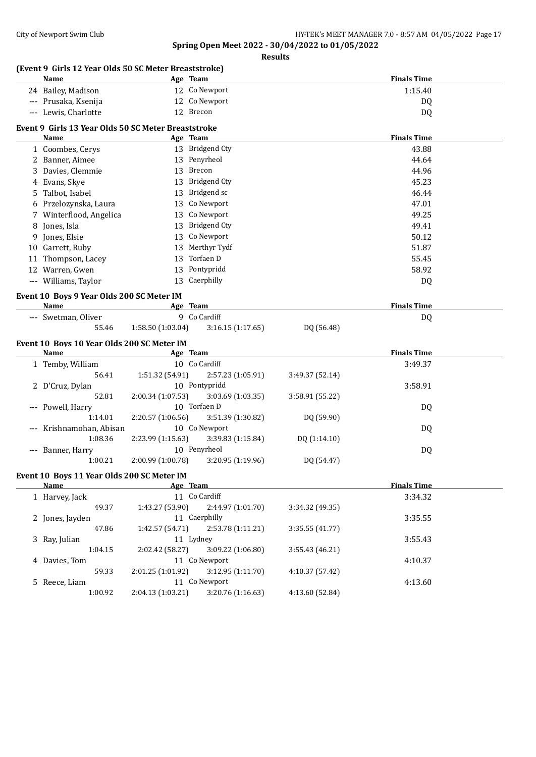**Spring Open Meet 2022 - 30/04/2022 to 01/05/2022**

**Results**

### (Event 9 Girls 12 Year Olds 50 SC Meter Breaststroke)

| | Name | Age | Team | Finals Time |
|---|---|---|---|---|
| 24 | Bailey, Madison | 12 | Co Newport | 1:15.40 |
| --- | Prusaka, Ksenija | 12 | Co Newport | DQ |
| --- | Lewis, Charlotte | 12 | Brecon | DQ |

### Event 9 Girls 13 Year Olds 50 SC Meter Breaststroke

| | Name | Age | Team | Finals Time |
|---|---|---|---|---|
| 1 | Coombes, Cerys | 13 | Bridgend Cty | 43.88 |
| 2 | Banner, Aimee | 13 | Penyrheol | 44.64 |
| 3 | Davies, Clemmie | 13 | Brecon | 44.96 |
| 4 | Evans, Skye | 13 | Bridgend Cty | 45.23 |
| 5 | Talbot, Isabel | 13 | Bridgend sc | 46.44 |
| 6 | Przelozynska, Laura | 13 | Co Newport | 47.01 |
| 7 | Winterflood, Angelica | 13 | Co Newport | 49.25 |
| 8 | Jones, Isla | 13 | Bridgend Cty | 49.41 |
| 9 | Jones, Elsie | 13 | Co Newport | 50.12 |
| 10 | Garrett, Ruby | 13 | Merthyr Tydf | 51.87 |
| 11 | Thompson, Lacey | 13 | Torfaen D | 55.45 |
| 12 | Warren, Gwen | 13 | Pontypridd | 58.92 |
| --- | Williams, Taylor | 13 | Caerphilly | DQ |

### Event 10 Boys 9 Year Olds 200 SC Meter IM

| | Name | Age | Team | | Finals Time |
|---|---|---|---|---|---|
| --- | Swetman, Oliver | 9 | Co Cardiff | | DQ |
| | 55.46 | 1:58.50 (1:03.04) | 3:16.15 (1:17.65) | DQ (56.48) | |

### Event 10 Boys 10 Year Olds 200 SC Meter IM

| | Name | Age | Team | | Finals Time |
|---|---|---|---|---|---|
| 1 | Temby, William | 10 | Co Cardiff | | 3:49.37 |
| | 56.41 | 1:51.32 (54.91) | 2:57.23 (1:05.91) | 3:49.37 (52.14) | |
| 2 | D'Cruz, Dylan | 10 | Pontypridd | | 3:58.91 |
| | 52.81 | 2:00.34 (1:07.53) | 3:03.69 (1:03.35) | 3:58.91 (55.22) | |
| --- | Powell, Harry | 10 | Torfaen D | | DQ |
| | 1:14.01 | 2:20.57 (1:06.56) | 3:51.39 (1:30.82) | DQ (59.90) | |
| --- | Krishnamohan, Abisan | 10 | Co Newport | | DQ |
| | 1:08.36 | 2:23.99 (1:15.63) | 3:39.83 (1:15.84) | DQ (1:14.10) | |
| --- | Banner, Harry | 10 | Penyrheol | | DQ |
| | 1:00.21 | 2:00.99 (1:00.78) | 3:20.95 (1:19.96) | DQ (54.47) | |

### Event 10 Boys 11 Year Olds 200 SC Meter IM

| | Name | Age | Team | | Finals Time |
|---|---|---|---|---|---|
| 1 | Harvey, Jack | 11 | Co Cardiff | | 3:34.32 |
| | 49.37 | 1:43.27 (53.90) | 2:44.97 (1:01.70) | 3:34.32 (49.35) | |
| 2 | Jones, Jayden | 11 | Caerphilly | | 3:35.55 |
| | 47.86 | 1:42.57 (54.71) | 2:53.78 (1:11.21) | 3:35.55 (41.77) | |
| 3 | Ray, Julian | 11 | Lydney | | 3:55.43 |
| | 1:04.15 | 2:02.42 (58.27) | 3:09.22 (1:06.80) | 3:55.43 (46.21) | |
| 4 | Davies, Tom | 11 | Co Newport | | 4:10.37 |
| | 59.33 | 2:01.25 (1:01.92) | 3:12.95 (1:11.70) | 4:10.37 (57.42) | |
| 5 | Reece, Liam | 11 | Co Newport | | 4:13.60 |
| | 1:00.92 | 2:04.13 (1:03.21) | 3:20.76 (1:16.63) | 4:13.60 (52.84) | |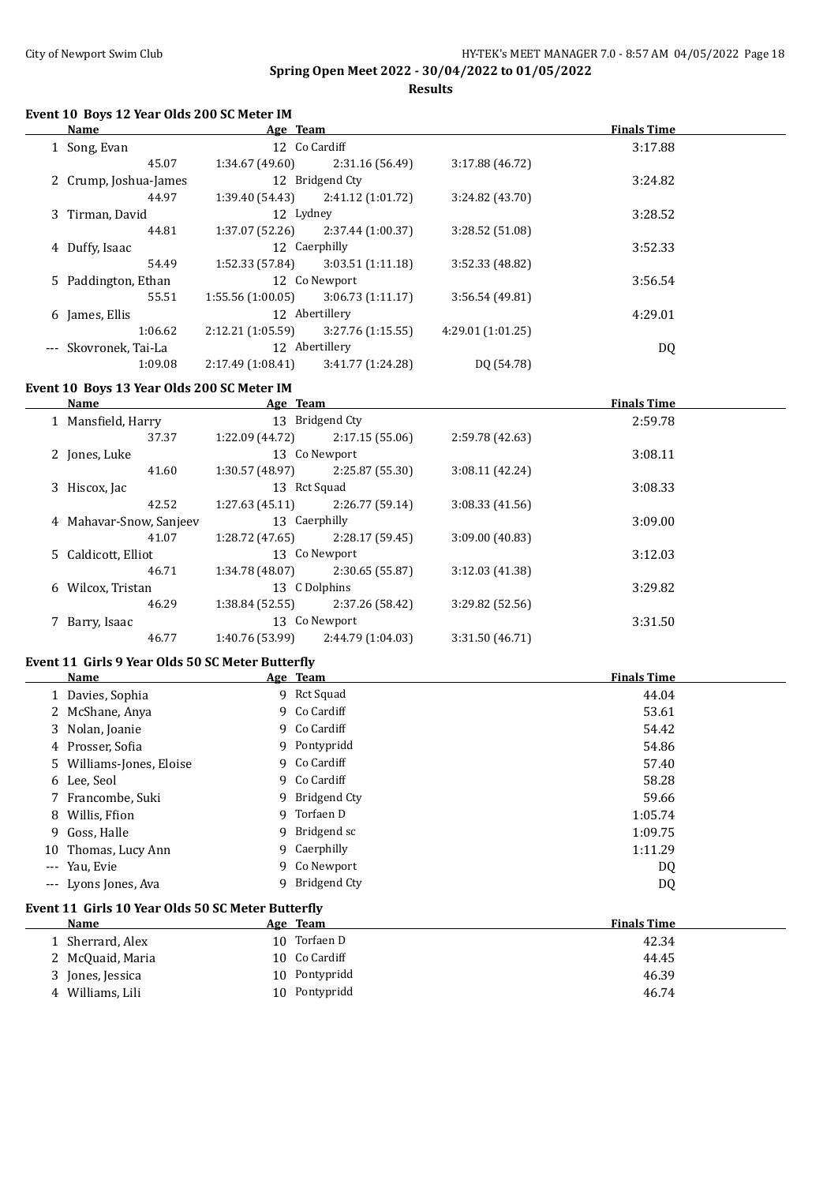**Spring Open Meet 2022 - 30/04/2022 to 01/05/2022**

**Results**

### Event 10 Boys 12 Year Olds 200 SC Meter IM

| | Name | Age | Team | | Finals Time |
|---|---|---|---|---|---|
| 1 | Song, Evan | 12 | Co Cardiff | | 3:17.88 |
| | 45.07 | 1:34.67 (49.60) | 2:31.16 (56.49) | 3:17.88 (46.72) | |
| 2 | Crump, Joshua-James | 12 | Bridgend Cty | | 3:24.82 |
| | 44.97 | 1:39.40 (54.43) | 2:41.12 (1:01.72) | 3:24.82 (43.70) | |
| 3 | Tirman, David | 12 | Lydney | | 3:28.52 |
| | 44.81 | 1:37.07 (52.26) | 2:37.44 (1:00.37) | 3:28.52 (51.08) | |
| 4 | Duffy, Isaac | 12 | Caerphilly | | 3:52.33 |
| | 54.49 | 1:52.33 (57.84) | 3:03.51 (1:11.18) | 3:52.33 (48.82) | |
| 5 | Paddington, Ethan | 12 | Co Newport | | 3:56.54 |
| | 55.51 | 1:55.56 (1:00.05) | 3:06.73 (1:11.17) | 3:56.54 (49.81) | |
| 6 | James, Ellis | 12 | Abertillery | | 4:29.01 |
| | 1:06.62 | 2:12.21 (1:05.59) | 3:27.76 (1:15.55) | 4:29.01 (1:01.25) | |
| --- | Skovronek, Tai-La | 12 | Abertillery | | DQ |
| | 1:09.08 | 2:17.49 (1:08.41) | 3:41.77 (1:24.28) | DQ (54.78) | |

### Event 10 Boys 13 Year Olds 200 SC Meter IM

| | Name | Age | Team | | Finals Time |
|---|---|---|---|---|---|
| 1 | Mansfield, Harry | 13 | Bridgend Cty | | 2:59.78 |
| | 37.37 | 1:22.09 (44.72) | 2:17.15 (55.06) | 2:59.78 (42.63) | |
| 2 | Jones, Luke | 13 | Co Newport | | 3:08.11 |
| | 41.60 | 1:30.57 (48.97) | 2:25.87 (55.30) | 3:08.11 (42.24) | |
| 3 | Hiscox, Jac | 13 | Rct Squad | | 3:08.33 |
| | 42.52 | 1:27.63 (45.11) | 2:26.77 (59.14) | 3:08.33 (41.56) | |
| 4 | Mahavar-Snow, Sanjeev | 13 | Caerphilly | | 3:09.00 |
| | 41.07 | 1:28.72 (47.65) | 2:28.17 (59.45) | 3:09.00 (40.83) | |
| 5 | Caldicott, Elliot | 13 | Co Newport | | 3:12.03 |
| | 46.71 | 1:34.78 (48.07) | 2:30.65 (55.87) | 3:12.03 (41.38) | |
| 6 | Wilcox, Tristan | 13 | C Dolphins | | 3:29.82 |
| | 46.29 | 1:38.84 (52.55) | 2:37.26 (58.42) | 3:29.82 (52.56) | |
| 7 | Barry, Isaac | 13 | Co Newport | | 3:31.50 |
| | 46.77 | 1:40.76 (53.99) | 2:44.79 (1:04.03) | 3:31.50 (46.71) | |

### Event 11 Girls 9 Year Olds 50 SC Meter Butterfly

| | Name | Age | Team | Finals Time |
|---|---|---|---|---|
| 1 | Davies, Sophia | 9 | Rct Squad | 44.04 |
| 2 | McShane, Anya | 9 | Co Cardiff | 53.61 |
| 3 | Nolan, Joanie | 9 | Co Cardiff | 54.42 |
| 4 | Prosser, Sofia | 9 | Pontypridd | 54.86 |
| 5 | Williams-Jones, Eloise | 9 | Co Cardiff | 57.40 |
| 6 | Lee, Seol | 9 | Co Cardiff | 58.28 |
| 7 | Francombe, Suki | 9 | Bridgend Cty | 59.66 |
| 8 | Willis, Ffion | 9 | Torfaen D | 1:05.74 |
| 9 | Goss, Halle | 9 | Bridgend sc | 1:09.75 |
| 10 | Thomas, Lucy Ann | 9 | Caerphilly | 1:11.29 |
| --- | Yau, Evie | 9 | Co Newport | DQ |
| --- | Lyons Jones, Ava | 9 | Bridgend Cty | DQ |

### Event 11 Girls 10 Year Olds 50 SC Meter Butterfly

| | Name | Age | Team | Finals Time |
|---|---|---|---|---|
| 1 | Sherrard, Alex | 10 | Torfaen D | 42.34 |
| 2 | McQuaid, Maria | 10 | Co Cardiff | 44.45 |
| 3 | Jones, Jessica | 10 | Pontypridd | 46.39 |
| 4 | Williams, Lili | 10 | Pontypridd | 46.74 |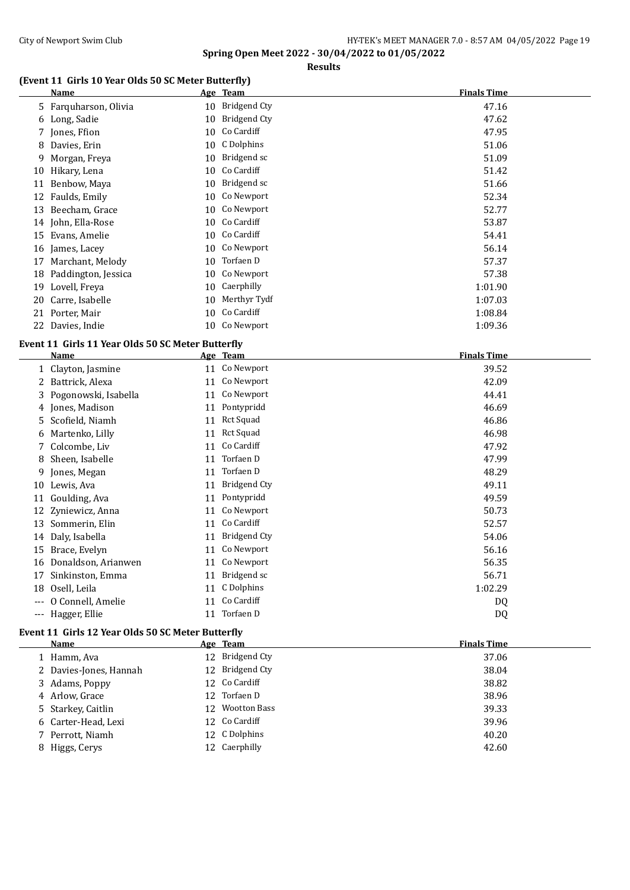**Spring Open Meet 2022 - 30/04/2022 to 01/05/2022**

**Results**

### (Event 11 Girls 10 Year Olds 50 SC Meter Butterfly)

| | Name | Age | Team | Finals Time |
|---|---|---|---|---|
| 5 | Farquharson, Olivia | 10 | Bridgend Cty | 47.16 |
| 6 | Long, Sadie | 10 | Bridgend Cty | 47.62 |
| 7 | Jones, Ffion | 10 | Co Cardiff | 47.95 |
| 8 | Davies, Erin | 10 | C Dolphins | 51.06 |
| 9 | Morgan, Freya | 10 | Bridgend sc | 51.09 |
| 10 | Hikary, Lena | 10 | Co Cardiff | 51.42 |
| 11 | Benbow, Maya | 10 | Bridgend sc | 51.66 |
| 12 | Faulds, Emily | 10 | Co Newport | 52.34 |
| 13 | Beecham, Grace | 10 | Co Newport | 52.77 |
| 14 | John, Ella-Rose | 10 | Co Cardiff | 53.87 |
| 15 | Evans, Amelie | 10 | Co Cardiff | 54.41 |
| 16 | James, Lacey | 10 | Co Newport | 56.14 |
| 17 | Marchant, Melody | 10 | Torfaen D | 57.37 |
| 18 | Paddington, Jessica | 10 | Co Newport | 57.38 |
| 19 | Lovell, Freya | 10 | Caerphilly | 1:01.90 |
| 20 | Carre, Isabelle | 10 | Merthyr Tydf | 1:07.03 |
| 21 | Porter, Mair | 10 | Co Cardiff | 1:08.84 |
| 22 | Davies, Indie | 10 | Co Newport | 1:09.36 |

### Event 11 Girls 11 Year Olds 50 SC Meter Butterfly

| | Name | Age | Team | Finals Time |
|---|---|---|---|---|
| 1 | Clayton, Jasmine | 11 | Co Newport | 39.52 |
| 2 | Battrick, Alexa | 11 | Co Newport | 42.09 |
| 3 | Pogonowski, Isabella | 11 | Co Newport | 44.41 |
| 4 | Jones, Madison | 11 | Pontypridd | 46.69 |
| 5 | Scofield, Niamh | 11 | Rct Squad | 46.86 |
| 6 | Martenko, Lilly | 11 | Rct Squad | 46.98 |
| 7 | Colcombe, Liv | 11 | Co Cardiff | 47.92 |
| 8 | Sheen, Isabelle | 11 | Torfaen D | 47.99 |
| 9 | Jones, Megan | 11 | Torfaen D | 48.29 |
| 10 | Lewis, Ava | 11 | Bridgend Cty | 49.11 |
| 11 | Goulding, Ava | 11 | Pontypridd | 49.59 |
| 12 | Zyniewicz, Anna | 11 | Co Newport | 50.73 |
| 13 | Sommerin, Elin | 11 | Co Cardiff | 52.57 |
| 14 | Daly, Isabella | 11 | Bridgend Cty | 54.06 |
| 15 | Brace, Evelyn | 11 | Co Newport | 56.16 |
| 16 | Donaldson, Arianwen | 11 | Co Newport | 56.35 |
| 17 | Sinkinston, Emma | 11 | Bridgend sc | 56.71 |
| 18 | Osell, Leila | 11 | C Dolphins | 1:02.29 |
| --- | O Connell, Amelie | 11 | Co Cardiff | DQ |
| --- | Hagger, Ellie | 11 | Torfaen D | DQ |

### Event 11 Girls 12 Year Olds 50 SC Meter Butterfly

| | Name | Age | Team | Finals Time |
|---|---|---|---|---|
| 1 | Hamm, Ava | 12 | Bridgend Cty | 37.06 |
| 2 | Davies-Jones, Hannah | 12 | Bridgend Cty | 38.04 |
| 3 | Adams, Poppy | 12 | Co Cardiff | 38.82 |
| 4 | Arlow, Grace | 12 | Torfaen D | 38.96 |
| 5 | Starkey, Caitlin | 12 | Wootton Bass | 39.33 |
| 6 | Carter-Head, Lexi | 12 | Co Cardiff | 39.96 |
| 7 | Perrott, Niamh | 12 | C Dolphins | 40.20 |
| 8 | Higgs, Cerys | 12 | Caerphilly | 42.60 |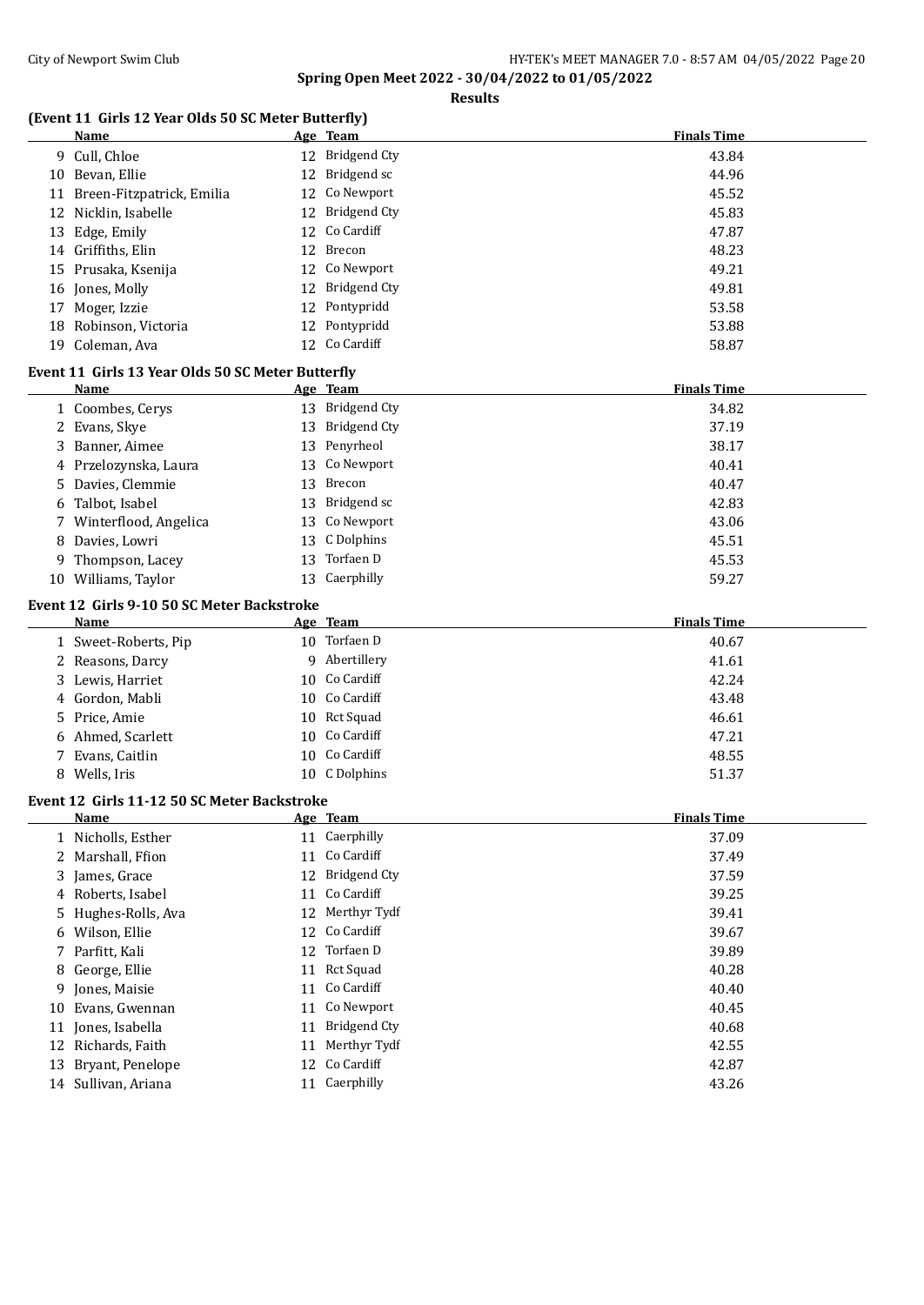**Spring Open Meet 2022 - 30/04/2022 to 01/05/2022**

**Results**

### (Event 11 Girls 12 Year Olds 50 SC Meter Butterfly)

| | Name | Age | Team | Finals Time |
|---|---|---|---|---|
| 9 | Cull, Chloe | 12 | Bridgend Cty | 43.84 |
| 10 | Bevan, Ellie | 12 | Bridgend sc | 44.96 |
| 11 | Breen-Fitzpatrick, Emilia | 12 | Co Newport | 45.52 |
| 12 | Nicklin, Isabelle | 12 | Bridgend Cty | 45.83 |
| 13 | Edge, Emily | 12 | Co Cardiff | 47.87 |
| 14 | Griffiths, Elin | 12 | Brecon | 48.23 |
| 15 | Prusaka, Ksenija | 12 | Co Newport | 49.21 |
| 16 | Jones, Molly | 12 | Bridgend Cty | 49.81 |
| 17 | Moger, Izzie | 12 | Pontypridd | 53.58 |
| 18 | Robinson, Victoria | 12 | Pontypridd | 53.88 |
| 19 | Coleman, Ava | 12 | Co Cardiff | 58.87 |

### Event 11 Girls 13 Year Olds 50 SC Meter Butterfly

| | Name | Age | Team | Finals Time |
|---|---|---|---|---|
| 1 | Coombes, Cerys | 13 | Bridgend Cty | 34.82 |
| 2 | Evans, Skye | 13 | Bridgend Cty | 37.19 |
| 3 | Banner, Aimee | 13 | Penyrheol | 38.17 |
| 4 | Przelozynska, Laura | 13 | Co Newport | 40.41 |
| 5 | Davies, Clemmie | 13 | Brecon | 40.47 |
| 6 | Talbot, Isabel | 13 | Bridgend sc | 42.83 |
| 7 | Winterflood, Angelica | 13 | Co Newport | 43.06 |
| 8 | Davies, Lowri | 13 | C Dolphins | 45.51 |
| 9 | Thompson, Lacey | 13 | Torfaen D | 45.53 |
| 10 | Williams, Taylor | 13 | Caerphilly | 59.27 |

### Event 12 Girls 9-10 50 SC Meter Backstroke

| | Name | Age | Team | Finals Time |
|---|---|---|---|---|
| 1 | Sweet-Roberts, Pip | 10 | Torfaen D | 40.67 |
| 2 | Reasons, Darcy | 9 | Abertillery | 41.61 |
| 3 | Lewis, Harriet | 10 | Co Cardiff | 42.24 |
| 4 | Gordon, Mabli | 10 | Co Cardiff | 43.48 |
| 5 | Price, Amie | 10 | Rct Squad | 46.61 |
| 6 | Ahmed, Scarlett | 10 | Co Cardiff | 47.21 |
| 7 | Evans, Caitlin | 10 | Co Cardiff | 48.55 |
| 8 | Wells, Iris | 10 | C Dolphins | 51.37 |

### Event 12 Girls 11-12 50 SC Meter Backstroke

| | Name | Age | Team | Finals Time |
|---|---|---|---|---|
| 1 | Nicholls, Esther | 11 | Caerphilly | 37.09 |
| 2 | Marshall, Ffion | 11 | Co Cardiff | 37.49 |
| 3 | James, Grace | 12 | Bridgend Cty | 37.59 |
| 4 | Roberts, Isabel | 11 | Co Cardiff | 39.25 |
| 5 | Hughes-Rolls, Ava | 12 | Merthyr Tydf | 39.41 |
| 6 | Wilson, Ellie | 12 | Co Cardiff | 39.67 |
| 7 | Parfitt, Kali | 12 | Torfaen D | 39.89 |
| 8 | George, Ellie | 11 | Rct Squad | 40.28 |
| 9 | Jones, Maisie | 11 | Co Cardiff | 40.40 |
| 10 | Evans, Gwennan | 11 | Co Newport | 40.45 |
| 11 | Jones, Isabella | 11 | Bridgend Cty | 40.68 |
| 12 | Richards, Faith | 11 | Merthyr Tydf | 42.55 |
| 13 | Bryant, Penelope | 12 | Co Cardiff | 42.87 |
| 14 | Sullivan, Ariana | 11 | Caerphilly | 43.26 |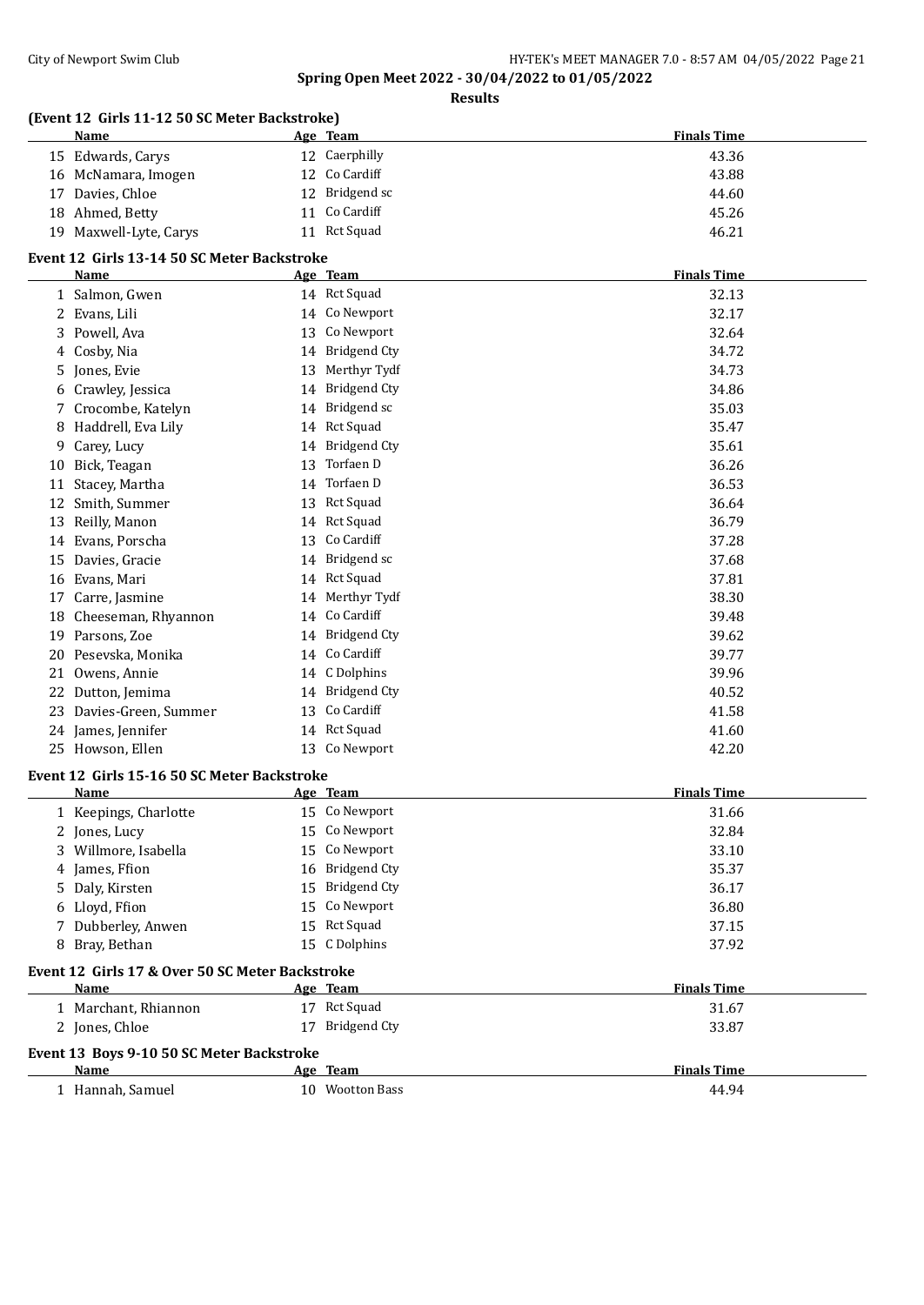## Spring Open Meet 2022 - 30/04/2022 to 01/05/2022

### Results

### (Event 12 Girls 11-12 50 SC Meter Backstroke)

| | Name | Age | Team | Finals Time |
|---|---|---|---|---|
| 15 | Edwards, Carys | 12 | Caerphilly | 43.36 |
| 16 | McNamara, Imogen | 12 | Co Cardiff | 43.88 |
| 17 | Davies, Chloe | 12 | Bridgend sc | 44.60 |
| 18 | Ahmed, Betty | 11 | Co Cardiff | 45.26 |
| 19 | Maxwell-Lyte, Carys | 11 | Rct Squad | 46.21 |

### Event 12 Girls 13-14 50 SC Meter Backstroke

| | Name | Age | Team | Finals Time |
|---|---|---|---|---|
| 1 | Salmon, Gwen | 14 | Rct Squad | 32.13 |
| 2 | Evans, Lili | 14 | Co Newport | 32.17 |
| 3 | Powell, Ava | 13 | Co Newport | 32.64 |
| 4 | Cosby, Nia | 14 | Bridgend Cty | 34.72 |
| 5 | Jones, Evie | 13 | Merthyr Tydf | 34.73 |
| 6 | Crawley, Jessica | 14 | Bridgend Cty | 34.86 |
| 7 | Crocombe, Katelyn | 14 | Bridgend sc | 35.03 |
| 8 | Haddrell, Eva Lily | 14 | Rct Squad | 35.47 |
| 9 | Carey, Lucy | 14 | Bridgend Cty | 35.61 |
| 10 | Bick, Teagan | 13 | Torfaen D | 36.26 |
| 11 | Stacey, Martha | 14 | Torfaen D | 36.53 |
| 12 | Smith, Summer | 13 | Rct Squad | 36.64 |
| 13 | Reilly, Manon | 14 | Rct Squad | 36.79 |
| 14 | Evans, Porscha | 13 | Co Cardiff | 37.28 |
| 15 | Davies, Gracie | 14 | Bridgend sc | 37.68 |
| 16 | Evans, Mari | 14 | Rct Squad | 37.81 |
| 17 | Carre, Jasmine | 14 | Merthyr Tydf | 38.30 |
| 18 | Cheeseman, Rhyannon | 14 | Co Cardiff | 39.48 |
| 19 | Parsons, Zoe | 14 | Bridgend Cty | 39.62 |
| 20 | Pesevska, Monika | 14 | Co Cardiff | 39.77 |
| 21 | Owens, Annie | 14 | C Dolphins | 39.96 |
| 22 | Dutton, Jemima | 14 | Bridgend Cty | 40.52 |
| 23 | Davies-Green, Summer | 13 | Co Cardiff | 41.58 |
| 24 | James, Jennifer | 14 | Rct Squad | 41.60 |
| 25 | Howson, Ellen | 13 | Co Newport | 42.20 |

### Event 12 Girls 15-16 50 SC Meter Backstroke

| | Name | Age | Team | Finals Time |
|---|---|---|---|---|
| 1 | Keepings, Charlotte | 15 | Co Newport | 31.66 |
| 2 | Jones, Lucy | 15 | Co Newport | 32.84 |
| 3 | Willmore, Isabella | 15 | Co Newport | 33.10 |
| 4 | James, Ffion | 16 | Bridgend Cty | 35.37 |
| 5 | Daly, Kirsten | 15 | Bridgend Cty | 36.17 |
| 6 | Lloyd, Ffion | 15 | Co Newport | 36.80 |
| 7 | Dubberley, Anwen | 15 | Rct Squad | 37.15 |
| 8 | Bray, Bethan | 15 | C Dolphins | 37.92 |

### Event 12 Girls 17 & Over 50 SC Meter Backstroke

| | Name | Age | Team | Finals Time |
|---|---|---|---|---|
| 1 | Marchant, Rhiannon | 17 | Rct Squad | 31.67 |
| 2 | Jones, Chloe | 17 | Bridgend Cty | 33.87 |

### Event 13 Boys 9-10 50 SC Meter Backstroke

| | Name | Age | Team | Finals Time |
|---|---|---|---|---|
| 1 | Hannah, Samuel | 10 | Wootton Bass | 44.94 |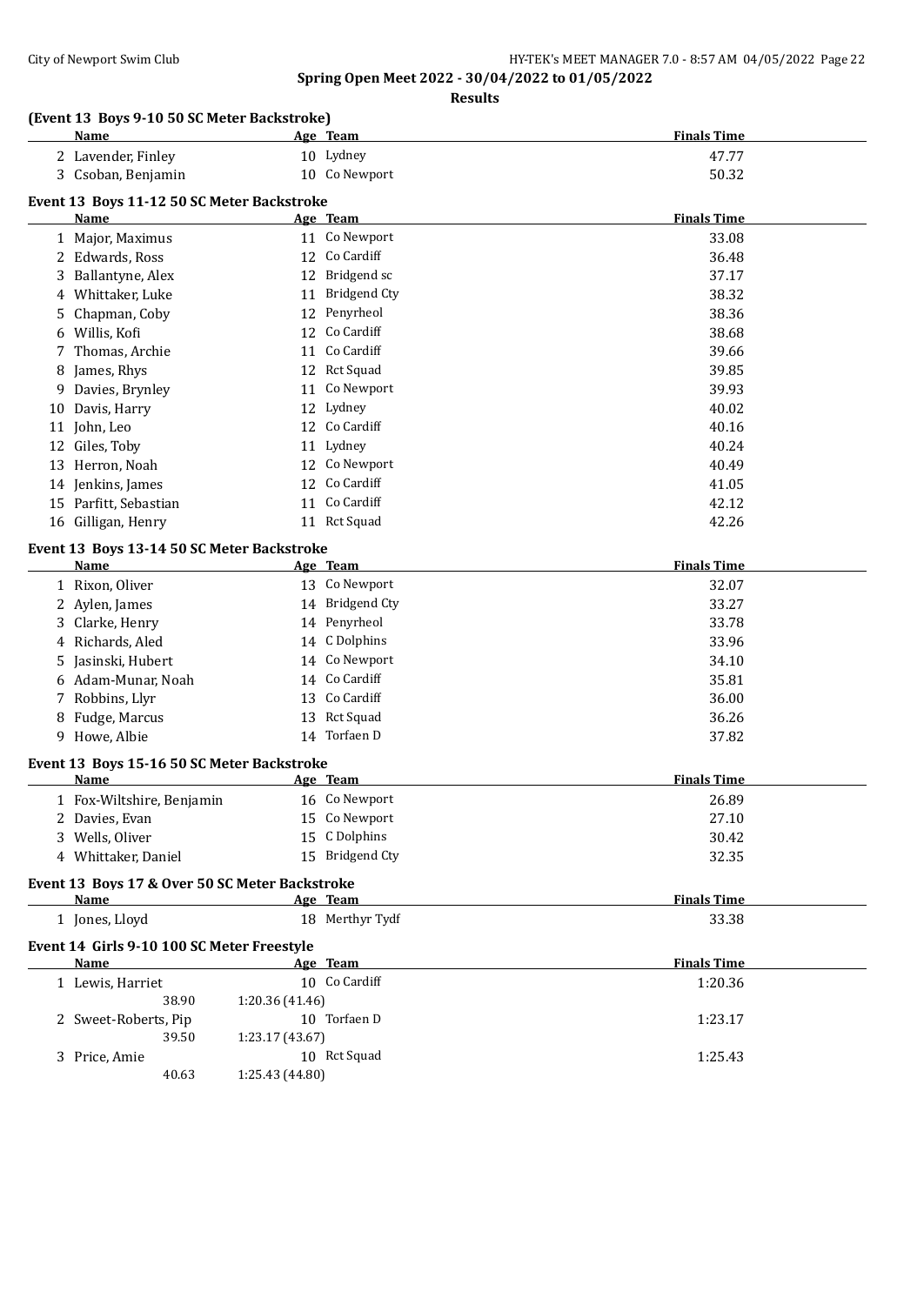## Spring Open Meet 2022 - 30/04/2022 to 01/05/2022

### Results

**(Event 13 Boys 9-10 50 SC Meter Backstroke)**

| | Name | Age | Team | Finals Time |
|---|---|---|---|---|
| 2 | Lavender, Finley | 10 | Lydney | 47.77 |
| 3 | Csoban, Benjamin | 10 | Co Newport | 50.32 |

**Event 13 Boys 11-12 50 SC Meter Backstroke**

| | Name | Age | Team | Finals Time |
|---|---|---|---|---|
| 1 | Major, Maximus | 11 | Co Newport | 33.08 |
| 2 | Edwards, Ross | 12 | Co Cardiff | 36.48 |
| 3 | Ballantyne, Alex | 12 | Bridgend sc | 37.17 |
| 4 | Whittaker, Luke | 11 | Bridgend Cty | 38.32 |
| 5 | Chapman, Coby | 12 | Penyrheol | 38.36 |
| 6 | Willis, Kofi | 12 | Co Cardiff | 38.68 |
| 7 | Thomas, Archie | 11 | Co Cardiff | 39.66 |
| 8 | James, Rhys | 12 | Rct Squad | 39.85 |
| 9 | Davies, Brynley | 11 | Co Newport | 39.93 |
| 10 | Davis, Harry | 12 | Lydney | 40.02 |
| 11 | John, Leo | 12 | Co Cardiff | 40.16 |
| 12 | Giles, Toby | 11 | Lydney | 40.24 |
| 13 | Herron, Noah | 12 | Co Newport | 40.49 |
| 14 | Jenkins, James | 12 | Co Cardiff | 41.05 |
| 15 | Parfitt, Sebastian | 11 | Co Cardiff | 42.12 |
| 16 | Gilligan, Henry | 11 | Rct Squad | 42.26 |

**Event 13 Boys 13-14 50 SC Meter Backstroke**

| | Name | Age | Team | Finals Time |
|---|---|---|---|---|
| 1 | Rixon, Oliver | 13 | Co Newport | 32.07 |
| 2 | Aylen, James | 14 | Bridgend Cty | 33.27 |
| 3 | Clarke, Henry | 14 | Penyrheol | 33.78 |
| 4 | Richards, Aled | 14 | C Dolphins | 33.96 |
| 5 | Jasinski, Hubert | 14 | Co Newport | 34.10 |
| 6 | Adam-Munar, Noah | 14 | Co Cardiff | 35.81 |
| 7 | Robbins, Llyr | 13 | Co Cardiff | 36.00 |
| 8 | Fudge, Marcus | 13 | Rct Squad | 36.26 |
| 9 | Howe, Albie | 14 | Torfaen D | 37.82 |

**Event 13 Boys 15-16 50 SC Meter Backstroke**

| | Name | Age | Team | Finals Time |
|---|---|---|---|---|
| 1 | Fox-Wiltshire, Benjamin | 16 | Co Newport | 26.89 |
| 2 | Davies, Evan | 15 | Co Newport | 27.10 |
| 3 | Wells, Oliver | 15 | C Dolphins | 30.42 |
| 4 | Whittaker, Daniel | 15 | Bridgend Cty | 32.35 |

**Event 13 Boys 17 & Over 50 SC Meter Backstroke**

| | Name | Age | Team | Finals Time |
|---|---|---|---|---|
| 1 | Jones, Lloyd | 18 | Merthyr Tydf | 33.38 |

**Event 14 Girls 9-10 100 SC Meter Freestyle**

| | Name | Age | Team | Finals Time |
|---|---|---|---|---|
| 1 | Lewis, Harriet | 10 | Co Cardiff | 1:20.36 |
| | 38.90 | 1:20.36 (41.46) | | |
| 2 | Sweet-Roberts, Pip | 10 | Torfaen D | 1:23.17 |
| | 39.50 | 1:23.17 (43.67) | | |
| 3 | Price, Amie | 10 | Rct Squad | 1:25.43 |
| | 40.63 | 1:25.43 (44.80) | | |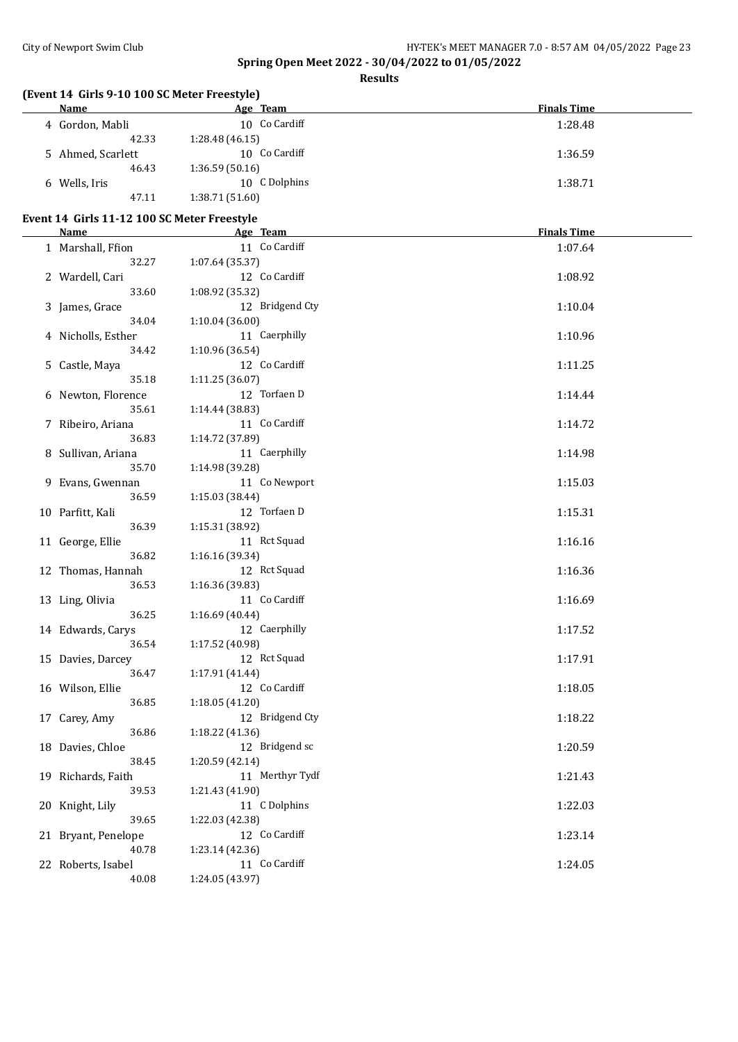## Spring Open Meet 2022 - 30/04/2022 to 01/05/2022

### Results

**(Event 14 Girls 9-10 100 SC Meter Freestyle)**

| Name | Age | Team | Split 50 | Split 100 | Finals Time |
|---|---|---|---|---|---|
| 4 Gordon, Mabli | 10 | Co Cardiff | 42.33 | 1:28.48 (46.15) | 1:28.48 |
| 5 Ahmed, Scarlett | 10 | Co Cardiff | 46.43 | 1:36.59 (50.16) | 1:36.59 |
| 6 Wells, Iris | 10 | C Dolphins | 47.11 | 1:38.71 (51.60) | 1:38.71 |

**Event 14 Girls 11-12 100 SC Meter Freestyle**

| Name | Age | Team | Split 50 | Split 100 | Finals Time |
|---|---|---|---|---|---|
| 1 Marshall, Ffion | 11 | Co Cardiff | 32.27 | 1:07.64 (35.37) | 1:07.64 |
| 2 Wardell, Cari | 12 | Co Cardiff | 33.60 | 1:08.92 (35.32) | 1:08.92 |
| 3 James, Grace | 12 | Bridgend Cty | 34.04 | 1:10.04 (36.00) | 1:10.04 |
| 4 Nicholls, Esther | 11 | Caerphilly | 34.42 | 1:10.96 (36.54) | 1:10.96 |
| 5 Castle, Maya | 12 | Co Cardiff | 35.18 | 1:11.25 (36.07) | 1:11.25 |
| 6 Newton, Florence | 12 | Torfaen D | 35.61 | 1:14.44 (38.83) | 1:14.44 |
| 7 Ribeiro, Ariana | 11 | Co Cardiff | 36.83 | 1:14.72 (37.89) | 1:14.72 |
| 8 Sullivan, Ariana | 11 | Caerphilly | 35.70 | 1:14.98 (39.28) | 1:14.98 |
| 9 Evans, Gwennan | 11 | Co Newport | 36.59 | 1:15.03 (38.44) | 1:15.03 |
| 10 Parfitt, Kali | 12 | Torfaen D | 36.39 | 1:15.31 (38.92) | 1:15.31 |
| 11 George, Ellie | 11 | Rct Squad | 36.82 | 1:16.16 (39.34) | 1:16.16 |
| 12 Thomas, Hannah | 12 | Rct Squad | 36.53 | 1:16.36 (39.83) | 1:16.36 |
| 13 Ling, Olivia | 11 | Co Cardiff | 36.25 | 1:16.69 (40.44) | 1:16.69 |
| 14 Edwards, Carys | 12 | Caerphilly | 36.54 | 1:17.52 (40.98) | 1:17.52 |
| 15 Davies, Darcey | 12 | Rct Squad | 36.47 | 1:17.91 (41.44) | 1:17.91 |
| 16 Wilson, Ellie | 12 | Co Cardiff | 36.85 | 1:18.05 (41.20) | 1:18.05 |
| 17 Carey, Amy | 12 | Bridgend Cty | 36.86 | 1:18.22 (41.36) | 1:18.22 |
| 18 Davies, Chloe | 12 | Bridgend sc | 38.45 | 1:20.59 (42.14) | 1:20.59 |
| 19 Richards, Faith | 11 | Merthyr Tydf | 39.53 | 1:21.43 (41.90) | 1:21.43 |
| 20 Knight, Lily | 11 | C Dolphins | 39.65 | 1:22.03 (42.38) | 1:22.03 |
| 21 Bryant, Penelope | 12 | Co Cardiff | 40.78 | 1:23.14 (42.36) | 1:23.14 |
| 22 Roberts, Isabel | 11 | Co Cardiff | 40.08 | 1:24.05 (43.97) | 1:24.05 |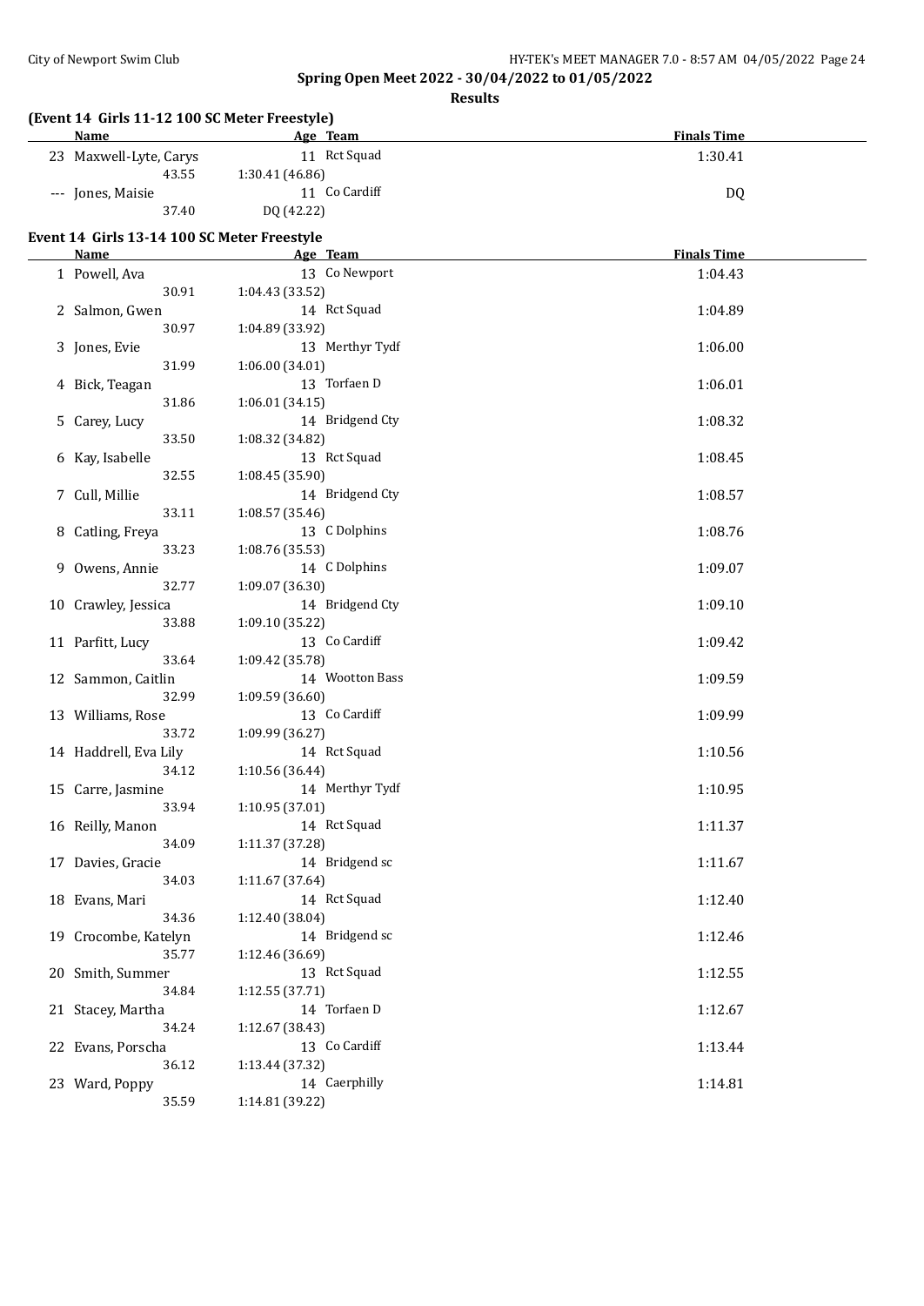Spring Open Meet 2022 - 30/04/2022 to 01/05/2022

**Results**

### (Event 14 Girls 11-12 100 SC Meter Freestyle)

| | Name | Age | Team | Finals Time |
|---|---|---|---|---|
| 23 | Maxwell-Lyte, Carys | 11 | Rct Squad | 1:30.41 |
| | 43.55 | 1:30.41 (46.86) | | |
| --- | Jones, Maisie | 11 | Co Cardiff | DQ |
| | 37.40 | DQ (42.22) | | |

### Event 14 Girls 13-14 100 SC Meter Freestyle

| | Name | Age | Team | Finals Time |
|---|---|---|---|---|
| 1 | Powell, Ava | 13 | Co Newport | 1:04.43 |
| | 30.91 | 1:04.43 (33.52) | | |
| 2 | Salmon, Gwen | 14 | Rct Squad | 1:04.89 |
| | 30.97 | 1:04.89 (33.92) | | |
| 3 | Jones, Evie | 13 | Merthyr Tydf | 1:06.00 |
| | 31.99 | 1:06.00 (34.01) | | |
| 4 | Bick, Teagan | 13 | Torfaen D | 1:06.01 |
| | 31.86 | 1:06.01 (34.15) | | |
| 5 | Carey, Lucy | 14 | Bridgend Cty | 1:08.32 |
| | 33.50 | 1:08.32 (34.82) | | |
| 6 | Kay, Isabelle | 13 | Rct Squad | 1:08.45 |
| | 32.55 | 1:08.45 (35.90) | | |
| 7 | Cull, Millie | 14 | Bridgend Cty | 1:08.57 |
| | 33.11 | 1:08.57 (35.46) | | |
| 8 | Catling, Freya | 13 | C Dolphins | 1:08.76 |
| | 33.23 | 1:08.76 (35.53) | | |
| 9 | Owens, Annie | 14 | C Dolphins | 1:09.07 |
| | 32.77 | 1:09.07 (36.30) | | |
| 10 | Crawley, Jessica | 14 | Bridgend Cty | 1:09.10 |
| | 33.88 | 1:09.10 (35.22) | | |
| 11 | Parfitt, Lucy | 13 | Co Cardiff | 1:09.42 |
| | 33.64 | 1:09.42 (35.78) | | |
| 12 | Sammon, Caitlin | 14 | Wootton Bass | 1:09.59 |
| | 32.99 | 1:09.59 (36.60) | | |
| 13 | Williams, Rose | 13 | Co Cardiff | 1:09.99 |
| | 33.72 | 1:09.99 (36.27) | | |
| 14 | Haddrell, Eva Lily | 14 | Rct Squad | 1:10.56 |
| | 34.12 | 1:10.56 (36.44) | | |
| 15 | Carre, Jasmine | 14 | Merthyr Tydf | 1:10.95 |
| | 33.94 | 1:10.95 (37.01) | | |
| 16 | Reilly, Manon | 14 | Rct Squad | 1:11.37 |
| | 34.09 | 1:11.37 (37.28) | | |
| 17 | Davies, Gracie | 14 | Bridgend sc | 1:11.67 |
| | 34.03 | 1:11.67 (37.64) | | |
| 18 | Evans, Mari | 14 | Rct Squad | 1:12.40 |
| | 34.36 | 1:12.40 (38.04) | | |
| 19 | Crocombe, Katelyn | 14 | Bridgend sc | 1:12.46 |
| | 35.77 | 1:12.46 (36.69) | | |
| 20 | Smith, Summer | 13 | Rct Squad | 1:12.55 |
| | 34.84 | 1:12.55 (37.71) | | |
| 21 | Stacey, Martha | 14 | Torfaen D | 1:12.67 |
| | 34.24 | 1:12.67 (38.43) | | |
| 22 | Evans, Porscha | 13 | Co Cardiff | 1:13.44 |
| | 36.12 | 1:13.44 (37.32) | | |
| 23 | Ward, Poppy | 14 | Caerphilly | 1:14.81 |
| | 35.59 | 1:14.81 (39.22) | | |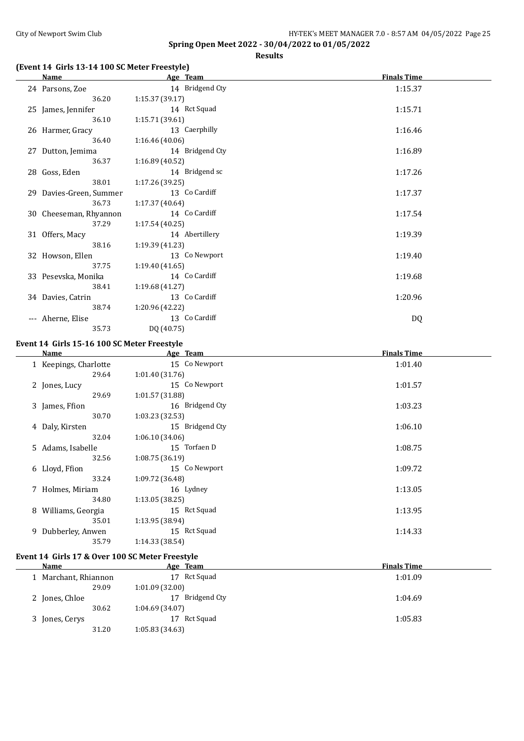## Spring Open Meet 2022 - 30/04/2022 to 01/05/2022

**Results**

### (Event 14 Girls 13-14 100 SC Meter Freestyle)

| | Name | Age | Team | Finals Time |
|---|---|---|---|---|
| 24 | Parsons, Zoe | 14 | Bridgend Cty | 1:15.37 |
| | 36.20 | 1:15.37 (39.17) | | |
| 25 | James, Jennifer | 14 | Rct Squad | 1:15.71 |
| | 36.10 | 1:15.71 (39.61) | | |
| 26 | Harmer, Gracy | 13 | Caerphilly | 1:16.46 |
| | 36.40 | 1:16.46 (40.06) | | |
| 27 | Dutton, Jemima | 14 | Bridgend Cty | 1:16.89 |
| | 36.37 | 1:16.89 (40.52) | | |
| 28 | Goss, Eden | 14 | Bridgend sc | 1:17.26 |
| | 38.01 | 1:17.26 (39.25) | | |
| 29 | Davies-Green, Summer | 13 | Co Cardiff | 1:17.37 |
| | 36.73 | 1:17.37 (40.64) | | |
| 30 | Cheeseman, Rhyannon | 14 | Co Cardiff | 1:17.54 |
| | 37.29 | 1:17.54 (40.25) | | |
| 31 | Offers, Macy | 14 | Abertillery | 1:19.39 |
| | 38.16 | 1:19.39 (41.23) | | |
| 32 | Howson, Ellen | 13 | Co Newport | 1:19.40 |
| | 37.75 | 1:19.40 (41.65) | | |
| 33 | Pesevska, Monika | 14 | Co Cardiff | 1:19.68 |
| | 38.41 | 1:19.68 (41.27) | | |
| 34 | Davies, Catrin | 13 | Co Cardiff | 1:20.96 |
| | 38.74 | 1:20.96 (42.22) | | |
| --- | Aherne, Elise | 13 | Co Cardiff | DQ |
| | 35.73 | DQ (40.75) | | |

### Event 14 Girls 15-16 100 SC Meter Freestyle

| | Name | Age | Team | Finals Time |
|---|---|---|---|---|
| 1 | Keepings, Charlotte | 15 | Co Newport | 1:01.40 |
| | 29.64 | 1:01.40 (31.76) | | |
| 2 | Jones, Lucy | 15 | Co Newport | 1:01.57 |
| | 29.69 | 1:01.57 (31.88) | | |
| 3 | James, Ffion | 16 | Bridgend Cty | 1:03.23 |
| | 30.70 | 1:03.23 (32.53) | | |
| 4 | Daly, Kirsten | 15 | Bridgend Cty | 1:06.10 |
| | 32.04 | 1:06.10 (34.06) | | |
| 5 | Adams, Isabelle | 15 | Torfaen D | 1:08.75 |
| | 32.56 | 1:08.75 (36.19) | | |
| 6 | Lloyd, Ffion | 15 | Co Newport | 1:09.72 |
| | 33.24 | 1:09.72 (36.48) | | |
| 7 | Holmes, Miriam | 16 | Lydney | 1:13.05 |
| | 34.80 | 1:13.05 (38.25) | | |
| 8 | Williams, Georgia | 15 | Rct Squad | 1:13.95 |
| | 35.01 | 1:13.95 (38.94) | | |
| 9 | Dubberley, Anwen | 15 | Rct Squad | 1:14.33 |
| | 35.79 | 1:14.33 (38.54) | | |

### Event 14 Girls 17 & Over 100 SC Meter Freestyle

| | Name | Age | Team | Finals Time |
|---|---|---|---|---|
| 1 | Marchant, Rhiannon | 17 | Rct Squad | 1:01.09 |
| | 29.09 | 1:01.09 (32.00) | | |
| 2 | Jones, Chloe | 17 | Bridgend Cty | 1:04.69 |
| | 30.62 | 1:04.69 (34.07) | | |
| 3 | Jones, Cerys | 17 | Rct Squad | 1:05.83 |
| | 31.20 | 1:05.83 (34.63) | | |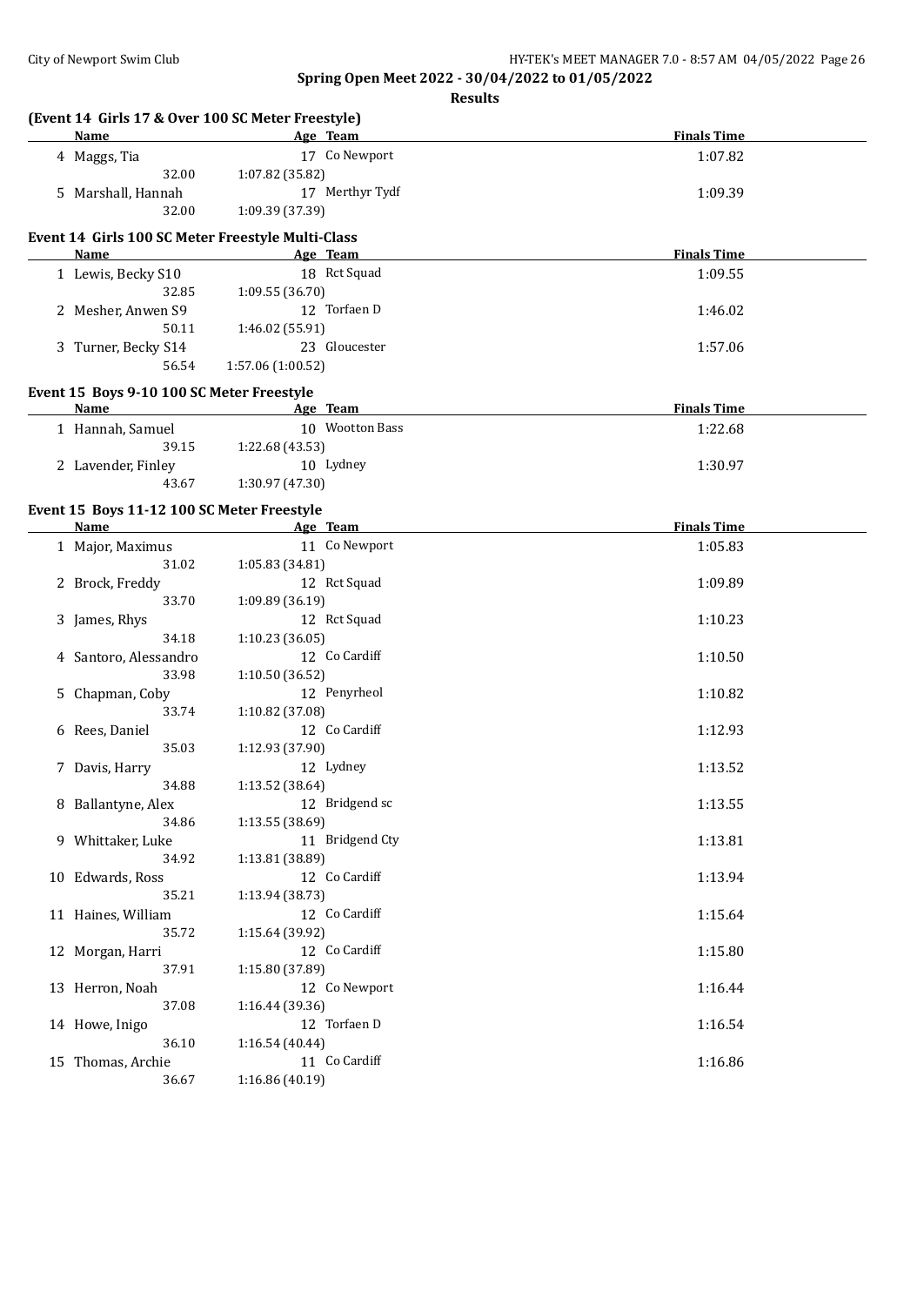## Spring Open Meet 2022 - 30/04/2022 to 01/05/2022

### Results

**(Event 14 Girls 17 & Over 100 SC Meter Freestyle)**

| Name | Age | Team | Finals Time |
|---|---|---|---|
| 4 Maggs, Tia | 17 | Co Newport | 1:07.82 |
| 32.00 | 1:07.82 (35.82) | | |
| 5 Marshall, Hannah | 17 | Merthyr Tydf | 1:09.39 |
| 32.00 | 1:09.39 (37.39) | | |

**Event 14 Girls 100 SC Meter Freestyle Multi-Class**

| Name | Age | Team | Finals Time |
|---|---|---|---|
| 1 Lewis, Becky S10 | 18 | Rct Squad | 1:09.55 |
| 32.85 | 1:09.55 (36.70) | | |
| 2 Mesher, Anwen S9 | 12 | Torfaen D | 1:46.02 |
| 50.11 | 1:46.02 (55.91) | | |
| 3 Turner, Becky S14 | 23 | Gloucester | 1:57.06 |
| 56.54 | 1:57.06 (1:00.52) | | |

**Event 15 Boys 9-10 100 SC Meter Freestyle**

| Name | Age | Team | Finals Time |
|---|---|---|---|
| 1 Hannah, Samuel | 10 | Wootton Bass | 1:22.68 |
| 39.15 | 1:22.68 (43.53) | | |
| 2 Lavender, Finley | 10 | Lydney | 1:30.97 |
| 43.67 | 1:30.97 (47.30) | | |

**Event 15 Boys 11-12 100 SC Meter Freestyle**

| Name | Age | Team | Finals Time |
|---|---|---|---|
| 1 Major, Maximus | 11 | Co Newport | 1:05.83 |
| 31.02 | 1:05.83 (34.81) | | |
| 2 Brock, Freddy | 12 | Rct Squad | 1:09.89 |
| 33.70 | 1:09.89 (36.19) | | |
| 3 James, Rhys | 12 | Rct Squad | 1:10.23 |
| 34.18 | 1:10.23 (36.05) | | |
| 4 Santoro, Alessandro | 12 | Co Cardiff | 1:10.50 |
| 33.98 | 1:10.50 (36.52) | | |
| 5 Chapman, Coby | 12 | Penyrheol | 1:10.82 |
| 33.74 | 1:10.82 (37.08) | | |
| 6 Rees, Daniel | 12 | Co Cardiff | 1:12.93 |
| 35.03 | 1:12.93 (37.90) | | |
| 7 Davis, Harry | 12 | Lydney | 1:13.52 |
| 34.88 | 1:13.52 (38.64) | | |
| 8 Ballantyne, Alex | 12 | Bridgend sc | 1:13.55 |
| 34.86 | 1:13.55 (38.69) | | |
| 9 Whittaker, Luke | 11 | Bridgend Cty | 1:13.81 |
| 34.92 | 1:13.81 (38.89) | | |
| 10 Edwards, Ross | 12 | Co Cardiff | 1:13.94 |
| 35.21 | 1:13.94 (38.73) | | |
| 11 Haines, William | 12 | Co Cardiff | 1:15.64 |
| 35.72 | 1:15.64 (39.92) | | |
| 12 Morgan, Harri | 12 | Co Cardiff | 1:15.80 |
| 37.91 | 1:15.80 (37.89) | | |
| 13 Herron, Noah | 12 | Co Newport | 1:16.44 |
| 37.08 | 1:16.44 (39.36) | | |
| 14 Howe, Inigo | 12 | Torfaen D | 1:16.54 |
| 36.10 | 1:16.54 (40.44) | | |
| 15 Thomas, Archie | 11 | Co Cardiff | 1:16.86 |
| 36.67 | 1:16.86 (40.19) | | |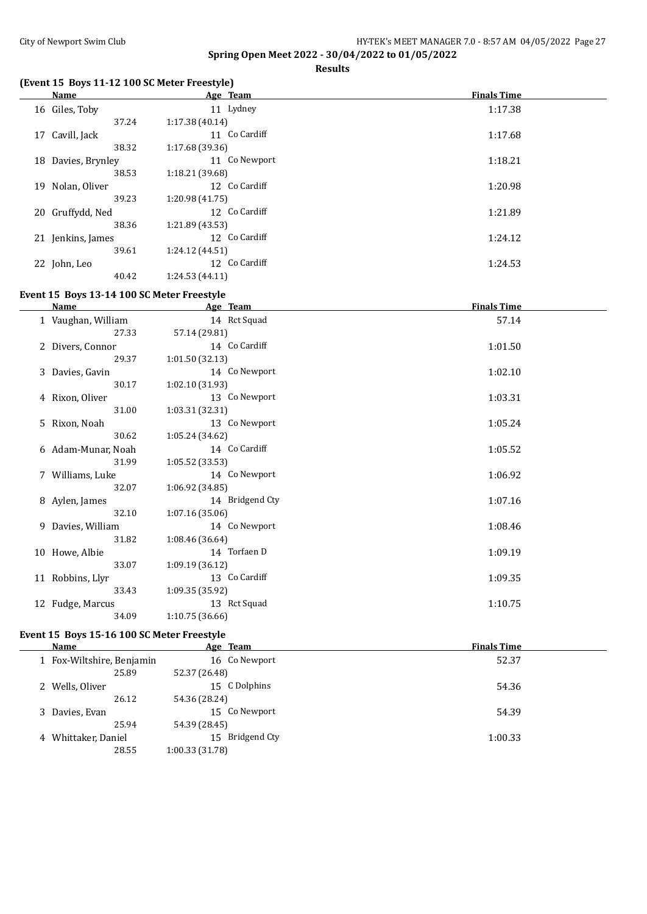**Spring Open Meet 2022 - 30/04/2022 to 01/05/2022**

**Results**

### (Event 15 Boys 11-12 100 SC Meter Freestyle)

| | Name | Age | Team | Finals Time |
|---|---|---|---|---|
| 16 | Giles, Toby | 11 | Lydney | 1:17.38 |
| | 37.24 | 1:17.38 (40.14) | | |
| 17 | Cavill, Jack | 11 | Co Cardiff | 1:17.68 |
| | 38.32 | 1:17.68 (39.36) | | |
| 18 | Davies, Brynley | 11 | Co Newport | 1:18.21 |
| | 38.53 | 1:18.21 (39.68) | | |
| 19 | Nolan, Oliver | 12 | Co Cardiff | 1:20.98 |
| | 39.23 | 1:20.98 (41.75) | | |
| 20 | Gruffydd, Ned | 12 | Co Cardiff | 1:21.89 |
| | 38.36 | 1:21.89 (43.53) | | |
| 21 | Jenkins, James | 12 | Co Cardiff | 1:24.12 |
| | 39.61 | 1:24.12 (44.51) | | |
| 22 | John, Leo | 12 | Co Cardiff | 1:24.53 |
| | 40.42 | 1:24.53 (44.11) | | |

### Event 15 Boys 13-14 100 SC Meter Freestyle

| | Name | Age | Team | Finals Time |
|---|---|---|---|---|
| 1 | Vaughan, William | 14 | Rct Squad | 57.14 |
| | 27.33 | 57.14 (29.81) | | |
| 2 | Divers, Connor | 14 | Co Cardiff | 1:01.50 |
| | 29.37 | 1:01.50 (32.13) | | |
| 3 | Davies, Gavin | 14 | Co Newport | 1:02.10 |
| | 30.17 | 1:02.10 (31.93) | | |
| 4 | Rixon, Oliver | 13 | Co Newport | 1:03.31 |
| | 31.00 | 1:03.31 (32.31) | | |
| 5 | Rixon, Noah | 13 | Co Newport | 1:05.24 |
| | 30.62 | 1:05.24 (34.62) | | |
| 6 | Adam-Munar, Noah | 14 | Co Cardiff | 1:05.52 |
| | 31.99 | 1:05.52 (33.53) | | |
| 7 | Williams, Luke | 14 | Co Newport | 1:06.92 |
| | 32.07 | 1:06.92 (34.85) | | |
| 8 | Aylen, James | 14 | Bridgend Cty | 1:07.16 |
| | 32.10 | 1:07.16 (35.06) | | |
| 9 | Davies, William | 14 | Co Newport | 1:08.46 |
| | 31.82 | 1:08.46 (36.64) | | |
| 10 | Howe, Albie | 14 | Torfaen D | 1:09.19 |
| | 33.07 | 1:09.19 (36.12) | | |
| 11 | Robbins, Llyr | 13 | Co Cardiff | 1:09.35 |
| | 33.43 | 1:09.35 (35.92) | | |
| 12 | Fudge, Marcus | 13 | Rct Squad | 1:10.75 |
| | 34.09 | 1:10.75 (36.66) | | |

### Event 15 Boys 15-16 100 SC Meter Freestyle

| | Name | Age | Team | Finals Time |
|---|---|---|---|---|
| 1 | Fox-Wiltshire, Benjamin | 16 | Co Newport | 52.37 |
| | 25.89 | 52.37 (26.48) | | |
| 2 | Wells, Oliver | 15 | C Dolphins | 54.36 |
| | 26.12 | 54.36 (28.24) | | |
| 3 | Davies, Evan | 15 | Co Newport | 54.39 |
| | 25.94 | 54.39 (28.45) | | |
| 4 | Whittaker, Daniel | 15 | Bridgend Cty | 1:00.33 |
| | 28.55 | 1:00.33 (31.78) | | |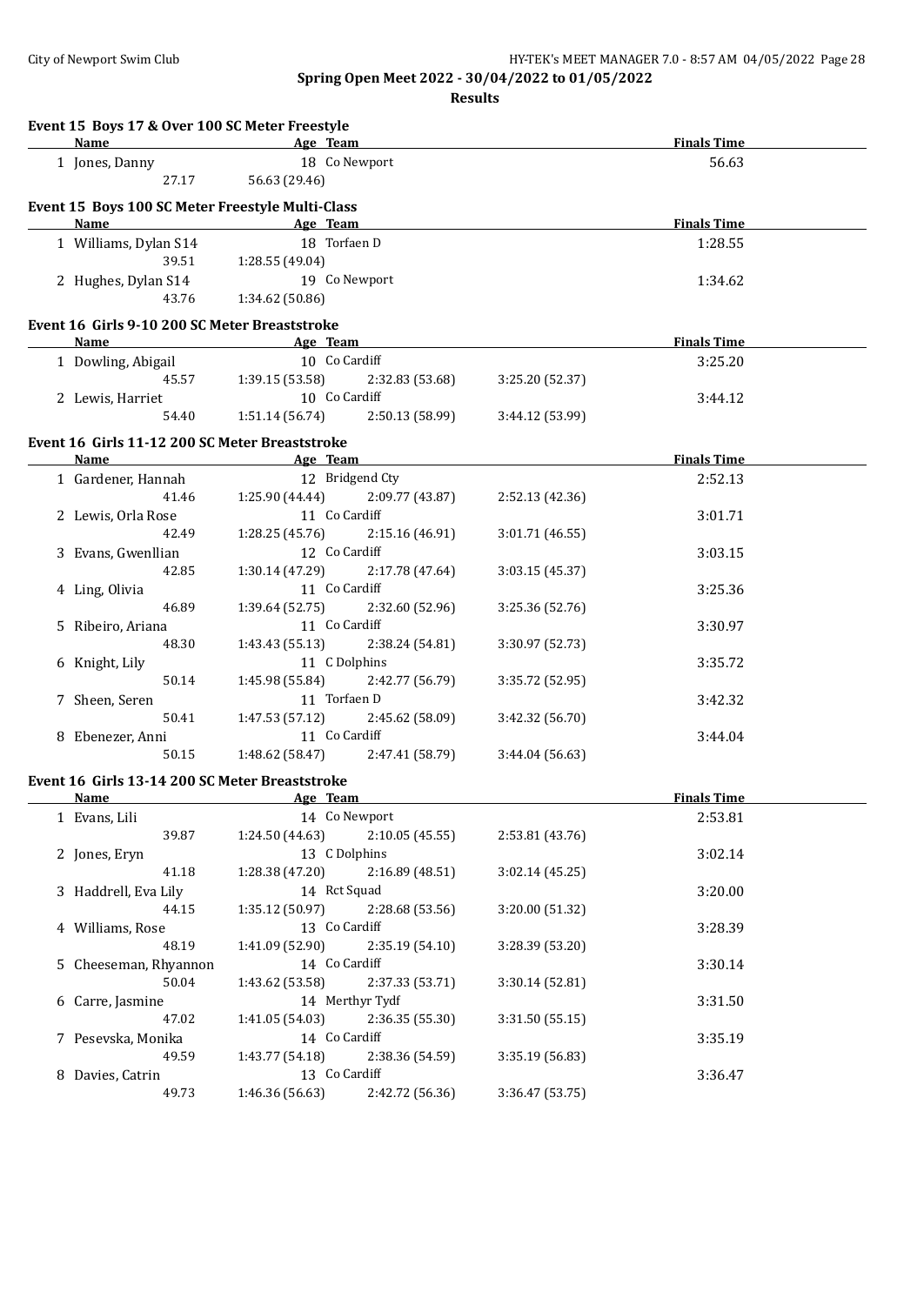**Spring Open Meet 2022 - 30/04/2022 to 01/05/2022**

**Results**

### Event 15 Boys 17 & Over 100 SC Meter Freestyle

| Name | Age | Team | | | Finals Time |
|---|---|---|---|---|---|
| 1 Jones, Danny | 18 | Co Newport | | | 56.63 |
| 27.17 | 56.63 (29.46) | | | | |

### Event 15 Boys 100 SC Meter Freestyle Multi-Class

| Name | Age | Team | | | Finals Time |
|---|---|---|---|---|---|
| 1 Williams, Dylan S14 | 18 | Torfaen D | | | 1:28.55 |
| 39.51 | 1:28.55 (49.04) | | | | |
| 2 Hughes, Dylan S14 | 19 | Co Newport | | | 1:34.62 |
| 43.76 | 1:34.62 (50.86) | | | | |

### Event 16 Girls 9-10 200 SC Meter Breaststroke

| Name | Age | Team | | | Finals Time |
|---|---|---|---|---|---|
| 1 Dowling, Abigail | 10 | Co Cardiff | | | 3:25.20 |
| 45.57 | 1:39.15 (53.58) | 2:32.83 (53.68) | 3:25.20 (52.37) | | |
| 2 Lewis, Harriet | 10 | Co Cardiff | | | 3:44.12 |
| 54.40 | 1:51.14 (56.74) | 2:50.13 (58.99) | 3:44.12 (53.99) | | |

### Event 16 Girls 11-12 200 SC Meter Breaststroke

| Name | Age | Team | | | Finals Time |
|---|---|---|---|---|---|
| 1 Gardener, Hannah | 12 | Bridgend Cty | | | 2:52.13 |
| 41.46 | 1:25.90 (44.44) | 2:09.77 (43.87) | 2:52.13 (42.36) | | |
| 2 Lewis, Orla Rose | 11 | Co Cardiff | | | 3:01.71 |
| 42.49 | 1:28.25 (45.76) | 2:15.16 (46.91) | 3:01.71 (46.55) | | |
| 3 Evans, Gwenllian | 12 | Co Cardiff | | | 3:03.15 |
| 42.85 | 1:30.14 (47.29) | 2:17.78 (47.64) | 3:03.15 (45.37) | | |
| 4 Ling, Olivia | 11 | Co Cardiff | | | 3:25.36 |
| 46.89 | 1:39.64 (52.75) | 2:32.60 (52.96) | 3:25.36 (52.76) | | |
| 5 Ribeiro, Ariana | 11 | Co Cardiff | | | 3:30.97 |
| 48.30 | 1:43.43 (55.13) | 2:38.24 (54.81) | 3:30.97 (52.73) | | |
| 6 Knight, Lily | 11 | C Dolphins | | | 3:35.72 |
| 50.14 | 1:45.98 (55.84) | 2:42.77 (56.79) | 3:35.72 (52.95) | | |
| 7 Sheen, Seren | 11 | Torfaen D | | | 3:42.32 |
| 50.41 | 1:47.53 (57.12) | 2:45.62 (58.09) | 3:42.32 (56.70) | | |
| 8 Ebenezer, Anni | 11 | Co Cardiff | | | 3:44.04 |
| 50.15 | 1:48.62 (58.47) | 2:47.41 (58.79) | 3:44.04 (56.63) | | |

### Event 16 Girls 13-14 200 SC Meter Breaststroke

| Name | Age | Team | | | Finals Time |
|---|---|---|---|---|---|
| 1 Evans, Lili | 14 | Co Newport | | | 2:53.81 |
| 39.87 | 1:24.50 (44.63) | 2:10.05 (45.55) | 2:53.81 (43.76) | | |
| 2 Jones, Eryn | 13 | C Dolphins | | | 3:02.14 |
| 41.18 | 1:28.38 (47.20) | 2:16.89 (48.51) | 3:02.14 (45.25) | | |
| 3 Haddrell, Eva Lily | 14 | Rct Squad | | | 3:20.00 |
| 44.15 | 1:35.12 (50.97) | 2:28.68 (53.56) | 3:20.00 (51.32) | | |
| 4 Williams, Rose | 13 | Co Cardiff | | | 3:28.39 |
| 48.19 | 1:41.09 (52.90) | 2:35.19 (54.10) | 3:28.39 (53.20) | | |
| 5 Cheeseman, Rhyannon | 14 | Co Cardiff | | | 3:30.14 |
| 50.04 | 1:43.62 (53.58) | 2:37.33 (53.71) | 3:30.14 (52.81) | | |
| 6 Carre, Jasmine | 14 | Merthyr Tydf | | | 3:31.50 |
| 47.02 | 1:41.05 (54.03) | 2:36.35 (55.30) | 3:31.50 (55.15) | | |
| 7 Pesevska, Monika | 14 | Co Cardiff | | | 3:35.19 |
| 49.59 | 1:43.77 (54.18) | 2:38.36 (54.59) | 3:35.19 (56.83) | | |
| 8 Davies, Catrin | 13 | Co Cardiff | | | 3:36.47 |
| 49.73 | 1:46.36 (56.63) | 2:42.72 (56.36) | 3:36.47 (53.75) | | |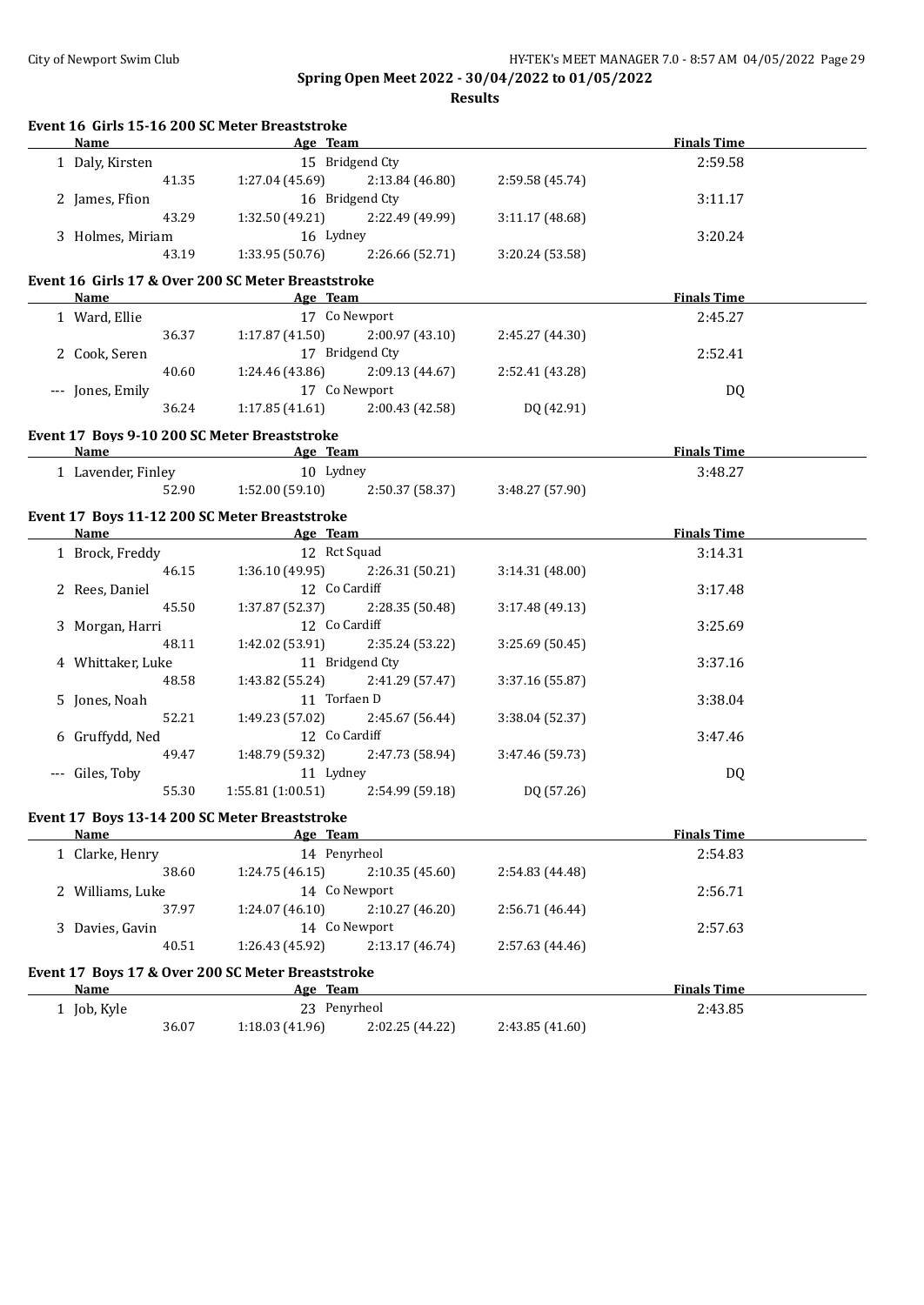## Spring Open Meet 2022 - 30/04/2022 to 01/05/2022

### Results

#### Event 16 Girls 15-16 200 SC Meter Breaststroke

| | Name | Age | Team | | | | Finals Time |
|---|---|---|---|---|---|---|---|
| 1 | Daly, Kirsten | 15 | Bridgend Cty | | | | 2:59.58 |
| | 41.35 | 1:27.04 (45.69) | | 2:13.84 (46.80) | 2:59.58 (45.74) | | |
| 2 | James, Ffion | 16 | Bridgend Cty | | | | 3:11.17 |
| | 43.29 | 1:32.50 (49.21) | | 2:22.49 (49.99) | 3:11.17 (48.68) | | |
| 3 | Holmes, Miriam | 16 | Lydney | | | | 3:20.24 |
| | 43.19 | 1:33.95 (50.76) | | 2:26.66 (52.71) | 3:20.24 (53.58) | | |

#### Event 16 Girls 17 & Over 200 SC Meter Breaststroke

| | Name | Age | Team | | | | Finals Time |
|---|---|---|---|---|---|---|---|
| 1 | Ward, Ellie | 17 | Co Newport | | | | 2:45.27 |
| | 36.37 | 1:17.87 (41.50) | | 2:00.97 (43.10) | 2:45.27 (44.30) | | |
| 2 | Cook, Seren | 17 | Bridgend Cty | | | | 2:52.41 |
| | 40.60 | 1:24.46 (43.86) | | 2:09.13 (44.67) | 2:52.41 (43.28) | | |
| --- | Jones, Emily | 17 | Co Newport | | | | DQ |
| | 36.24 | 1:17.85 (41.61) | | 2:00.43 (42.58) | DQ (42.91) | | |

#### Event 17 Boys 9-10 200 SC Meter Breaststroke

| | Name | Age | Team | | | | Finals Time |
|---|---|---|---|---|---|---|---|
| 1 | Lavender, Finley | 10 | Lydney | | | | 3:48.27 |
| | 52.90 | 1:52.00 (59.10) | | 2:50.37 (58.37) | 3:48.27 (57.90) | | |

#### Event 17 Boys 11-12 200 SC Meter Breaststroke

| | Name | Age | Team | | | | Finals Time |
|---|---|---|---|---|---|---|---|
| 1 | Brock, Freddy | 12 | Rct Squad | | | | 3:14.31 |
| | 46.15 | 1:36.10 (49.95) | | 2:26.31 (50.21) | 3:14.31 (48.00) | | |
| 2 | Rees, Daniel | 12 | Co Cardiff | | | | 3:17.48 |
| | 45.50 | 1:37.87 (52.37) | | 2:28.35 (50.48) | 3:17.48 (49.13) | | |
| 3 | Morgan, Harri | 12 | Co Cardiff | | | | 3:25.69 |
| | 48.11 | 1:42.02 (53.91) | | 2:35.24 (53.22) | 3:25.69 (50.45) | | |
| 4 | Whittaker, Luke | 11 | Bridgend Cty | | | | 3:37.16 |
| | 48.58 | 1:43.82 (55.24) | | 2:41.29 (57.47) | 3:37.16 (55.87) | | |
| 5 | Jones, Noah | 11 | Torfaen D | | | | 3:38.04 |
| | 52.21 | 1:49.23 (57.02) | | 2:45.67 (56.44) | 3:38.04 (52.37) | | |
| 6 | Gruffydd, Ned | 12 | Co Cardiff | | | | 3:47.46 |
| | 49.47 | 1:48.79 (59.32) | | 2:47.73 (58.94) | 3:47.46 (59.73) | | |
| --- | Giles, Toby | 11 | Lydney | | | | DQ |
| | 55.30 | 1:55.81 (1:00.51) | | 2:54.99 (59.18) | DQ (57.26) | | |

#### Event 17 Boys 13-14 200 SC Meter Breaststroke

| | Name | Age | Team | | | | Finals Time |
|---|---|---|---|---|---|---|---|
| 1 | Clarke, Henry | 14 | Penyrheol | | | | 2:54.83 |
| | 38.60 | 1:24.75 (46.15) | | 2:10.35 (45.60) | 2:54.83 (44.48) | | |
| 2 | Williams, Luke | 14 | Co Newport | | | | 2:56.71 |
| | 37.97 | 1:24.07 (46.10) | | 2:10.27 (46.20) | 2:56.71 (46.44) | | |
| 3 | Davies, Gavin | 14 | Co Newport | | | | 2:57.63 |
| | 40.51 | 1:26.43 (45.92) | | 2:13.17 (46.74) | 2:57.63 (44.46) | | |

#### Event 17 Boys 17 & Over 200 SC Meter Breaststroke

| | Name | Age | Team | | | | Finals Time |
|---|---|---|---|---|---|---|---|
| 1 | Job, Kyle | 23 | Penyrheol | | | | 2:43.85 |
| | 36.07 | 1:18.03 (41.96) | | 2:02.25 (44.22) | 2:43.85 (41.60) | | |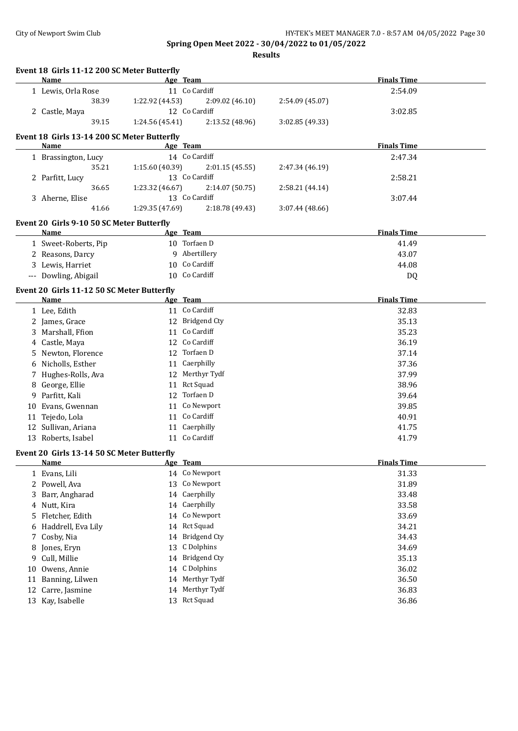**Spring Open Meet 2022 - 30/04/2022 to 01/05/2022**

**Results**

### Event 18 Girls 11-12 200 SC Meter Butterfly

| | Name | Age | Team | | | | Finals Time |
|---|---|---|---|---|---|---|---|
| 1 | Lewis, Orla Rose | 11 | Co Cardiff | | | | 2:54.09 |
| | 38.39 | 1:22.92 (44.53) | | 2:09.02 (46.10) | 2:54.09 (45.07) | | |
| 2 | Castle, Maya | 12 | Co Cardiff | | | | 3:02.85 |
| | 39.15 | 1:24.56 (45.41) | | 2:13.52 (48.96) | 3:02.85 (49.33) | | |

### Event 18 Girls 13-14 200 SC Meter Butterfly

| | Name | Age | Team | | | | Finals Time |
|---|---|---|---|---|---|---|---|
| 1 | Brassington, Lucy | 14 | Co Cardiff | | | | 2:47.34 |
| | 35.21 | 1:15.60 (40.39) | | 2:01.15 (45.55) | 2:47.34 (46.19) | | |
| 2 | Parfitt, Lucy | 13 | Co Cardiff | | | | 2:58.21 |
| | 36.65 | 1:23.32 (46.67) | | 2:14.07 (50.75) | 2:58.21 (44.14) | | |
| 3 | Aherne, Elise | 13 | Co Cardiff | | | | 3:07.44 |
| | 41.66 | 1:29.35 (47.69) | | 2:18.78 (49.43) | 3:07.44 (48.66) | | |

### Event 20 Girls 9-10 50 SC Meter Butterfly

| | Name | Age | Team | Finals Time |
|---|---|---|---|---|
| 1 | Sweet-Roberts, Pip | 10 | Torfaen D | 41.49 |
| 2 | Reasons, Darcy | 9 | Abertillery | 43.07 |
| 3 | Lewis, Harriet | 10 | Co Cardiff | 44.08 |
| --- | Dowling, Abigail | 10 | Co Cardiff | DQ |

### Event 20 Girls 11-12 50 SC Meter Butterfly

| | Name | Age | Team | Finals Time |
|---|---|---|---|---|
| 1 | Lee, Edith | 11 | Co Cardiff | 32.83 |
| 2 | James, Grace | 12 | Bridgend Cty | 35.13 |
| 3 | Marshall, Ffion | 11 | Co Cardiff | 35.23 |
| 4 | Castle, Maya | 12 | Co Cardiff | 36.19 |
| 5 | Newton, Florence | 12 | Torfaen D | 37.14 |
| 6 | Nicholls, Esther | 11 | Caerphilly | 37.36 |
| 7 | Hughes-Rolls, Ava | 12 | Merthyr Tydf | 37.99 |
| 8 | George, Ellie | 11 | Rct Squad | 38.96 |
| 9 | Parfitt, Kali | 12 | Torfaen D | 39.64 |
| 10 | Evans, Gwennan | 11 | Co Newport | 39.85 |
| 11 | Tejedo, Lola | 11 | Co Cardiff | 40.91 |
| 12 | Sullivan, Ariana | 11 | Caerphilly | 41.75 |
| 13 | Roberts, Isabel | 11 | Co Cardiff | 41.79 |

### Event 20 Girls 13-14 50 SC Meter Butterfly

| | Name | Age | Team | Finals Time |
|---|---|---|---|---|
| 1 | Evans, Lili | 14 | Co Newport | 31.33 |
| 2 | Powell, Ava | 13 | Co Newport | 31.89 |
| 3 | Barr, Angharad | 14 | Caerphilly | 33.48 |
| 4 | Nutt, Kira | 14 | Caerphilly | 33.58 |
| 5 | Fletcher, Edith | 14 | Co Newport | 33.69 |
| 6 | Haddrell, Eva Lily | 14 | Rct Squad | 34.21 |
| 7 | Cosby, Nia | 14 | Bridgend Cty | 34.43 |
| 8 | Jones, Eryn | 13 | C Dolphins | 34.69 |
| 9 | Cull, Millie | 14 | Bridgend Cty | 35.13 |
| 10 | Owens, Annie | 14 | C Dolphins | 36.02 |
| 11 | Banning, Lilwen | 14 | Merthyr Tydf | 36.50 |
| 12 | Carre, Jasmine | 14 | Merthyr Tydf | 36.83 |
| 13 | Kay, Isabelle | 13 | Rct Squad | 36.86 |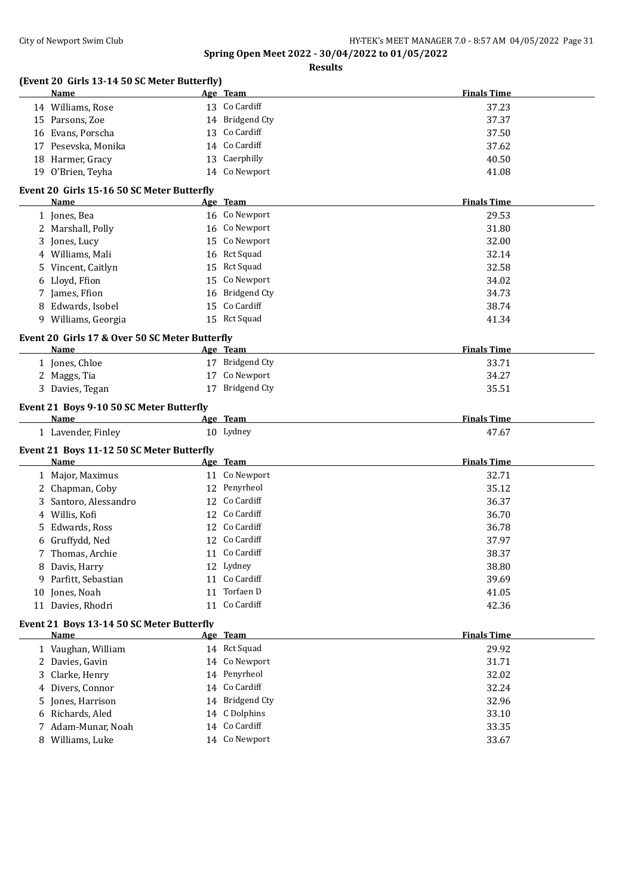**Spring Open Meet 2022 - 30/04/2022 to 01/05/2022**

**Results**

### (Event 20 Girls 13-14 50 SC Meter Butterfly)

| | Name | Age | Team | Finals Time |
|---|---|---|---|---|
| 14 | Williams, Rose | 13 | Co Cardiff | 37.23 |
| 15 | Parsons, Zoe | 14 | Bridgend Cty | 37.37 |
| 16 | Evans, Porscha | 13 | Co Cardiff | 37.50 |
| 17 | Pesevska, Monika | 14 | Co Cardiff | 37.62 |
| 18 | Harmer, Gracy | 13 | Caerphilly | 40.50 |
| 19 | O'Brien, Teyha | 14 | Co Newport | 41.08 |

### Event 20 Girls 15-16 50 SC Meter Butterfly

| | Name | Age | Team | Finals Time |
|---|---|---|---|---|
| 1 | Jones, Bea | 16 | Co Newport | 29.53 |
| 2 | Marshall, Polly | 16 | Co Newport | 31.80 |
| 3 | Jones, Lucy | 15 | Co Newport | 32.00 |
| 4 | Williams, Mali | 16 | Rct Squad | 32.14 |
| 5 | Vincent, Caitlyn | 15 | Rct Squad | 32.58 |
| 6 | Lloyd, Ffion | 15 | Co Newport | 34.02 |
| 7 | James, Ffion | 16 | Bridgend Cty | 34.73 |
| 8 | Edwards, Isobel | 15 | Co Cardiff | 38.74 |
| 9 | Williams, Georgia | 15 | Rct Squad | 41.34 |

### Event 20 Girls 17 & Over 50 SC Meter Butterfly

| | Name | Age | Team | Finals Time |
|---|---|---|---|---|
| 1 | Jones, Chloe | 17 | Bridgend Cty | 33.71 |
| 2 | Maggs, Tia | 17 | Co Newport | 34.27 |
| 3 | Davies, Tegan | 17 | Bridgend Cty | 35.51 |

### Event 21 Boys 9-10 50 SC Meter Butterfly

| | Name | Age | Team | Finals Time |
|---|---|---|---|---|
| 1 | Lavender, Finley | 10 | Lydney | 47.67 |

### Event 21 Boys 11-12 50 SC Meter Butterfly

| | Name | Age | Team | Finals Time |
|---|---|---|---|---|
| 1 | Major, Maximus | 11 | Co Newport | 32.71 |
| 2 | Chapman, Coby | 12 | Penyrheol | 35.12 |
| 3 | Santoro, Alessandro | 12 | Co Cardiff | 36.37 |
| 4 | Willis, Kofi | 12 | Co Cardiff | 36.70 |
| 5 | Edwards, Ross | 12 | Co Cardiff | 36.78 |
| 6 | Gruffydd, Ned | 12 | Co Cardiff | 37.97 |
| 7 | Thomas, Archie | 11 | Co Cardiff | 38.37 |
| 8 | Davis, Harry | 12 | Lydney | 38.80 |
| 9 | Parfitt, Sebastian | 11 | Co Cardiff | 39.69 |
| 10 | Jones, Noah | 11 | Torfaen D | 41.05 |
| 11 | Davies, Rhodri | 11 | Co Cardiff | 42.36 |

### Event 21 Boys 13-14 50 SC Meter Butterfly

| | Name | Age | Team | Finals Time |
|---|---|---|---|---|
| 1 | Vaughan, William | 14 | Rct Squad | 29.92 |
| 2 | Davies, Gavin | 14 | Co Newport | 31.71 |
| 3 | Clarke, Henry | 14 | Penyrheol | 32.02 |
| 4 | Divers, Connor | 14 | Co Cardiff | 32.24 |
| 5 | Jones, Harrison | 14 | Bridgend Cty | 32.96 |
| 6 | Richards, Aled | 14 | C Dolphins | 33.10 |
| 7 | Adam-Munar, Noah | 14 | Co Cardiff | 33.35 |
| 8 | Williams, Luke | 14 | Co Newport | 33.67 |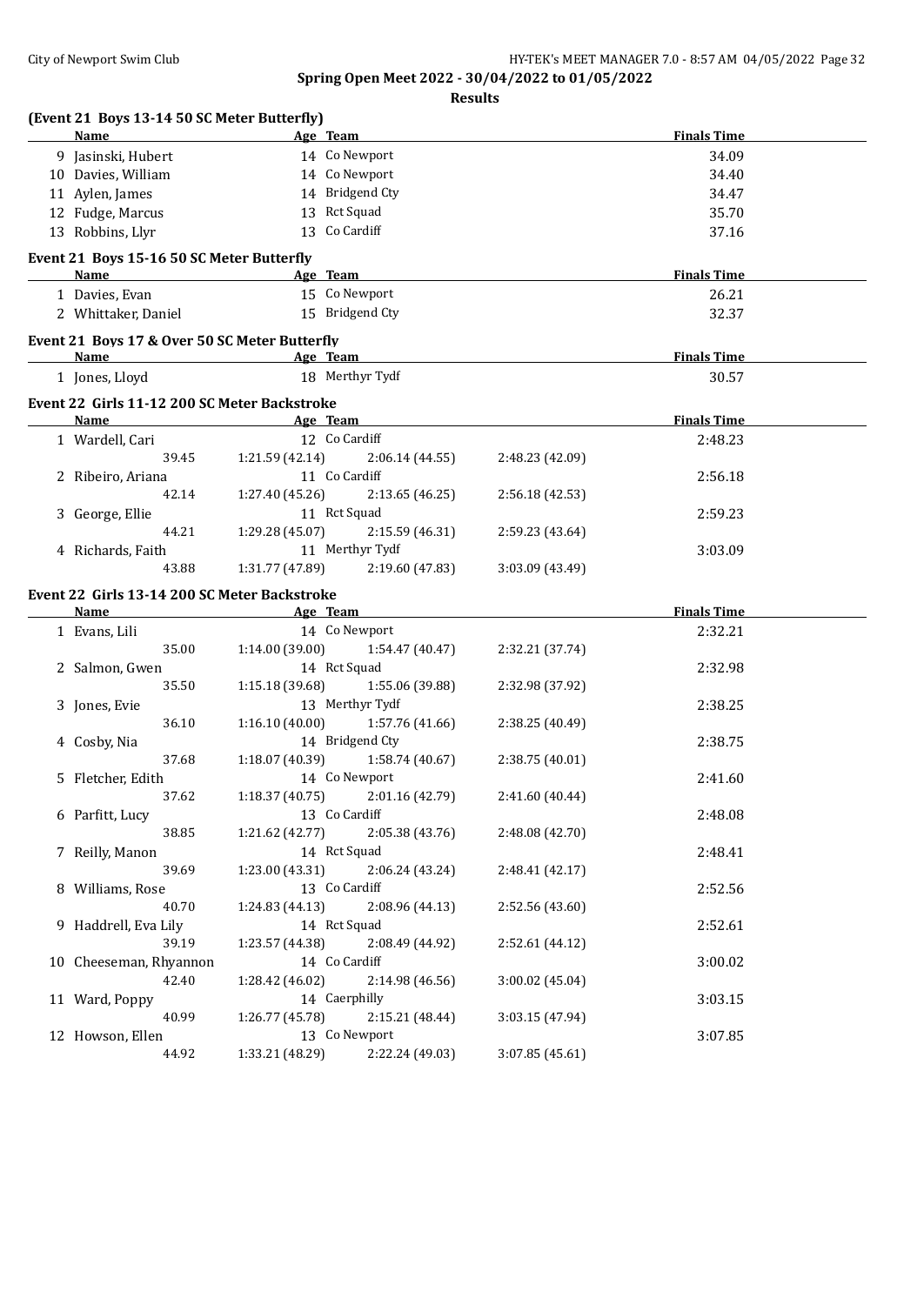**Spring Open Meet 2022 - 30/04/2022 to 01/05/2022**

**Results**

### (Event 21 Boys 13-14 50 SC Meter Butterfly)

| | Name | Age | Team | Finals Time |
|---|---|---|---|---|
| 9 | Jasinski, Hubert | 14 | Co Newport | 34.09 |
| 10 | Davies, William | 14 | Co Newport | 34.40 |
| 11 | Aylen, James | 14 | Bridgend Cty | 34.47 |
| 12 | Fudge, Marcus | 13 | Rct Squad | 35.70 |
| 13 | Robbins, Llyr | 13 | Co Cardiff | 37.16 |

### Event 21 Boys 15-16 50 SC Meter Butterfly

| | Name | Age | Team | Finals Time |
|---|---|---|---|---|
| 1 | Davies, Evan | 15 | Co Newport | 26.21 |
| 2 | Whittaker, Daniel | 15 | Bridgend Cty | 32.37 |

### Event 21 Boys 17 & Over 50 SC Meter Butterfly

| | Name | Age | Team | Finals Time |
|---|---|---|---|---|
| 1 | Jones, Lloyd | 18 | Merthyr Tydf | 30.57 |

### Event 22 Girls 11-12 200 SC Meter Backstroke

| | Name | Age | Team | | Finals Time |
|---|---|---|---|---|---|
| 1 | Wardell, Cari | 12 | Co Cardiff | | 2:48.23 |
| | 39.45 | 1:21.59 (42.14) | 2:06.14 (44.55) | 2:48.23 (42.09) | |
| 2 | Ribeiro, Ariana | 11 | Co Cardiff | | 2:56.18 |
| | 42.14 | 1:27.40 (45.26) | 2:13.65 (46.25) | 2:56.18 (42.53) | |
| 3 | George, Ellie | 11 | Rct Squad | | 2:59.23 |
| | 44.21 | 1:29.28 (45.07) | 2:15.59 (46.31) | 2:59.23 (43.64) | |
| 4 | Richards, Faith | 11 | Merthyr Tydf | | 3:03.09 |
| | 43.88 | 1:31.77 (47.89) | 2:19.60 (47.83) | 3:03.09 (43.49) | |

### Event 22 Girls 13-14 200 SC Meter Backstroke

| | Name | Age | Team | | Finals Time |
|---|---|---|---|---|---|
| 1 | Evans, Lili | 14 | Co Newport | | 2:32.21 |
| | 35.00 | 1:14.00 (39.00) | 1:54.47 (40.47) | 2:32.21 (37.74) | |
| 2 | Salmon, Gwen | 14 | Rct Squad | | 2:32.98 |
| | 35.50 | 1:15.18 (39.68) | 1:55.06 (39.88) | 2:32.98 (37.92) | |
| 3 | Jones, Evie | 13 | Merthyr Tydf | | 2:38.25 |
| | 36.10 | 1:16.10 (40.00) | 1:57.76 (41.66) | 2:38.25 (40.49) | |
| 4 | Cosby, Nia | 14 | Bridgend Cty | | 2:38.75 |
| | 37.68 | 1:18.07 (40.39) | 1:58.74 (40.67) | 2:38.75 (40.01) | |
| 5 | Fletcher, Edith | 14 | Co Newport | | 2:41.60 |
| | 37.62 | 1:18.37 (40.75) | 2:01.16 (42.79) | 2:41.60 (40.44) | |
| 6 | Parfitt, Lucy | 13 | Co Cardiff | | 2:48.08 |
| | 38.85 | 1:21.62 (42.77) | 2:05.38 (43.76) | 2:48.08 (42.70) | |
| 7 | Reilly, Manon | 14 | Rct Squad | | 2:48.41 |
| | 39.69 | 1:23.00 (43.31) | 2:06.24 (43.24) | 2:48.41 (42.17) | |
| 8 | Williams, Rose | 13 | Co Cardiff | | 2:52.56 |
| | 40.70 | 1:24.83 (44.13) | 2:08.96 (44.13) | 2:52.56 (43.60) | |
| 9 | Haddrell, Eva Lily | 14 | Rct Squad | | 2:52.61 |
| | 39.19 | 1:23.57 (44.38) | 2:08.49 (44.92) | 2:52.61 (44.12) | |
| 10 | Cheeseman, Rhyannon | 14 | Co Cardiff | | 3:00.02 |
| | 42.40 | 1:28.42 (46.02) | 2:14.98 (46.56) | 3:00.02 (45.04) | |
| 11 | Ward, Poppy | 14 | Caerphilly | | 3:03.15 |
| | 40.99 | 1:26.77 (45.78) | 2:15.21 (48.44) | 3:03.15 (47.94) | |
| 12 | Howson, Ellen | 13 | Co Newport | | 3:07.85 |
| | 44.92 | 1:33.21 (48.29) | 2:22.24 (49.03) | 3:07.85 (45.61) | |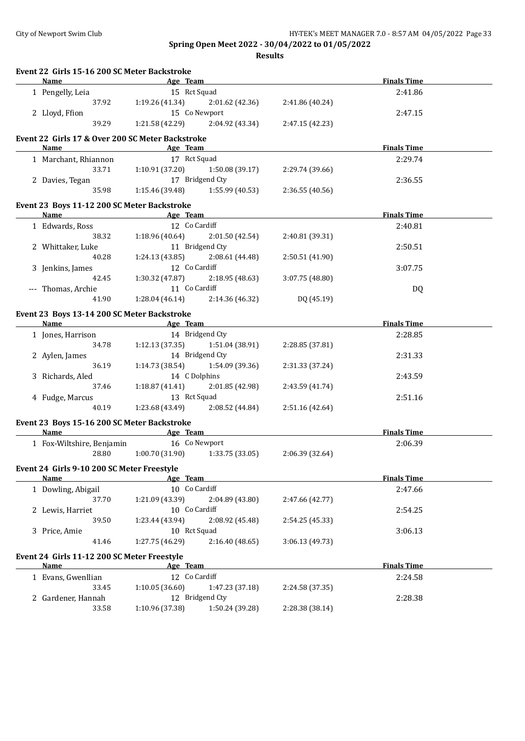**Spring Open Meet 2022 - 30/04/2022 to 01/05/2022**

**Results**

### Event 22 Girls 15-16 200 SC Meter Backstroke

| | Name | Age | Team | | | | Finals Time |
|---|---|---|---|---|---|---|---|
| 1 | Pengelly, Leia | 15 | Rct Squad | | | | 2:41.86 |
| | 37.92 | | 1:19.26 (41.34) | 2:01.62 (42.36) | 2:41.86 (40.24) | | |
| 2 | Lloyd, Ffion | 15 | Co Newport | | | | 2:47.15 |
| | 39.29 | | 1:21.58 (42.29) | 2:04.92 (43.34) | 2:47.15 (42.23) | | |

### Event 22 Girls 17 & Over 200 SC Meter Backstroke

| | Name | Age | Team | | | | Finals Time |
|---|---|---|---|---|---|---|---|
| 1 | Marchant, Rhiannon | 17 | Rct Squad | | | | 2:29.74 |
| | 33.71 | | 1:10.91 (37.20) | 1:50.08 (39.17) | 2:29.74 (39.66) | | |
| 2 | Davies, Tegan | 17 | Bridgend Cty | | | | 2:36.55 |
| | 35.98 | | 1:15.46 (39.48) | 1:55.99 (40.53) | 2:36.55 (40.56) | | |

### Event 23 Boys 11-12 200 SC Meter Backstroke

| | Name | Age | Team | | | | Finals Time |
|---|---|---|---|---|---|---|---|
| 1 | Edwards, Ross | 12 | Co Cardiff | | | | 2:40.81 |
| | 38.32 | | 1:18.96 (40.64) | 2:01.50 (42.54) | 2:40.81 (39.31) | | |
| 2 | Whittaker, Luke | 11 | Bridgend Cty | | | | 2:50.51 |
| | 40.28 | | 1:24.13 (43.85) | 2:08.61 (44.48) | 2:50.51 (41.90) | | |
| 3 | Jenkins, James | 12 | Co Cardiff | | | | 3:07.75 |
| | 42.45 | | 1:30.32 (47.87) | 2:18.95 (48.63) | 3:07.75 (48.80) | | |
| --- | Thomas, Archie | 11 | Co Cardiff | | | | DQ |
| | 41.90 | | 1:28.04 (46.14) | 2:14.36 (46.32) | DQ (45.19) | | |

### Event 23 Boys 13-14 200 SC Meter Backstroke

| | Name | Age | Team | | | | Finals Time |
|---|---|---|---|---|---|---|---|
| 1 | Jones, Harrison | 14 | Bridgend Cty | | | | 2:28.85 |
| | 34.78 | | 1:12.13 (37.35) | 1:51.04 (38.91) | 2:28.85 (37.81) | | |
| 2 | Aylen, James | 14 | Bridgend Cty | | | | 2:31.33 |
| | 36.19 | | 1:14.73 (38.54) | 1:54.09 (39.36) | 2:31.33 (37.24) | | |
| 3 | Richards, Aled | 14 | C Dolphins | | | | 2:43.59 |
| | 37.46 | | 1:18.87 (41.41) | 2:01.85 (42.98) | 2:43.59 (41.74) | | |
| 4 | Fudge, Marcus | 13 | Rct Squad | | | | 2:51.16 |
| | 40.19 | | 1:23.68 (43.49) | 2:08.52 (44.84) | 2:51.16 (42.64) | | |

### Event 23 Boys 15-16 200 SC Meter Backstroke

| | Name | Age | Team | | | | Finals Time |
|---|---|---|---|---|---|---|---|
| 1 | Fox-Wiltshire, Benjamin | 16 | Co Newport | | | | 2:06.39 |
| | 28.80 | | 1:00.70 (31.90) | 1:33.75 (33.05) | 2:06.39 (32.64) | | |

### Event 24 Girls 9-10 200 SC Meter Freestyle

| | Name | Age | Team | | | | Finals Time |
|---|---|---|---|---|---|---|---|
| 1 | Dowling, Abigail | 10 | Co Cardiff | | | | 2:47.66 |
| | 37.70 | | 1:21.09 (43.39) | 2:04.89 (43.80) | 2:47.66 (42.77) | | |
| 2 | Lewis, Harriet | 10 | Co Cardiff | | | | 2:54.25 |
| | 39.50 | | 1:23.44 (43.94) | 2:08.92 (45.48) | 2:54.25 (45.33) | | |
| 3 | Price, Amie | 10 | Rct Squad | | | | 3:06.13 |
| | 41.46 | | 1:27.75 (46.29) | 2:16.40 (48.65) | 3:06.13 (49.73) | | |

### Event 24 Girls 11-12 200 SC Meter Freestyle

| | Name | Age | Team | | | | Finals Time |
|---|---|---|---|---|---|---|---|
| 1 | Evans, Gwenllian | 12 | Co Cardiff | | | | 2:24.58 |
| | 33.45 | | 1:10.05 (36.60) | 1:47.23 (37.18) | 2:24.58 (37.35) | | |
| 2 | Gardener, Hannah | 12 | Bridgend Cty | | | | 2:28.38 |
| | 33.58 | | 1:10.96 (37.38) | 1:50.24 (39.28) | 2:28.38 (38.14) | | |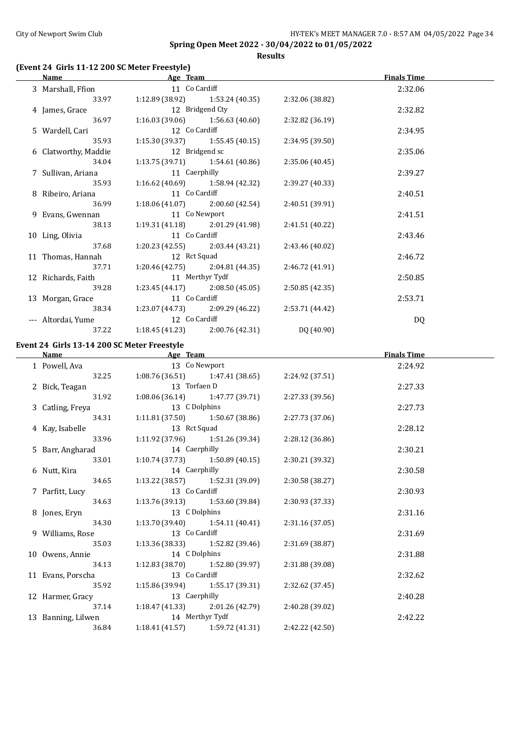# Spring Open Meet 2022 - 30/04/2022 to 01/05/2022

## Results

### (Event 24 Girls 11-12 200 SC Meter Freestyle)

| | Name | Age | Team | | | | Finals Time |
|---|---|---|---|---|---|---|---|
| 3 | Marshall, Ffion | 11 | Co Cardiff | | | | 2:32.06 |
| | | | 33.97 | 1:12.89 (38.92) | 1:53.24 (40.35) | 2:32.06 (38.82) | |
| 4 | James, Grace | 12 | Bridgend Cty | | | | 2:32.82 |
| | | | 36.97 | 1:16.03 (39.06) | 1:56.63 (40.60) | 2:32.82 (36.19) | |
| 5 | Wardell, Cari | 12 | Co Cardiff | | | | 2:34.95 |
| | | | 35.93 | 1:15.30 (39.37) | 1:55.45 (40.15) | 2:34.95 (39.50) | |
| 6 | Clatworthy, Maddie | 12 | Bridgend sc | | | | 2:35.06 |
| | | | 34.04 | 1:13.75 (39.71) | 1:54.61 (40.86) | 2:35.06 (40.45) | |
| 7 | Sullivan, Ariana | 11 | Caerphilly | | | | 2:39.27 |
| | | | 35.93 | 1:16.62 (40.69) | 1:58.94 (42.32) | 2:39.27 (40.33) | |
| 8 | Ribeiro, Ariana | 11 | Co Cardiff | | | | 2:40.51 |
| | | | 36.99 | 1:18.06 (41.07) | 2:00.60 (42.54) | 2:40.51 (39.91) | |
| 9 | Evans, Gwennan | 11 | Co Newport | | | | 2:41.51 |
| | | | 38.13 | 1:19.31 (41.18) | 2:01.29 (41.98) | 2:41.51 (40.22) | |
| 10 | Ling, Olivia | 11 | Co Cardiff | | | | 2:43.46 |
| | | | 37.68 | 1:20.23 (42.55) | 2:03.44 (43.21) | 2:43.46 (40.02) | |
| 11 | Thomas, Hannah | 12 | Rct Squad | | | | 2:46.72 |
| | | | 37.71 | 1:20.46 (42.75) | 2:04.81 (44.35) | 2:46.72 (41.91) | |
| 12 | Richards, Faith | 11 | Merthyr Tydf | | | | 2:50.85 |
| | | | 39.28 | 1:23.45 (44.17) | 2:08.50 (45.05) | 2:50.85 (42.35) | |
| 13 | Morgan, Grace | 11 | Co Cardiff | | | | 2:53.71 |
| | | | 38.34 | 1:23.07 (44.73) | 2:09.29 (46.22) | 2:53.71 (44.42) | |
| --- | Altordai, Yume | 12 | Co Cardiff | | | | DQ |
| | | | 37.22 | 1:18.45 (41.23) | 2:00.76 (42.31) | DQ (40.90) | |

### Event 24 Girls 13-14 200 SC Meter Freestyle

| | Name | Age | Team | | | | Finals Time |
|---|---|---|---|---|---|---|---|
| 1 | Powell, Ava | 13 | Co Newport | | | | 2:24.92 |
| | | | 32.25 | 1:08.76 (36.51) | 1:47.41 (38.65) | 2:24.92 (37.51) | |
| 2 | Bick, Teagan | 13 | Torfaen D | | | | 2:27.33 |
| | | | 31.92 | 1:08.06 (36.14) | 1:47.77 (39.71) | 2:27.33 (39.56) | |
| 3 | Catling, Freya | 13 | C Dolphins | | | | 2:27.73 |
| | | | 34.31 | 1:11.81 (37.50) | 1:50.67 (38.86) | 2:27.73 (37.06) | |
| 4 | Kay, Isabelle | 13 | Rct Squad | | | | 2:28.12 |
| | | | 33.96 | 1:11.92 (37.96) | 1:51.26 (39.34) | 2:28.12 (36.86) | |
| 5 | Barr, Angharad | 14 | Caerphilly | | | | 2:30.21 |
| | | | 33.01 | 1:10.74 (37.73) | 1:50.89 (40.15) | 2:30.21 (39.32) | |
| 6 | Nutt, Kira | 14 | Caerphilly | | | | 2:30.58 |
| | | | 34.65 | 1:13.22 (38.57) | 1:52.31 (39.09) | 2:30.58 (38.27) | |
| 7 | Parfitt, Lucy | 13 | Co Cardiff | | | | 2:30.93 |
| | | | 34.63 | 1:13.76 (39.13) | 1:53.60 (39.84) | 2:30.93 (37.33) | |
| 8 | Jones, Eryn | 13 | C Dolphins | | | | 2:31.16 |
| | | | 34.30 | 1:13.70 (39.40) | 1:54.11 (40.41) | 2:31.16 (37.05) | |
| 9 | Williams, Rose | 13 | Co Cardiff | | | | 2:31.69 |
| | | | 35.03 | 1:13.36 (38.33) | 1:52.82 (39.46) | 2:31.69 (38.87) | |
| 10 | Owens, Annie | 14 | C Dolphins | | | | 2:31.88 |
| | | | 34.13 | 1:12.83 (38.70) | 1:52.80 (39.97) | 2:31.88 (39.08) | |
| 11 | Evans, Porscha | 13 | Co Cardiff | | | | 2:32.62 |
| | | | 35.92 | 1:15.86 (39.94) | 1:55.17 (39.31) | 2:32.62 (37.45) | |
| 12 | Harmer, Gracy | 13 | Caerphilly | | | | 2:40.28 |
| | | | 37.14 | 1:18.47 (41.33) | 2:01.26 (42.79) | 2:40.28 (39.02) | |
| 13 | Banning, Lilwen | 14 | Merthyr Tydf | | | | 2:42.22 |
| | | | 36.84 | 1:18.41 (41.57) | 1:59.72 (41.31) | 2:42.22 (42.50) | |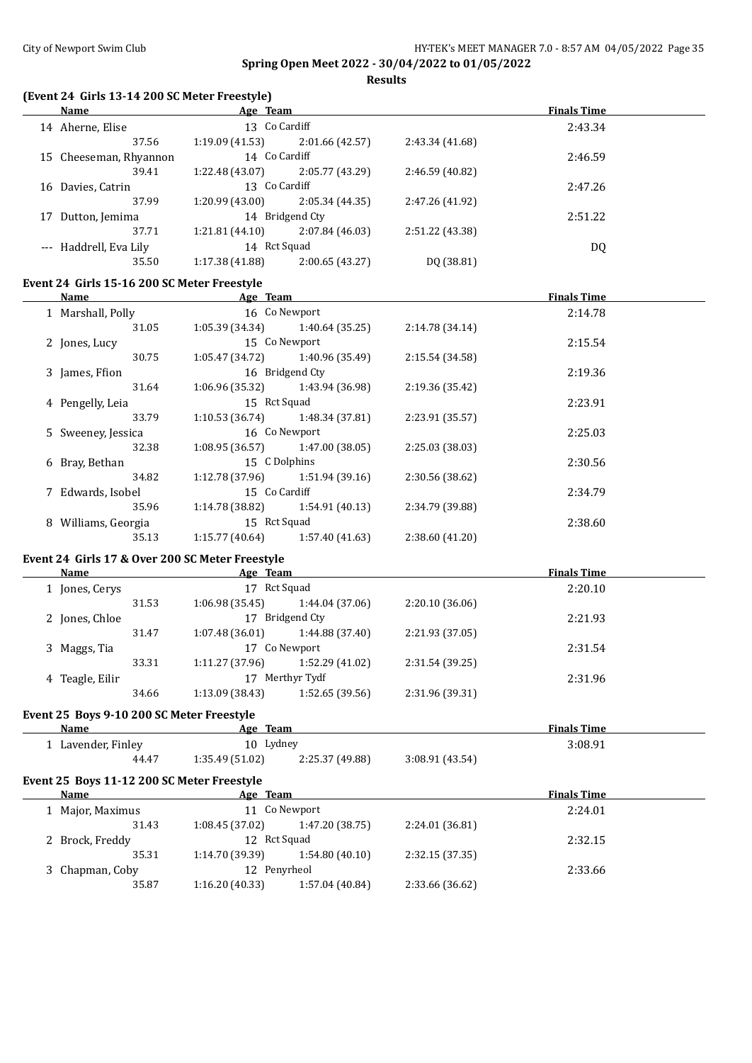## Spring Open Meet 2022 - 30/04/2022 to 01/05/2022

### Results

#### (Event 24 Girls 13-14 200 SC Meter Freestyle)

| | Name | Age | Team | | | | Finals Time |
|---|---|---|---|---|---|---|---|
| 14 | Aherne, Elise | 13 | Co Cardiff | | | | 2:43.34 |
| | | | 37.56 | 1:19.09 (41.53) | 2:01.66 (42.57) | 2:43.34 (41.68) | |
| 15 | Cheeseman, Rhyannon | 14 | Co Cardiff | | | | 2:46.59 |
| | | | 39.41 | 1:22.48 (43.07) | 2:05.77 (43.29) | 2:46.59 (40.82) | |
| 16 | Davies, Catrin | 13 | Co Cardiff | | | | 2:47.26 |
| | | | 37.99 | 1:20.99 (43.00) | 2:05.34 (44.35) | 2:47.26 (41.92) | |
| 17 | Dutton, Jemima | 14 | Bridgend Cty | | | | 2:51.22 |
| | | | 37.71 | 1:21.81 (44.10) | 2:07.84 (46.03) | 2:51.22 (43.38) | |
| --- | Haddrell, Eva Lily | 14 | Rct Squad | | | | DQ |
| | | | 35.50 | 1:17.38 (41.88) | 2:00.65 (43.27) | DQ (38.81) | |

#### Event 24 Girls 15-16 200 SC Meter Freestyle

| | Name | Age | Team | | | | Finals Time |
|---|---|---|---|---|---|---|---|
| 1 | Marshall, Polly | 16 | Co Newport | | | | 2:14.78 |
| | | | 31.05 | 1:05.39 (34.34) | 1:40.64 (35.25) | 2:14.78 (34.14) | |
| 2 | Jones, Lucy | 15 | Co Newport | | | | 2:15.54 |
| | | | 30.75 | 1:05.47 (34.72) | 1:40.96 (35.49) | 2:15.54 (34.58) | |
| 3 | James, Ffion | 16 | Bridgend Cty | | | | 2:19.36 |
| | | | 31.64 | 1:06.96 (35.32) | 1:43.94 (36.98) | 2:19.36 (35.42) | |
| 4 | Pengelly, Leia | 15 | Rct Squad | | | | 2:23.91 |
| | | | 33.79 | 1:10.53 (36.74) | 1:48.34 (37.81) | 2:23.91 (35.57) | |
| 5 | Sweeney, Jessica | 16 | Co Newport | | | | 2:25.03 |
| | | | 32.38 | 1:08.95 (36.57) | 1:47.00 (38.05) | 2:25.03 (38.03) | |
| 6 | Bray, Bethan | 15 | C Dolphins | | | | 2:30.56 |
| | | | 34.82 | 1:12.78 (37.96) | 1:51.94 (39.16) | 2:30.56 (38.62) | |
| 7 | Edwards, Isobel | 15 | Co Cardiff | | | | 2:34.79 |
| | | | 35.96 | 1:14.78 (38.82) | 1:54.91 (40.13) | 2:34.79 (39.88) | |
| 8 | Williams, Georgia | 15 | Rct Squad | | | | 2:38.60 |
| | | | 35.13 | 1:15.77 (40.64) | 1:57.40 (41.63) | 2:38.60 (41.20) | |

#### Event 24 Girls 17 & Over 200 SC Meter Freestyle

| | Name | Age | Team | | | | Finals Time |
|---|---|---|---|---|---|---|---|
| 1 | Jones, Cerys | 17 | Rct Squad | | | | 2:20.10 |
| | | | 31.53 | 1:06.98 (35.45) | 1:44.04 (37.06) | 2:20.10 (36.06) | |
| 2 | Jones, Chloe | 17 | Bridgend Cty | | | | 2:21.93 |
| | | | 31.47 | 1:07.48 (36.01) | 1:44.88 (37.40) | 2:21.93 (37.05) | |
| 3 | Maggs, Tia | 17 | Co Newport | | | | 2:31.54 |
| | | | 33.31 | 1:11.27 (37.96) | 1:52.29 (41.02) | 2:31.54 (39.25) | |
| 4 | Teagle, Eilir | 17 | Merthyr Tydf | | | | 2:31.96 |
| | | | 34.66 | 1:13.09 (38.43) | 1:52.65 (39.56) | 2:31.96 (39.31) | |

#### Event 25 Boys 9-10 200 SC Meter Freestyle

| | Name | Age | Team | | | | Finals Time |
|---|---|---|---|---|---|---|---|
| 1 | Lavender, Finley | 10 | Lydney | | | | 3:08.91 |
| | | | 44.47 | 1:35.49 (51.02) | 2:25.37 (49.88) | 3:08.91 (43.54) | |

#### Event 25 Boys 11-12 200 SC Meter Freestyle

| | Name | Age | Team | | | | Finals Time |
|---|---|---|---|---|---|---|---|
| 1 | Major, Maximus | 11 | Co Newport | | | | 2:24.01 |
| | | | 31.43 | 1:08.45 (37.02) | 1:47.20 (38.75) | 2:24.01 (36.81) | |
| 2 | Brock, Freddy | 12 | Rct Squad | | | | 2:32.15 |
| | | | 35.31 | 1:14.70 (39.39) | 1:54.80 (40.10) | 2:32.15 (37.35) | |
| 3 | Chapman, Coby | 12 | Penyrheol | | | | 2:33.66 |
| | | | 35.87 | 1:16.20 (40.33) | 1:57.04 (40.84) | 2:33.66 (36.62) | |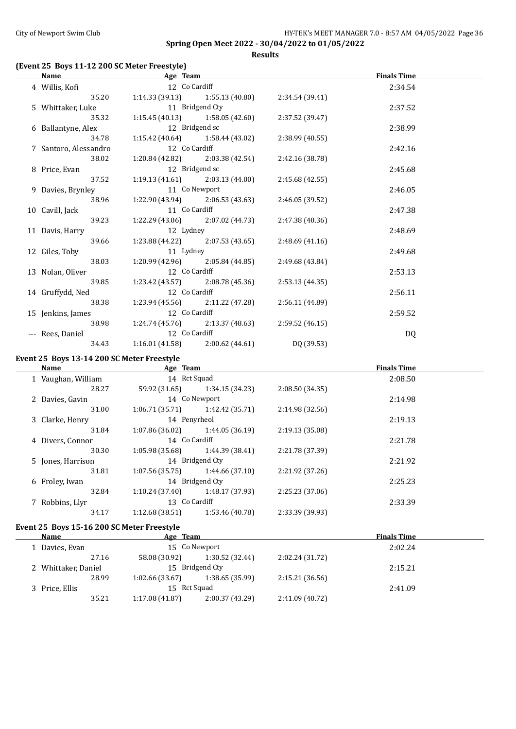## Spring Open Meet 2022 - 30/04/2022 to 01/05/2022

### Results

### (Event 25 Boys 11-12 200 SC Meter Freestyle)

| | Name | Age | Team | | | | Finals Time |
|---|---|---|---|---|---|---|---|
| 4 | Willis, Kofi | 12 | Co Cardiff | | | | 2:34.54 |
| | | | 35.20 | 1:14.33 (39.13) | 1:55.13 (40.80) | 2:34.54 (39.41) | |
| 5 | Whittaker, Luke | 11 | Bridgend Cty | | | | 2:37.52 |
| | | | 35.32 | 1:15.45 (40.13) | 1:58.05 (42.60) | 2:37.52 (39.47) | |
| 6 | Ballantyne, Alex | 12 | Bridgend sc | | | | 2:38.99 |
| | | | 34.78 | 1:15.42 (40.64) | 1:58.44 (43.02) | 2:38.99 (40.55) | |
| 7 | Santoro, Alessandro | 12 | Co Cardiff | | | | 2:42.16 |
| | | | 38.02 | 1:20.84 (42.82) | 2:03.38 (42.54) | 2:42.16 (38.78) | |
| 8 | Price, Evan | 12 | Bridgend sc | | | | 2:45.68 |
| | | | 37.52 | 1:19.13 (41.61) | 2:03.13 (44.00) | 2:45.68 (42.55) | |
| 9 | Davies, Brynley | 11 | Co Newport | | | | 2:46.05 |
| | | | 38.96 | 1:22.90 (43.94) | 2:06.53 (43.63) | 2:46.05 (39.52) | |
| 10 | Cavill, Jack | 11 | Co Cardiff | | | | 2:47.38 |
| | | | 39.23 | 1:22.29 (43.06) | 2:07.02 (44.73) | 2:47.38 (40.36) | |
| 11 | Davis, Harry | 12 | Lydney | | | | 2:48.69 |
| | | | 39.66 | 1:23.88 (44.22) | 2:07.53 (43.65) | 2:48.69 (41.16) | |
| 12 | Giles, Toby | 11 | Lydney | | | | 2:49.68 |
| | | | 38.03 | 1:20.99 (42.96) | 2:05.84 (44.85) | 2:49.68 (43.84) | |
| 13 | Nolan, Oliver | 12 | Co Cardiff | | | | 2:53.13 |
| | | | 39.85 | 1:23.42 (43.57) | 2:08.78 (45.36) | 2:53.13 (44.35) | |
| 14 | Gruffydd, Ned | 12 | Co Cardiff | | | | 2:56.11 |
| | | | 38.38 | 1:23.94 (45.56) | 2:11.22 (47.28) | 2:56.11 (44.89) | |
| 15 | Jenkins, James | 12 | Co Cardiff | | | | 2:59.52 |
| | | | 38.98 | 1:24.74 (45.76) | 2:13.37 (48.63) | 2:59.52 (46.15) | |
| --- | Rees, Daniel | 12 | Co Cardiff | | | | DQ |
| | | | 34.43 | 1:16.01 (41.58) | 2:00.62 (44.61) | DQ (39.53) | |

### Event 25 Boys 13-14 200 SC Meter Freestyle

| | Name | Age | Team | | | | Finals Time |
|---|---|---|---|---|---|---|---|
| 1 | Vaughan, William | 14 | Rct Squad | | | | 2:08.50 |
| | | | 28.27 | 59.92 (31.65) | 1:34.15 (34.23) | 2:08.50 (34.35) | |
| 2 | Davies, Gavin | 14 | Co Newport | | | | 2:14.98 |
| | | | 31.00 | 1:06.71 (35.71) | 1:42.42 (35.71) | 2:14.98 (32.56) | |
| 3 | Clarke, Henry | 14 | Penyrheol | | | | 2:19.13 |
| | | | 31.84 | 1:07.86 (36.02) | 1:44.05 (36.19) | 2:19.13 (35.08) | |
| 4 | Divers, Connor | 14 | Co Cardiff | | | | 2:21.78 |
| | | | 30.30 | 1:05.98 (35.68) | 1:44.39 (38.41) | 2:21.78 (37.39) | |
| 5 | Jones, Harrison | 14 | Bridgend Cty | | | | 2:21.92 |
| | | | 31.81 | 1:07.56 (35.75) | 1:44.66 (37.10) | 2:21.92 (37.26) | |
| 6 | Froley, Iwan | 14 | Bridgend Cty | | | | 2:25.23 |
| | | | 32.84 | 1:10.24 (37.40) | 1:48.17 (37.93) | 2:25.23 (37.06) | |
| 7 | Robbins, Llyr | 13 | Co Cardiff | | | | 2:33.39 |
| | | | 34.17 | 1:12.68 (38.51) | 1:53.46 (40.78) | 2:33.39 (39.93) | |

### Event 25 Boys 15-16 200 SC Meter Freestyle

| | Name | Age | Team | | | | Finals Time |
|---|---|---|---|---|---|---|---|
| 1 | Davies, Evan | 15 | Co Newport | | | | 2:02.24 |
| | | | 27.16 | 58.08 (30.92) | 1:30.52 (32.44) | 2:02.24 (31.72) | |
| 2 | Whittaker, Daniel | 15 | Bridgend Cty | | | | 2:15.21 |
| | | | 28.99 | 1:02.66 (33.67) | 1:38.65 (35.99) | 2:15.21 (36.56) | |
| 3 | Price, Ellis | 15 | Rct Squad | | | | 2:41.09 |
| | | | 35.21 | 1:17.08 (41.87) | 2:00.37 (43.29) | 2:41.09 (40.72) | |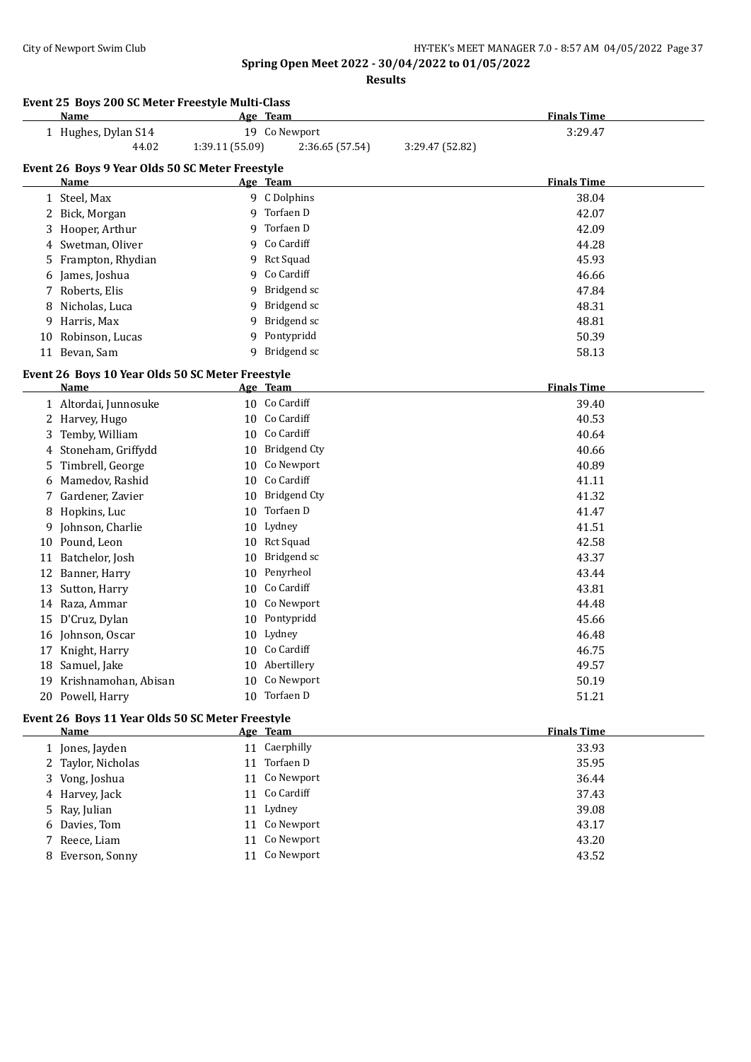## Spring Open Meet 2022 - 30/04/2022 to 01/05/2022

### Results

#### Event 25 Boys 200 SC Meter Freestyle Multi-Class

| | Name | Age | Team | Finals Time |
|---|---|---|---|---|
| 1 | Hughes, Dylan S14 | 19 | Co Newport | 3:29.47 |
| | 44.02 | 1:39.11 (55.09) | 2:36.65 (57.54) | 3:29.47 (52.82) |

#### Event 26 Boys 9 Year Olds 50 SC Meter Freestyle

| | Name | Age | Team | Finals Time |
|---|---|---|---|---|
| 1 | Steel, Max | 9 | C Dolphins | 38.04 |
| 2 | Bick, Morgan | 9 | Torfaen D | 42.07 |
| 3 | Hooper, Arthur | 9 | Torfaen D | 42.09 |
| 4 | Swetman, Oliver | 9 | Co Cardiff | 44.28 |
| 5 | Frampton, Rhydian | 9 | Rct Squad | 45.93 |
| 6 | James, Joshua | 9 | Co Cardiff | 46.66 |
| 7 | Roberts, Elis | 9 | Bridgend sc | 47.84 |
| 8 | Nicholas, Luca | 9 | Bridgend sc | 48.31 |
| 9 | Harris, Max | 9 | Bridgend sc | 48.81 |
| 10 | Robinson, Lucas | 9 | Pontypridd | 50.39 |
| 11 | Bevan, Sam | 9 | Bridgend sc | 58.13 |

#### Event 26 Boys 10 Year Olds 50 SC Meter Freestyle

| | Name | Age | Team | Finals Time |
|---|---|---|---|---|
| 1 | Altordai, Junnosuke | 10 | Co Cardiff | 39.40 |
| 2 | Harvey, Hugo | 10 | Co Cardiff | 40.53 |
| 3 | Temby, William | 10 | Co Cardiff | 40.64 |
| 4 | Stoneham, Griffydd | 10 | Bridgend Cty | 40.66 |
| 5 | Timbrell, George | 10 | Co Newport | 40.89 |
| 6 | Mamedov, Rashid | 10 | Co Cardiff | 41.11 |
| 7 | Gardener, Zavier | 10 | Bridgend Cty | 41.32 |
| 8 | Hopkins, Luc | 10 | Torfaen D | 41.47 |
| 9 | Johnson, Charlie | 10 | Lydney | 41.51 |
| 10 | Pound, Leon | 10 | Rct Squad | 42.58 |
| 11 | Batchelor, Josh | 10 | Bridgend sc | 43.37 |
| 12 | Banner, Harry | 10 | Penyrheol | 43.44 |
| 13 | Sutton, Harry | 10 | Co Cardiff | 43.81 |
| 14 | Raza, Ammar | 10 | Co Newport | 44.48 |
| 15 | D'Cruz, Dylan | 10 | Pontypridd | 45.66 |
| 16 | Johnson, Oscar | 10 | Lydney | 46.48 |
| 17 | Knight, Harry | 10 | Co Cardiff | 46.75 |
| 18 | Samuel, Jake | 10 | Abertillery | 49.57 |
| 19 | Krishnamohan, Abisan | 10 | Co Newport | 50.19 |
| 20 | Powell, Harry | 10 | Torfaen D | 51.21 |

#### Event 26 Boys 11 Year Olds 50 SC Meter Freestyle

| | Name | Age | Team | Finals Time |
|---|---|---|---|---|
| 1 | Jones, Jayden | 11 | Caerphilly | 33.93 |
| 2 | Taylor, Nicholas | 11 | Torfaen D | 35.95 |
| 3 | Vong, Joshua | 11 | Co Newport | 36.44 |
| 4 | Harvey, Jack | 11 | Co Cardiff | 37.43 |
| 5 | Ray, Julian | 11 | Lydney | 39.08 |
| 6 | Davies, Tom | 11 | Co Newport | 43.17 |
| 7 | Reece, Liam | 11 | Co Newport | 43.20 |
| 8 | Everson, Sonny | 11 | Co Newport | 43.52 |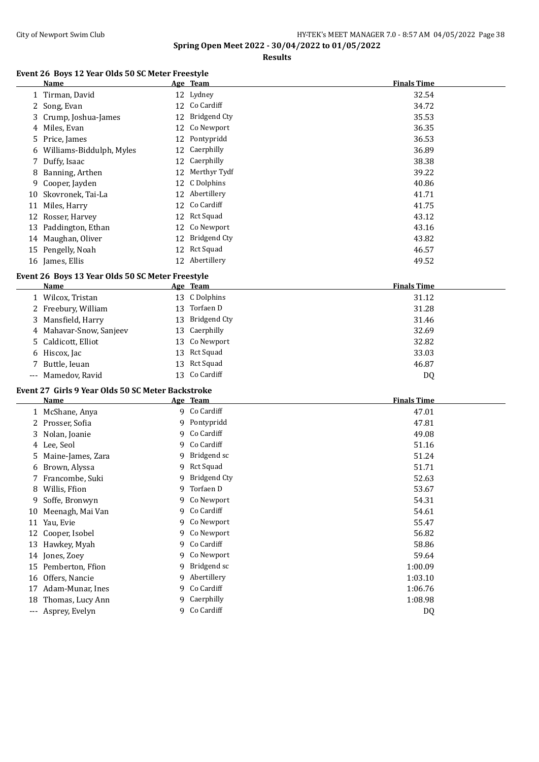**Spring Open Meet 2022 - 30/04/2022 to 01/05/2022**

**Results**

### Event 26 Boys 12 Year Olds 50 SC Meter Freestyle

| | Name | Age | Team | Finals Time |
|---|---|---|---|---|
| 1 | Tirman, David | 12 | Lydney | 32.54 |
| 2 | Song, Evan | 12 | Co Cardiff | 34.72 |
| 3 | Crump, Joshua-James | 12 | Bridgend Cty | 35.53 |
| 4 | Miles, Evan | 12 | Co Newport | 36.35 |
| 5 | Price, James | 12 | Pontypridd | 36.53 |
| 6 | Williams-Biddulph, Myles | 12 | Caerphilly | 36.89 |
| 7 | Duffy, Isaac | 12 | Caerphilly | 38.38 |
| 8 | Banning, Arthen | 12 | Merthyr Tydf | 39.22 |
| 9 | Cooper, Jayden | 12 | C Dolphins | 40.86 |
| 10 | Skovronek, Tai-La | 12 | Abertillery | 41.71 |
| 11 | Miles, Harry | 12 | Co Cardiff | 41.75 |
| 12 | Rosser, Harvey | 12 | Rct Squad | 43.12 |
| 13 | Paddington, Ethan | 12 | Co Newport | 43.16 |
| 14 | Maughan, Oliver | 12 | Bridgend Cty | 43.82 |
| 15 | Pengelly, Noah | 12 | Rct Squad | 46.57 |
| 16 | James, Ellis | 12 | Abertillery | 49.52 |

### Event 26 Boys 13 Year Olds 50 SC Meter Freestyle

| | Name | Age | Team | Finals Time |
|---|---|---|---|---|
| 1 | Wilcox, Tristan | 13 | C Dolphins | 31.12 |
| 2 | Freebury, William | 13 | Torfaen D | 31.28 |
| 3 | Mansfield, Harry | 13 | Bridgend Cty | 31.46 |
| 4 | Mahavar-Snow, Sanjeev | 13 | Caerphilly | 32.69 |
| 5 | Caldicott, Elliot | 13 | Co Newport | 32.82 |
| 6 | Hiscox, Jac | 13 | Rct Squad | 33.03 |
| 7 | Buttle, Ieuan | 13 | Rct Squad | 46.87 |
| --- | Mamedov, Ravid | 13 | Co Cardiff | DQ |

### Event 27 Girls 9 Year Olds 50 SC Meter Backstroke

| | Name | Age | Team | Finals Time |
|---|---|---|---|---|
| 1 | McShane, Anya | 9 | Co Cardiff | 47.01 |
| 2 | Prosser, Sofia | 9 | Pontypridd | 47.81 |
| 3 | Nolan, Joanie | 9 | Co Cardiff | 49.08 |
| 4 | Lee, Seol | 9 | Co Cardiff | 51.16 |
| 5 | Maine-James, Zara | 9 | Bridgend sc | 51.24 |
| 6 | Brown, Alyssa | 9 | Rct Squad | 51.71 |
| 7 | Francombe, Suki | 9 | Bridgend Cty | 52.63 |
| 8 | Willis, Ffion | 9 | Torfaen D | 53.67 |
| 9 | Soffe, Bronwyn | 9 | Co Newport | 54.31 |
| 10 | Meenagh, Mai Van | 9 | Co Cardiff | 54.61 |
| 11 | Yau, Evie | 9 | Co Newport | 55.47 |
| 12 | Cooper, Isobel | 9 | Co Newport | 56.82 |
| 13 | Hawkey, Myah | 9 | Co Cardiff | 58.86 |
| 14 | Jones, Zoey | 9 | Co Newport | 59.64 |
| 15 | Pemberton, Ffion | 9 | Bridgend sc | 1:00.09 |
| 16 | Offers, Nancie | 9 | Abertillery | 1:03.10 |
| 17 | Adam-Munar, Ines | 9 | Co Cardiff | 1:06.76 |
| 18 | Thomas, Lucy Ann | 9 | Caerphilly | 1:08.98 |
| --- | Asprey, Evelyn | 9 | Co Cardiff | DQ |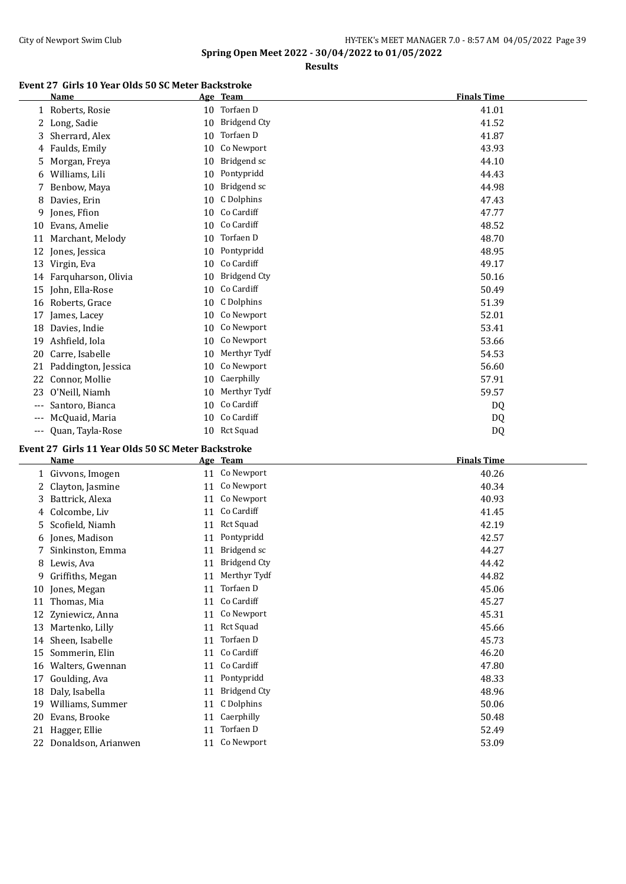**Spring Open Meet 2022 - 30/04/2022 to 01/05/2022**

**Results**

### Event 27 Girls 10 Year Olds 50 SC Meter Backstroke

| | Name | Age | Team | Finals Time |
|---|---|---|---|---|
| 1 | Roberts, Rosie | 10 | Torfaen D | 41.01 |
| 2 | Long, Sadie | 10 | Bridgend Cty | 41.52 |
| 3 | Sherrard, Alex | 10 | Torfaen D | 41.87 |
| 4 | Faulds, Emily | 10 | Co Newport | 43.93 |
| 5 | Morgan, Freya | 10 | Bridgend sc | 44.10 |
| 6 | Williams, Lili | 10 | Pontypridd | 44.43 |
| 7 | Benbow, Maya | 10 | Bridgend sc | 44.98 |
| 8 | Davies, Erin | 10 | C Dolphins | 47.43 |
| 9 | Jones, Ffion | 10 | Co Cardiff | 47.77 |
| 10 | Evans, Amelie | 10 | Co Cardiff | 48.52 |
| 11 | Marchant, Melody | 10 | Torfaen D | 48.70 |
| 12 | Jones, Jessica | 10 | Pontypridd | 48.95 |
| 13 | Virgin, Eva | 10 | Co Cardiff | 49.17 |
| 14 | Farquharson, Olivia | 10 | Bridgend Cty | 50.16 |
| 15 | John, Ella-Rose | 10 | Co Cardiff | 50.49 |
| 16 | Roberts, Grace | 10 | C Dolphins | 51.39 |
| 17 | James, Lacey | 10 | Co Newport | 52.01 |
| 18 | Davies, Indie | 10 | Co Newport | 53.41 |
| 19 | Ashfield, Iola | 10 | Co Newport | 53.66 |
| 20 | Carre, Isabelle | 10 | Merthyr Tydf | 54.53 |
| 21 | Paddington, Jessica | 10 | Co Newport | 56.60 |
| 22 | Connor, Mollie | 10 | Caerphilly | 57.91 |
| 23 | O'Neill, Niamh | 10 | Merthyr Tydf | 59.57 |
| --- | Santoro, Bianca | 10 | Co Cardiff | DQ |
| --- | McQuaid, Maria | 10 | Co Cardiff | DQ |
| --- | Quan, Tayla-Rose | 10 | Rct Squad | DQ |

### Event 27 Girls 11 Year Olds 50 SC Meter Backstroke

| | Name | Age | Team | Finals Time |
|---|---|---|---|---|
| 1 | Givvons, Imogen | 11 | Co Newport | 40.26 |
| 2 | Clayton, Jasmine | 11 | Co Newport | 40.34 |
| 3 | Battrick, Alexa | 11 | Co Newport | 40.93 |
| 4 | Colcombe, Liv | 11 | Co Cardiff | 41.45 |
| 5 | Scofield, Niamh | 11 | Rct Squad | 42.19 |
| 6 | Jones, Madison | 11 | Pontypridd | 42.57 |
| 7 | Sinkinston, Emma | 11 | Bridgend sc | 44.27 |
| 8 | Lewis, Ava | 11 | Bridgend Cty | 44.42 |
| 9 | Griffiths, Megan | 11 | Merthyr Tydf | 44.82 |
| 10 | Jones, Megan | 11 | Torfaen D | 45.06 |
| 11 | Thomas, Mia | 11 | Co Cardiff | 45.27 |
| 12 | Zyniewicz, Anna | 11 | Co Newport | 45.31 |
| 13 | Martenko, Lilly | 11 | Rct Squad | 45.66 |
| 14 | Sheen, Isabelle | 11 | Torfaen D | 45.73 |
| 15 | Sommerin, Elin | 11 | Co Cardiff | 46.20 |
| 16 | Walters, Gwennan | 11 | Co Cardiff | 47.80 |
| 17 | Goulding, Ava | 11 | Pontypridd | 48.33 |
| 18 | Daly, Isabella | 11 | Bridgend Cty | 48.96 |
| 19 | Williams, Summer | 11 | C Dolphins | 50.06 |
| 20 | Evans, Brooke | 11 | Caerphilly | 50.48 |
| 21 | Hagger, Ellie | 11 | Torfaen D | 52.49 |
| 22 | Donaldson, Arianwen | 11 | Co Newport | 53.09 |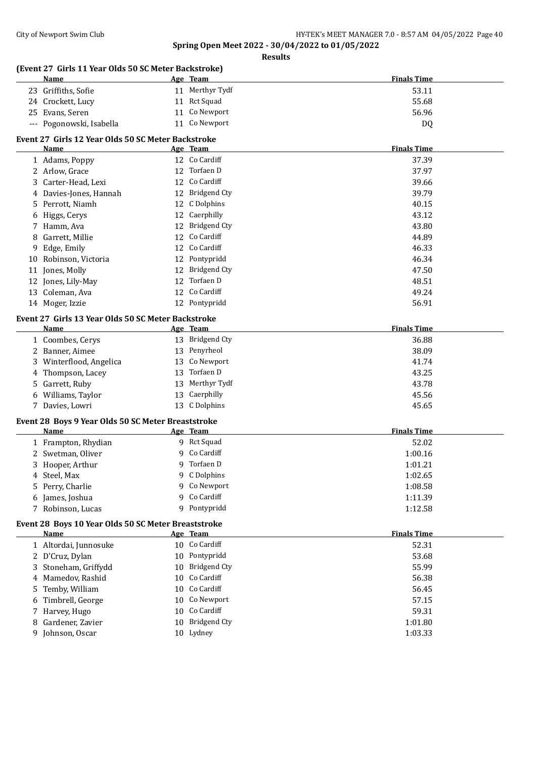## Spring Open Meet 2022 - 30/04/2022 to 01/05/2022

**Results**

### (Event 27 Girls 11 Year Olds 50 SC Meter Backstroke)

| | Name | Age | Team | Finals Time |
|---|---|---|---|---|
| 23 | Griffiths, Sofie | 11 | Merthyr Tydf | 53.11 |
| 24 | Crockett, Lucy | 11 | Rct Squad | 55.68 |
| 25 | Evans, Seren | 11 | Co Newport | 56.96 |
| --- | Pogonowski, Isabella | 11 | Co Newport | DQ |

### Event 27 Girls 12 Year Olds 50 SC Meter Backstroke

| | Name | Age | Team | Finals Time |
|---|---|---|---|---|
| 1 | Adams, Poppy | 12 | Co Cardiff | 37.39 |
| 2 | Arlow, Grace | 12 | Torfaen D | 37.97 |
| 3 | Carter-Head, Lexi | 12 | Co Cardiff | 39.66 |
| 4 | Davies-Jones, Hannah | 12 | Bridgend Cty | 39.79 |
| 5 | Perrott, Niamh | 12 | C Dolphins | 40.15 |
| 6 | Higgs, Cerys | 12 | Caerphilly | 43.12 |
| 7 | Hamm, Ava | 12 | Bridgend Cty | 43.80 |
| 8 | Garrett, Millie | 12 | Co Cardiff | 44.89 |
| 9 | Edge, Emily | 12 | Co Cardiff | 46.33 |
| 10 | Robinson, Victoria | 12 | Pontypridd | 46.34 |
| 11 | Jones, Molly | 12 | Bridgend Cty | 47.50 |
| 12 | Jones, Lily-May | 12 | Torfaen D | 48.51 |
| 13 | Coleman, Ava | 12 | Co Cardiff | 49.24 |
| 14 | Moger, Izzie | 12 | Pontypridd | 56.91 |

### Event 27 Girls 13 Year Olds 50 SC Meter Backstroke

| | Name | Age | Team | Finals Time |
|---|---|---|---|---|
| 1 | Coombes, Cerys | 13 | Bridgend Cty | 36.88 |
| 2 | Banner, Aimee | 13 | Penyrheol | 38.09 |
| 3 | Winterflood, Angelica | 13 | Co Newport | 41.74 |
| 4 | Thompson, Lacey | 13 | Torfaen D | 43.25 |
| 5 | Garrett, Ruby | 13 | Merthyr Tydf | 43.78 |
| 6 | Williams, Taylor | 13 | Caerphilly | 45.56 |
| 7 | Davies, Lowri | 13 | C Dolphins | 45.65 |

### Event 28 Boys 9 Year Olds 50 SC Meter Breaststroke

| | Name | Age | Team | Finals Time |
|---|---|---|---|---|
| 1 | Frampton, Rhydian | 9 | Rct Squad | 52.02 |
| 2 | Swetman, Oliver | 9 | Co Cardiff | 1:00.16 |
| 3 | Hooper, Arthur | 9 | Torfaen D | 1:01.21 |
| 4 | Steel, Max | 9 | C Dolphins | 1:02.65 |
| 5 | Perry, Charlie | 9 | Co Newport | 1:08.58 |
| 6 | James, Joshua | 9 | Co Cardiff | 1:11.39 |
| 7 | Robinson, Lucas | 9 | Pontypridd | 1:12.58 |

### Event 28 Boys 10 Year Olds 50 SC Meter Breaststroke

| | Name | Age | Team | Finals Time |
|---|---|---|---|---|
| 1 | Altordai, Junnosuke | 10 | Co Cardiff | 52.31 |
| 2 | D'Cruz, Dylan | 10 | Pontypridd | 53.68 |
| 3 | Stoneham, Griffydd | 10 | Bridgend Cty | 55.99 |
| 4 | Mamedov, Rashid | 10 | Co Cardiff | 56.38 |
| 5 | Temby, William | 10 | Co Cardiff | 56.45 |
| 6 | Timbrell, George | 10 | Co Newport | 57.15 |
| 7 | Harvey, Hugo | 10 | Co Cardiff | 59.31 |
| 8 | Gardener, Zavier | 10 | Bridgend Cty | 1:01.80 |
| 9 | Johnson, Oscar | 10 | Lydney | 1:03.33 |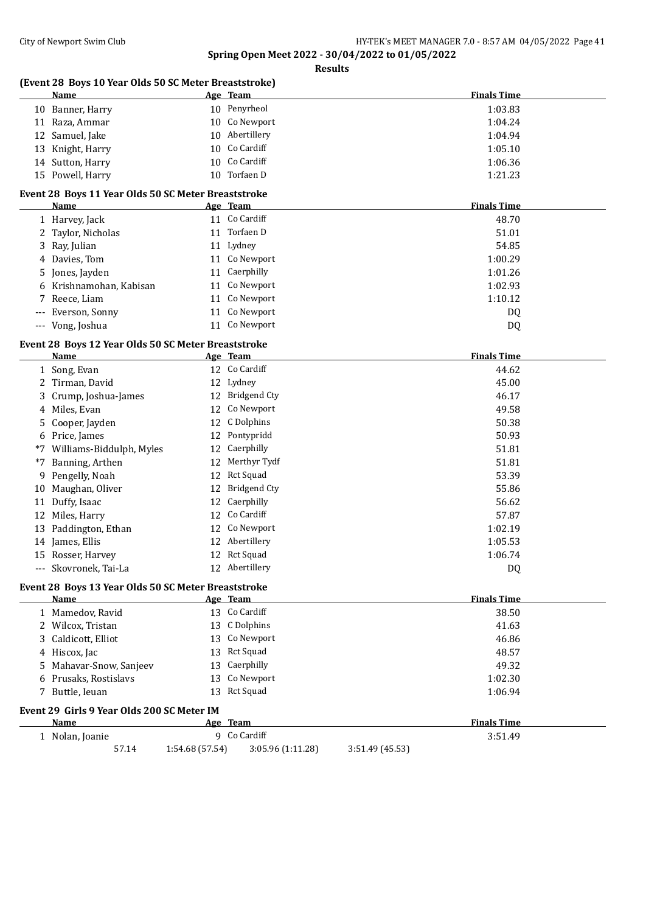**Spring Open Meet 2022 - 30/04/2022 to 01/05/2022**

**Results**

### (Event 28 Boys 10 Year Olds 50 SC Meter Breaststroke)

| | Name | Age | Team | Finals Time |
|---|---|---|---|---|
| 10 | Banner, Harry | 10 | Penyrheol | 1:03.83 |
| 11 | Raza, Ammar | 10 | Co Newport | 1:04.24 |
| 12 | Samuel, Jake | 10 | Abertillery | 1:04.94 |
| 13 | Knight, Harry | 10 | Co Cardiff | 1:05.10 |
| 14 | Sutton, Harry | 10 | Co Cardiff | 1:06.36 |
| 15 | Powell, Harry | 10 | Torfaen D | 1:21.23 |

### Event 28 Boys 11 Year Olds 50 SC Meter Breaststroke

| | Name | Age | Team | Finals Time |
|---|---|---|---|---|
| 1 | Harvey, Jack | 11 | Co Cardiff | 48.70 |
| 2 | Taylor, Nicholas | 11 | Torfaen D | 51.01 |
| 3 | Ray, Julian | 11 | Lydney | 54.85 |
| 4 | Davies, Tom | 11 | Co Newport | 1:00.29 |
| 5 | Jones, Jayden | 11 | Caerphilly | 1:01.26 |
| 6 | Krishnamohan, Kabisan | 11 | Co Newport | 1:02.93 |
| 7 | Reece, Liam | 11 | Co Newport | 1:10.12 |
| --- | Everson, Sonny | 11 | Co Newport | DQ |
| --- | Vong, Joshua | 11 | Co Newport | DQ |

### Event 28 Boys 12 Year Olds 50 SC Meter Breaststroke

| | Name | Age | Team | Finals Time |
|---|---|---|---|---|
| 1 | Song, Evan | 12 | Co Cardiff | 44.62 |
| 2 | Tirman, David | 12 | Lydney | 45.00 |
| 3 | Crump, Joshua-James | 12 | Bridgend Cty | 46.17 |
| 4 | Miles, Evan | 12 | Co Newport | 49.58 |
| 5 | Cooper, Jayden | 12 | C Dolphins | 50.38 |
| 6 | Price, James | 12 | Pontypridd | 50.93 |
| *7 | Williams-Biddulph, Myles | 12 | Caerphilly | 51.81 |
| *7 | Banning, Arthen | 12 | Merthyr Tydf | 51.81 |
| 9 | Pengelly, Noah | 12 | Rct Squad | 53.39 |
| 10 | Maughan, Oliver | 12 | Bridgend Cty | 55.86 |
| 11 | Duffy, Isaac | 12 | Caerphilly | 56.62 |
| 12 | Miles, Harry | 12 | Co Cardiff | 57.87 |
| 13 | Paddington, Ethan | 12 | Co Newport | 1:02.19 |
| 14 | James, Ellis | 12 | Abertillery | 1:05.53 |
| 15 | Rosser, Harvey | 12 | Rct Squad | 1:06.74 |
| --- | Skovronek, Tai-La | 12 | Abertillery | DQ |

### Event 28 Boys 13 Year Olds 50 SC Meter Breaststroke

| | Name | Age | Team | Finals Time |
|---|---|---|---|---|
| 1 | Mamedov, Ravid | 13 | Co Cardiff | 38.50 |
| 2 | Wilcox, Tristan | 13 | C Dolphins | 41.63 |
| 3 | Caldicott, Elliot | 13 | Co Newport | 46.86 |
| 4 | Hiscox, Jac | 13 | Rct Squad | 48.57 |
| 5 | Mahavar-Snow, Sanjeev | 13 | Caerphilly | 49.32 |
| 6 | Prusaks, Rostislavs | 13 | Co Newport | 1:02.30 |
| 7 | Buttle, Ieuan | 13 | Rct Squad | 1:06.94 |

### Event 29 Girls 9 Year Olds 200 SC Meter IM

| | Name | Age | Team | Finals Time |
|---|---|---|---|---|
| 1 | Nolan, Joanie | 9 | Co Cardiff | 3:51.49 |
| | 57.14 | 1:54.68 (57.54) | 3:05.96 (1:11.28) | 3:51.49 (45.53) |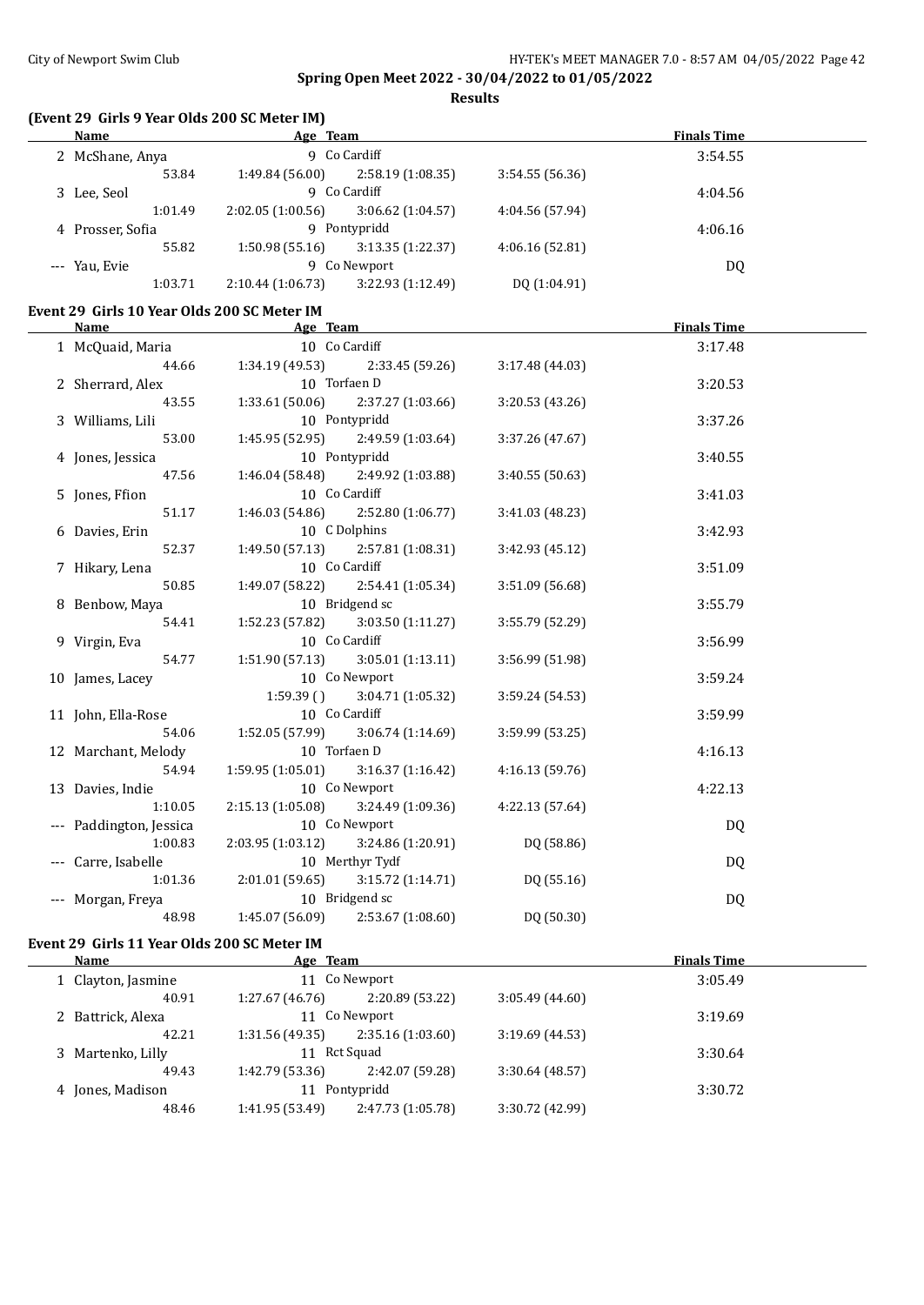**Spring Open Meet 2022 - 30/04/2022 to 01/05/2022**

**Results**

## (Event 29 Girls 9 Year Olds 200 SC Meter IM)

| Name | Age | Team | | Finals Time |
|---|---|---|---|---|
| 2 McShane, Anya | 9 | Co Cardiff | | 3:54.55 |
| 53.84 | 1:49.84 (56.00) | 2:58.19 (1:08.35) | 3:54.55 (56.36) | |
| 3 Lee, Seol | 9 | Co Cardiff | | 4:04.56 |
| 1:01.49 | 2:02.05 (1:00.56) | 3:06.62 (1:04.57) | 4:04.56 (57.94) | |
| 4 Prosser, Sofia | 9 | Pontypridd | | 4:06.16 |
| 55.82 | 1:50.98 (55.16) | 3:13.35 (1:22.37) | 4:06.16 (52.81) | |
| --- Yau, Evie | 9 | Co Newport | | DQ |
| 1:03.71 | 2:10.44 (1:06.73) | 3:22.93 (1:12.49) | DQ (1:04.91) | |

## Event 29 Girls 10 Year Olds 200 SC Meter IM

| Name | Age | Team | | Finals Time |
|---|---|---|---|---|
| 1 McQuaid, Maria | 10 | Co Cardiff | | 3:17.48 |
| 44.66 | 1:34.19 (49.53) | 2:33.45 (59.26) | 3:17.48 (44.03) | |
| 2 Sherrard, Alex | 10 | Torfaen D | | 3:20.53 |
| 43.55 | 1:33.61 (50.06) | 2:37.27 (1:03.66) | 3:20.53 (43.26) | |
| 3 Williams, Lili | 10 | Pontypridd | | 3:37.26 |
| 53.00 | 1:45.95 (52.95) | 2:49.59 (1:03.64) | 3:37.26 (47.67) | |
| 4 Jones, Jessica | 10 | Pontypridd | | 3:40.55 |
| 47.56 | 1:46.04 (58.48) | 2:49.92 (1:03.88) | 3:40.55 (50.63) | |
| 5 Jones, Ffion | 10 | Co Cardiff | | 3:41.03 |
| 51.17 | 1:46.03 (54.86) | 2:52.80 (1:06.77) | 3:41.03 (48.23) | |
| 6 Davies, Erin | 10 | C Dolphins | | 3:42.93 |
| 52.37 | 1:49.50 (57.13) | 2:57.81 (1:08.31) | 3:42.93 (45.12) | |
| 7 Hikary, Lena | 10 | Co Cardiff | | 3:51.09 |
| 50.85 | 1:49.07 (58.22) | 2:54.41 (1:05.34) | 3:51.09 (56.68) | |
| 8 Benbow, Maya | 10 | Bridgend sc | | 3:55.79 |
| 54.41 | 1:52.23 (57.82) | 3:03.50 (1:11.27) | 3:55.79 (52.29) | |
| 9 Virgin, Eva | 10 | Co Cardiff | | 3:56.99 |
| 54.77 | 1:51.90 (57.13) | 3:05.01 (1:13.11) | 3:56.99 (51.98) | |
| 10 James, Lacey | 10 | Co Newport | | 3:59.24 |
| | 1:59.39 () | 3:04.71 (1:05.32) | 3:59.24 (54.53) | |
| 11 John, Ella-Rose | 10 | Co Cardiff | | 3:59.99 |
| 54.06 | 1:52.05 (57.99) | 3:06.74 (1:14.69) | 3:59.99 (53.25) | |
| 12 Marchant, Melody | 10 | Torfaen D | | 4:16.13 |
| 54.94 | 1:59.95 (1:05.01) | 3:16.37 (1:16.42) | 4:16.13 (59.76) | |
| 13 Davies, Indie | 10 | Co Newport | | 4:22.13 |
| 1:10.05 | 2:15.13 (1:05.08) | 3:24.49 (1:09.36) | 4:22.13 (57.64) | |
| --- Paddington, Jessica | 10 | Co Newport | | DQ |
| 1:00.83 | 2:03.95 (1:03.12) | 3:24.86 (1:20.91) | DQ (58.86) | |
| --- Carre, Isabelle | 10 | Merthyr Tydf | | DQ |
| 1:01.36 | 2:01.01 (59.65) | 3:15.72 (1:14.71) | DQ (55.16) | |
| --- Morgan, Freya | 10 | Bridgend sc | | DQ |
| 48.98 | 1:45.07 (56.09) | 2:53.67 (1:08.60) | DQ (50.30) | |

## Event 29 Girls 11 Year Olds 200 SC Meter IM

| Name | Age | Team | | Finals Time |
|---|---|---|---|---|
| 1 Clayton, Jasmine | 11 | Co Newport | | 3:05.49 |
| 40.91 | 1:27.67 (46.76) | 2:20.89 (53.22) | 3:05.49 (44.60) | |
| 2 Battrick, Alexa | 11 | Co Newport | | 3:19.69 |
| 42.21 | 1:31.56 (49.35) | 2:35.16 (1:03.60) | 3:19.69 (44.53) | |
| 3 Martenko, Lilly | 11 | Rct Squad | | 3:30.64 |
| 49.43 | 1:42.79 (53.36) | 2:42.07 (59.28) | 3:30.64 (48.57) | |
| 4 Jones, Madison | 11 | Pontypridd | | 3:30.72 |
| 48.46 | 1:41.95 (53.49) | 2:47.73 (1:05.78) | 3:30.72 (42.99) | |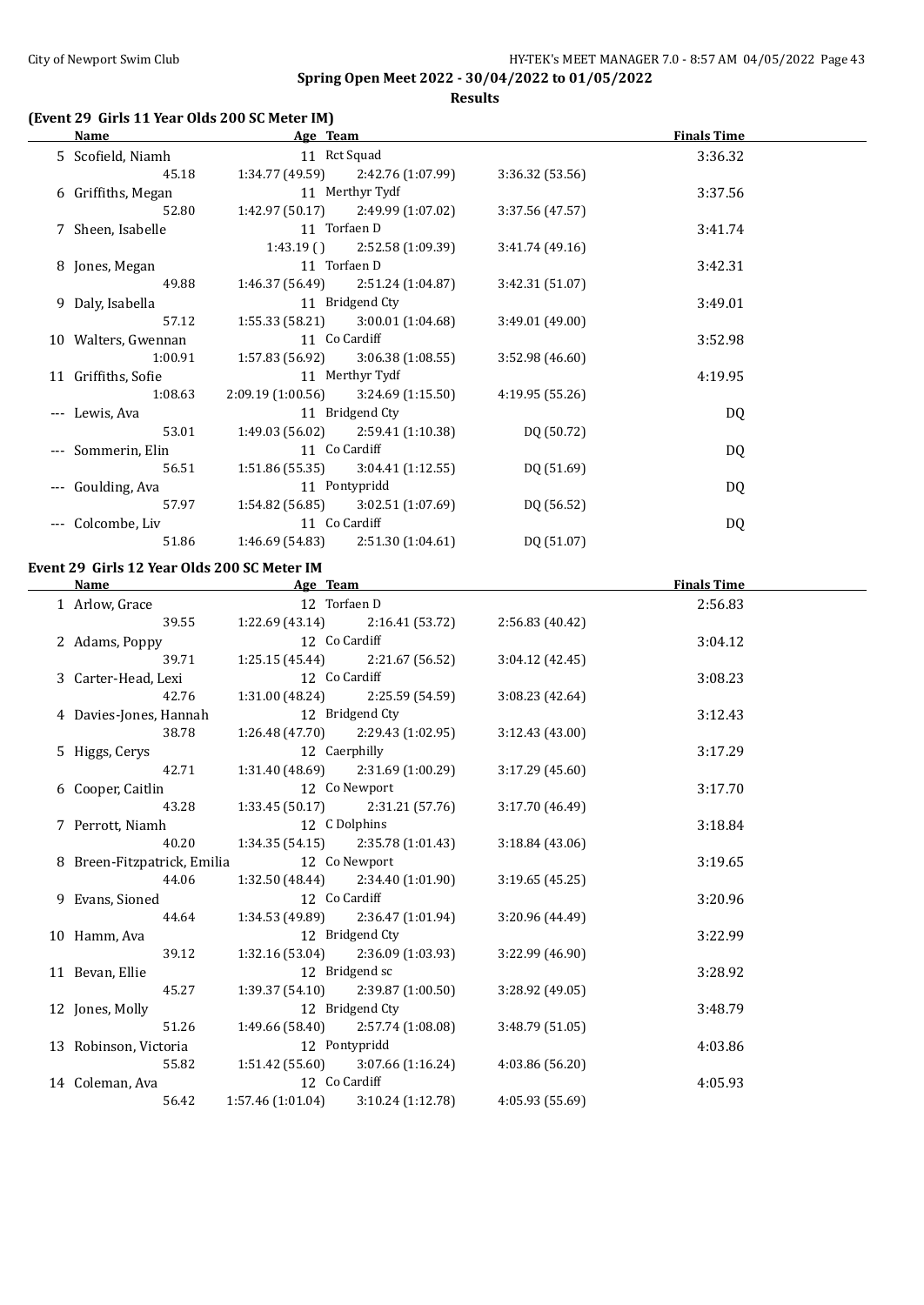**Spring Open Meet 2022 - 30/04/2022 to 01/05/2022**

**Results**

## (Event 29 Girls 11 Year Olds 200 SC Meter IM)

| | Name | Age | Team | | | | Finals Time |
|---|---|---|---|---|---|---|---|
| 5 | Scofield, Niamh | 11 | Rct Squad | | | | 3:36.32 |
| | | | 45.18 | 1:34.77 (49.59) | 2:42.76 (1:07.99) | 3:36.32 (53.56) | |
| 6 | Griffiths, Megan | 11 | Merthyr Tydf | | | | 3:37.56 |
| | | | 52.80 | 1:42.97 (50.17) | 2:49.99 (1:07.02) | 3:37.56 (47.57) | |
| 7 | Sheen, Isabelle | 11 | Torfaen D | | | | 3:41.74 |
| | | | | 1:43.19 () | 2:52.58 (1:09.39) | 3:41.74 (49.16) | |
| 8 | Jones, Megan | 11 | Torfaen D | | | | 3:42.31 |
| | | | 49.88 | 1:46.37 (56.49) | 2:51.24 (1:04.87) | 3:42.31 (51.07) | |
| 9 | Daly, Isabella | 11 | Bridgend Cty | | | | 3:49.01 |
| | | | 57.12 | 1:55.33 (58.21) | 3:00.01 (1:04.68) | 3:49.01 (49.00) | |
| 10 | Walters, Gwennan | 11 | Co Cardiff | | | | 3:52.98 |
| | | | 1:00.91 | 1:57.83 (56.92) | 3:06.38 (1:08.55) | 3:52.98 (46.60) | |
| 11 | Griffiths, Sofie | 11 | Merthyr Tydf | | | | 4:19.95 |
| | | | 1:08.63 | 2:09.19 (1:00.56) | 3:24.69 (1:15.50) | 4:19.95 (55.26) | |
| --- | Lewis, Ava | 11 | Bridgend Cty | | | | DQ |
| | | | 53.01 | 1:49.03 (56.02) | 2:59.41 (1:10.38) | DQ (50.72) | |
| --- | Sommerin, Elin | 11 | Co Cardiff | | | | DQ |
| | | | 56.51 | 1:51.86 (55.35) | 3:04.41 (1:12.55) | DQ (51.69) | |
| --- | Goulding, Ava | 11 | Pontypridd | | | | DQ |
| | | | 57.97 | 1:54.82 (56.85) | 3:02.51 (1:07.69) | DQ (56.52) | |
| --- | Colcombe, Liv | 11 | Co Cardiff | | | | DQ |
| | | | 51.86 | 1:46.69 (54.83) | 2:51.30 (1:04.61) | DQ (51.07) | |

## Event 29 Girls 12 Year Olds 200 SC Meter IM

| | Name | Age | Team | | | | Finals Time |
|---|---|---|---|---|---|---|---|
| 1 | Arlow, Grace | 12 | Torfaen D | | | | 2:56.83 |
| | | | 39.55 | 1:22.69 (43.14) | 2:16.41 (53.72) | 2:56.83 (40.42) | |
| 2 | Adams, Poppy | 12 | Co Cardiff | | | | 3:04.12 |
| | | | 39.71 | 1:25.15 (45.44) | 2:21.67 (56.52) | 3:04.12 (42.45) | |
| 3 | Carter-Head, Lexi | 12 | Co Cardiff | | | | 3:08.23 |
| | | | 42.76 | 1:31.00 (48.24) | 2:25.59 (54.59) | 3:08.23 (42.64) | |
| 4 | Davies-Jones, Hannah | 12 | Bridgend Cty | | | | 3:12.43 |
| | | | 38.78 | 1:26.48 (47.70) | 2:29.43 (1:02.95) | 3:12.43 (43.00) | |
| 5 | Higgs, Cerys | 12 | Caerphilly | | | | 3:17.29 |
| | | | 42.71 | 1:31.40 (48.69) | 2:31.69 (1:00.29) | 3:17.29 (45.60) | |
| 6 | Cooper, Caitlin | 12 | Co Newport | | | | 3:17.70 |
| | | | 43.28 | 1:33.45 (50.17) | 2:31.21 (57.76) | 3:17.70 (46.49) | |
| 7 | Perrott, Niamh | 12 | C Dolphins | | | | 3:18.84 |
| | | | 40.20 | 1:34.35 (54.15) | 2:35.78 (1:01.43) | 3:18.84 (43.06) | |
| 8 | Breen-Fitzpatrick, Emilia | 12 | Co Newport | | | | 3:19.65 |
| | | | 44.06 | 1:32.50 (48.44) | 2:34.40 (1:01.90) | 3:19.65 (45.25) | |
| 9 | Evans, Sioned | 12 | Co Cardiff | | | | 3:20.96 |
| | | | 44.64 | 1:34.53 (49.89) | 2:36.47 (1:01.94) | 3:20.96 (44.49) | |
| 10 | Hamm, Ava | 12 | Bridgend Cty | | | | 3:22.99 |
| | | | 39.12 | 1:32.16 (53.04) | 2:36.09 (1:03.93) | 3:22.99 (46.90) | |
| 11 | Bevan, Ellie | 12 | Bridgend sc | | | | 3:28.92 |
| | | | 45.27 | 1:39.37 (54.10) | 2:39.87 (1:00.50) | 3:28.92 (49.05) | |
| 12 | Jones, Molly | 12 | Bridgend Cty | | | | 3:48.79 |
| | | | 51.26 | 1:49.66 (58.40) | 2:57.74 (1:08.08) | 3:48.79 (51.05) | |
| 13 | Robinson, Victoria | 12 | Pontypridd | | | | 4:03.86 |
| | | | 55.82 | 1:51.42 (55.60) | 3:07.66 (1:16.24) | 4:03.86 (56.20) | |
| 14 | Coleman, Ava | 12 | Co Cardiff | | | | 4:05.93 |
| | | | 56.42 | 1:57.46 (1:01.04) | 3:10.24 (1:12.78) | 4:05.93 (55.69) | |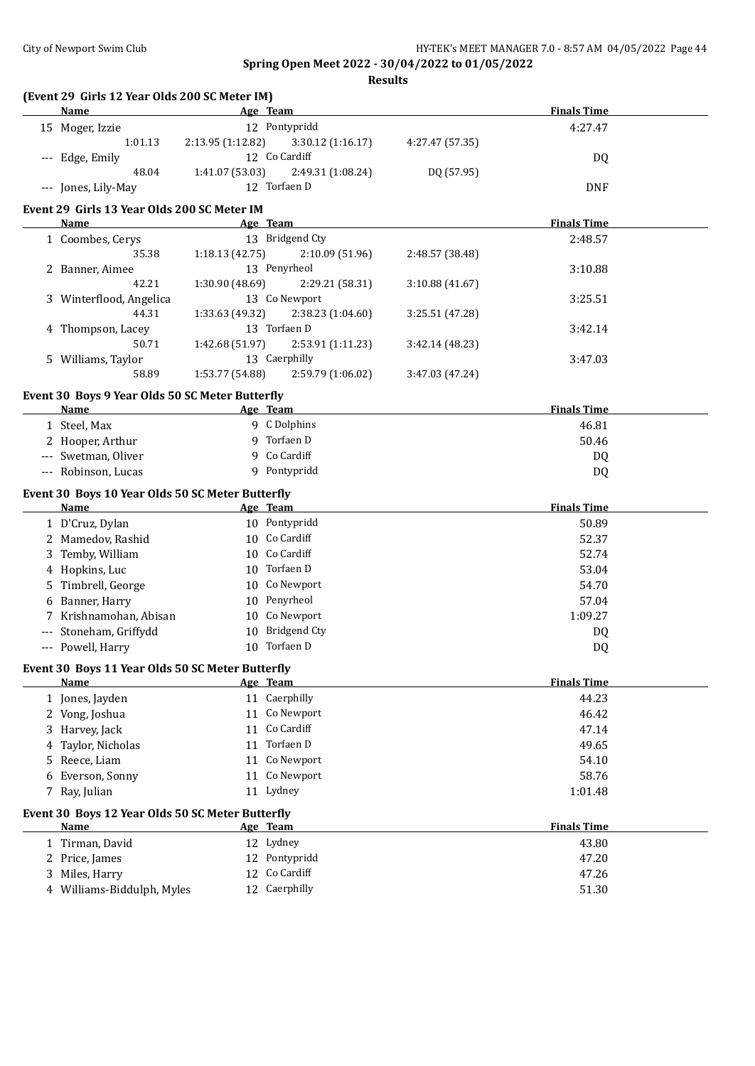**Spring Open Meet 2022 - 30/04/2022 to 01/05/2022**

**Results**

### (Event 29 Girls 12 Year Olds 200 SC Meter IM)

| | Name | Age | Team | | Finals Time |
|---|---|---|---|---|---|
| 15 | Moger, Izzie | 12 | Pontypridd | | 4:27.47 |
| | 1:01.13 | 2:13.95 (1:12.82) | 3:30.12 (1:16.17) | 4:27.47 (57.35) | |
| --- | Edge, Emily | 12 | Co Cardiff | | DQ |
| | 48.04 | 1:41.07 (53.03) | 2:49.31 (1:08.24) | DQ (57.95) | |
| --- | Jones, Lily-May | 12 | Torfaen D | | DNF |

### Event 29 Girls 13 Year Olds 200 SC Meter IM

| | Name | Age | Team | | Finals Time |
|---|---|---|---|---|---|
| 1 | Coombes, Cerys | 13 | Bridgend Cty | | 2:48.57 |
| | 35.38 | 1:18.13 (42.75) | 2:10.09 (51.96) | 2:48.57 (38.48) | |
| 2 | Banner, Aimee | 13 | Penyrheol | | 3:10.88 |
| | 42.21 | 1:30.90 (48.69) | 2:29.21 (58.31) | 3:10.88 (41.67) | |
| 3 | Winterflood, Angelica | 13 | Co Newport | | 3:25.51 |
| | 44.31 | 1:33.63 (49.32) | 2:38.23 (1:04.60) | 3:25.51 (47.28) | |
| 4 | Thompson, Lacey | 13 | Torfaen D | | 3:42.14 |
| | 50.71 | 1:42.68 (51.97) | 2:53.91 (1:11.23) | 3:42.14 (48.23) | |
| 5 | Williams, Taylor | 13 | Caerphilly | | 3:47.03 |
| | 58.89 | 1:53.77 (54.88) | 2:59.79 (1:06.02) | 3:47.03 (47.24) | |

### Event 30 Boys 9 Year Olds 50 SC Meter Butterfly

| | Name | Age | Team | Finals Time |
|---|---|---|---|---|
| 1 | Steel, Max | 9 | C Dolphins | 46.81 |
| 2 | Hooper, Arthur | 9 | Torfaen D | 50.46 |
| --- | Swetman, Oliver | 9 | Co Cardiff | DQ |
| --- | Robinson, Lucas | 9 | Pontypridd | DQ |

### Event 30 Boys 10 Year Olds 50 SC Meter Butterfly

| | Name | Age | Team | Finals Time |
|---|---|---|---|---|
| 1 | D'Cruz, Dylan | 10 | Pontypridd | 50.89 |
| 2 | Mamedov, Rashid | 10 | Co Cardiff | 52.37 |
| 3 | Temby, William | 10 | Co Cardiff | 52.74 |
| 4 | Hopkins, Luc | 10 | Torfaen D | 53.04 |
| 5 | Timbrell, George | 10 | Co Newport | 54.70 |
| 6 | Banner, Harry | 10 | Penyrheol | 57.04 |
| 7 | Krishnamohan, Abisan | 10 | Co Newport | 1:09.27 |
| --- | Stoneham, Griffydd | 10 | Bridgend Cty | DQ |
| --- | Powell, Harry | 10 | Torfaen D | DQ |

### Event 30 Boys 11 Year Olds 50 SC Meter Butterfly

| | Name | Age | Team | Finals Time |
|---|---|---|---|---|
| 1 | Jones, Jayden | 11 | Caerphilly | 44.23 |
| 2 | Vong, Joshua | 11 | Co Newport | 46.42 |
| 3 | Harvey, Jack | 11 | Co Cardiff | 47.14 |
| 4 | Taylor, Nicholas | 11 | Torfaen D | 49.65 |
| 5 | Reece, Liam | 11 | Co Newport | 54.10 |
| 6 | Everson, Sonny | 11 | Co Newport | 58.76 |
| 7 | Ray, Julian | 11 | Lydney | 1:01.48 |

### Event 30 Boys 12 Year Olds 50 SC Meter Butterfly

| | Name | Age | Team | Finals Time |
|---|---|---|---|---|
| 1 | Tirman, David | 12 | Lydney | 43.80 |
| 2 | Price, James | 12 | Pontypridd | 47.20 |
| 3 | Miles, Harry | 12 | Co Cardiff | 47.26 |
| 4 | Williams-Biddulph, Myles | 12 | Caerphilly | 51.30 |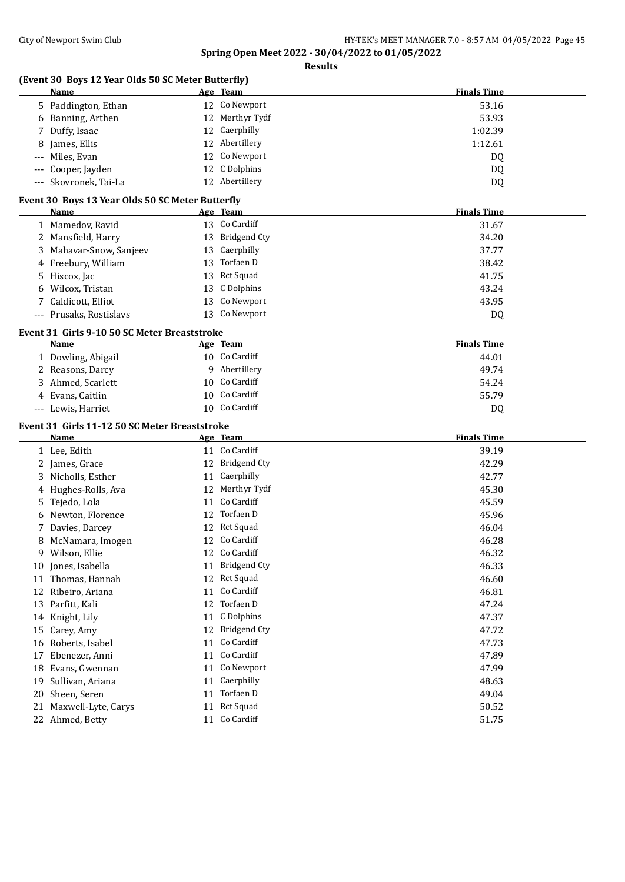**Spring Open Meet 2022 - 30/04/2022 to 01/05/2022**

**Results**

### (Event 30 Boys 12 Year Olds 50 SC Meter Butterfly)

| | Name | Age | Team | Finals Time |
|---|---|---|---|---|
| 5 | Paddington, Ethan | 12 | Co Newport | 53.16 |
| 6 | Banning, Arthen | 12 | Merthyr Tydf | 53.93 |
| 7 | Duffy, Isaac | 12 | Caerphilly | 1:02.39 |
| 8 | James, Ellis | 12 | Abertillery | 1:12.61 |
| --- | Miles, Evan | 12 | Co Newport | DQ |
| --- | Cooper, Jayden | 12 | C Dolphins | DQ |
| --- | Skovronek, Tai-La | 12 | Abertillery | DQ |

### Event 30 Boys 13 Year Olds 50 SC Meter Butterfly

| | Name | Age | Team | Finals Time |
|---|---|---|---|---|
| 1 | Mamedov, Ravid | 13 | Co Cardiff | 31.67 |
| 2 | Mansfield, Harry | 13 | Bridgend Cty | 34.20 |
| 3 | Mahavar-Snow, Sanjeev | 13 | Caerphilly | 37.77 |
| 4 | Freebury, William | 13 | Torfaen D | 38.42 |
| 5 | Hiscox, Jac | 13 | Rct Squad | 41.75 |
| 6 | Wilcox, Tristan | 13 | C Dolphins | 43.24 |
| 7 | Caldicott, Elliot | 13 | Co Newport | 43.95 |
| --- | Prusaks, Rostislavs | 13 | Co Newport | DQ |

### Event 31 Girls 9-10 50 SC Meter Breaststroke

| | Name | Age | Team | Finals Time |
|---|---|---|---|---|
| 1 | Dowling, Abigail | 10 | Co Cardiff | 44.01 |
| 2 | Reasons, Darcy | 9 | Abertillery | 49.74 |
| 3 | Ahmed, Scarlett | 10 | Co Cardiff | 54.24 |
| 4 | Evans, Caitlin | 10 | Co Cardiff | 55.79 |
| --- | Lewis, Harriet | 10 | Co Cardiff | DQ |

### Event 31 Girls 11-12 50 SC Meter Breaststroke

| | Name | Age | Team | Finals Time |
|---|---|---|---|---|
| 1 | Lee, Edith | 11 | Co Cardiff | 39.19 |
| 2 | James, Grace | 12 | Bridgend Cty | 42.29 |
| 3 | Nicholls, Esther | 11 | Caerphilly | 42.77 |
| 4 | Hughes-Rolls, Ava | 12 | Merthyr Tydf | 45.30 |
| 5 | Tejedo, Lola | 11 | Co Cardiff | 45.59 |
| 6 | Newton, Florence | 12 | Torfaen D | 45.96 |
| 7 | Davies, Darcey | 12 | Rct Squad | 46.04 |
| 8 | McNamara, Imogen | 12 | Co Cardiff | 46.28 |
| 9 | Wilson, Ellie | 12 | Co Cardiff | 46.32 |
| 10 | Jones, Isabella | 11 | Bridgend Cty | 46.33 |
| 11 | Thomas, Hannah | 12 | Rct Squad | 46.60 |
| 12 | Ribeiro, Ariana | 11 | Co Cardiff | 46.81 |
| 13 | Parfitt, Kali | 12 | Torfaen D | 47.24 |
| 14 | Knight, Lily | 11 | C Dolphins | 47.37 |
| 15 | Carey, Amy | 12 | Bridgend Cty | 47.72 |
| 16 | Roberts, Isabel | 11 | Co Cardiff | 47.73 |
| 17 | Ebenezer, Anni | 11 | Co Cardiff | 47.89 |
| 18 | Evans, Gwennan | 11 | Co Newport | 47.99 |
| 19 | Sullivan, Ariana | 11 | Caerphilly | 48.63 |
| 20 | Sheen, Seren | 11 | Torfaen D | 49.04 |
| 21 | Maxwell-Lyte, Carys | 11 | Rct Squad | 50.52 |
| 22 | Ahmed, Betty | 11 | Co Cardiff | 51.75 |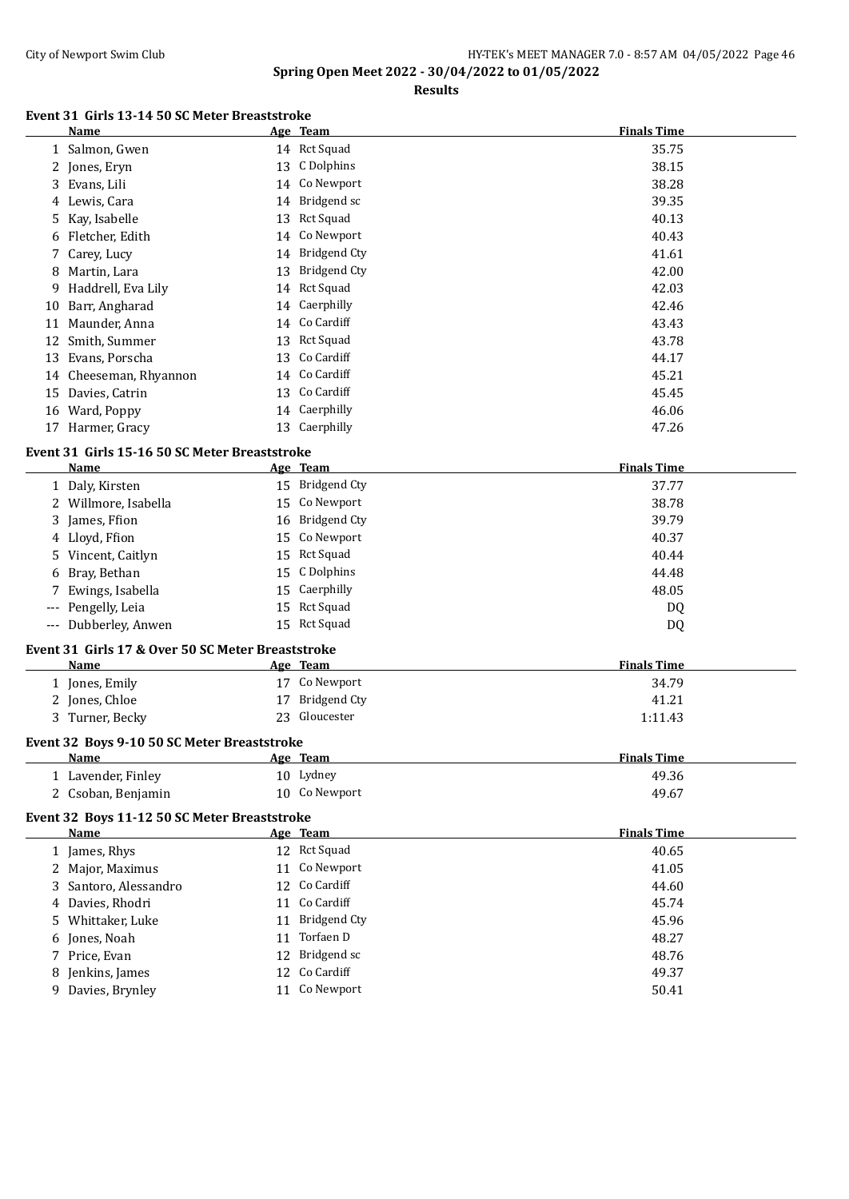Spring Open Meet 2022 - 30/04/2022 to 01/05/2022

**Results**

### Event 31 Girls 13-14 50 SC Meter Breaststroke

| | Name | Age | Team | Finals Time |
|---|---|---|---|---|
| 1 | Salmon, Gwen | 14 | Rct Squad | 35.75 |
| 2 | Jones, Eryn | 13 | C Dolphins | 38.15 |
| 3 | Evans, Lili | 14 | Co Newport | 38.28 |
| 4 | Lewis, Cara | 14 | Bridgend sc | 39.35 |
| 5 | Kay, Isabelle | 13 | Rct Squad | 40.13 |
| 6 | Fletcher, Edith | 14 | Co Newport | 40.43 |
| 7 | Carey, Lucy | 14 | Bridgend Cty | 41.61 |
| 8 | Martin, Lara | 13 | Bridgend Cty | 42.00 |
| 9 | Haddrell, Eva Lily | 14 | Rct Squad | 42.03 |
| 10 | Barr, Angharad | 14 | Caerphilly | 42.46 |
| 11 | Maunder, Anna | 14 | Co Cardiff | 43.43 |
| 12 | Smith, Summer | 13 | Rct Squad | 43.78 |
| 13 | Evans, Porscha | 13 | Co Cardiff | 44.17 |
| 14 | Cheeseman, Rhyannon | 14 | Co Cardiff | 45.21 |
| 15 | Davies, Catrin | 13 | Co Cardiff | 45.45 |
| 16 | Ward, Poppy | 14 | Caerphilly | 46.06 |
| 17 | Harmer, Gracy | 13 | Caerphilly | 47.26 |

### Event 31 Girls 15-16 50 SC Meter Breaststroke

| | Name | Age | Team | Finals Time |
|---|---|---|---|---|
| 1 | Daly, Kirsten | 15 | Bridgend Cty | 37.77 |
| 2 | Willmore, Isabella | 15 | Co Newport | 38.78 |
| 3 | James, Ffion | 16 | Bridgend Cty | 39.79 |
| 4 | Lloyd, Ffion | 15 | Co Newport | 40.37 |
| 5 | Vincent, Caitlyn | 15 | Rct Squad | 40.44 |
| 6 | Bray, Bethan | 15 | C Dolphins | 44.48 |
| 7 | Ewings, Isabella | 15 | Caerphilly | 48.05 |
| --- | Pengelly, Leia | 15 | Rct Squad | DQ |
| --- | Dubberley, Anwen | 15 | Rct Squad | DQ |

### Event 31 Girls 17 & Over 50 SC Meter Breaststroke

| | Name | Age | Team | Finals Time |
|---|---|---|---|---|
| 1 | Jones, Emily | 17 | Co Newport | 34.79 |
| 2 | Jones, Chloe | 17 | Bridgend Cty | 41.21 |
| 3 | Turner, Becky | 23 | Gloucester | 1:11.43 |

### Event 32 Boys 9-10 50 SC Meter Breaststroke

| | Name | Age | Team | Finals Time |
|---|---|---|---|---|
| 1 | Lavender, Finley | 10 | Lydney | 49.36 |
| 2 | Csoban, Benjamin | 10 | Co Newport | 49.67 |

### Event 32 Boys 11-12 50 SC Meter Breaststroke

| | Name | Age | Team | Finals Time |
|---|---|---|---|---|
| 1 | James, Rhys | 12 | Rct Squad | 40.65 |
| 2 | Major, Maximus | 11 | Co Newport | 41.05 |
| 3 | Santoro, Alessandro | 12 | Co Cardiff | 44.60 |
| 4 | Davies, Rhodri | 11 | Co Cardiff | 45.74 |
| 5 | Whittaker, Luke | 11 | Bridgend Cty | 45.96 |
| 6 | Jones, Noah | 11 | Torfaen D | 48.27 |
| 7 | Price, Evan | 12 | Bridgend sc | 48.76 |
| 8 | Jenkins, James | 12 | Co Cardiff | 49.37 |
| 9 | Davies, Brynley | 11 | Co Newport | 50.41 |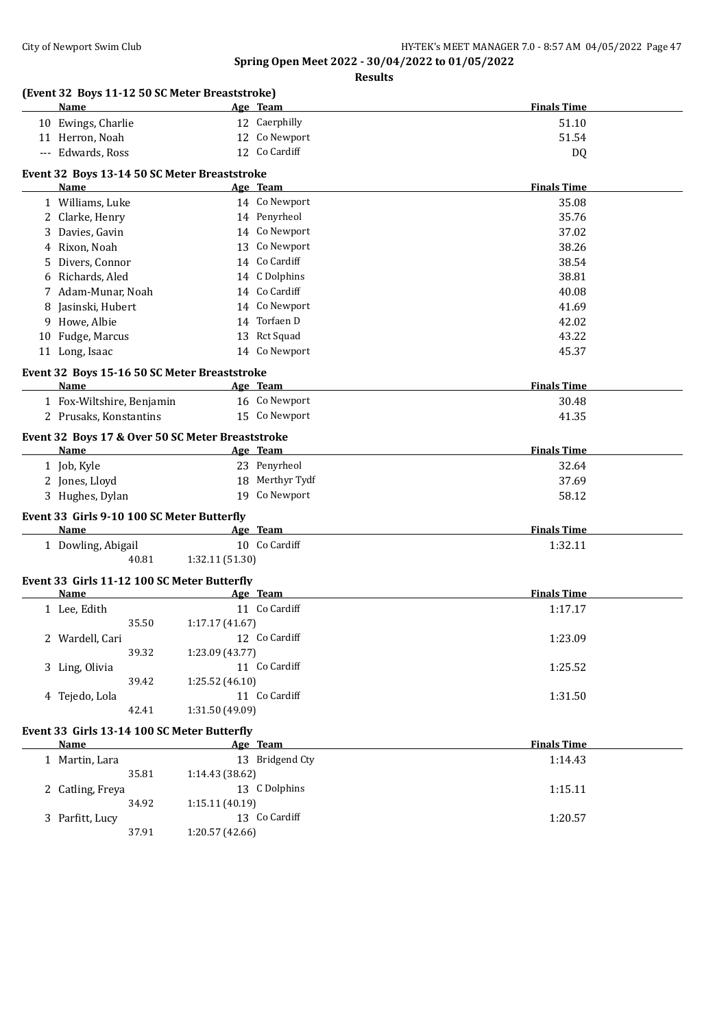**Spring Open Meet 2022 - 30/04/2022 to 01/05/2022**

**Results**

### (Event 32 Boys 11-12 50 SC Meter Breaststroke)

| | Name | Age | Team | Finals Time |
|---|---|---|---|---|
| 10 | Ewings, Charlie | 12 | Caerphilly | 51.10 |
| 11 | Herron, Noah | 12 | Co Newport | 51.54 |
| --- | Edwards, Ross | 12 | Co Cardiff | DQ |

### Event 32 Boys 13-14 50 SC Meter Breaststroke

| | Name | Age | Team | Finals Time |
|---|---|---|---|---|
| 1 | Williams, Luke | 14 | Co Newport | 35.08 |
| 2 | Clarke, Henry | 14 | Penyrheol | 35.76 |
| 3 | Davies, Gavin | 14 | Co Newport | 37.02 |
| 4 | Rixon, Noah | 13 | Co Newport | 38.26 |
| 5 | Divers, Connor | 14 | Co Cardiff | 38.54 |
| 6 | Richards, Aled | 14 | C Dolphins | 38.81 |
| 7 | Adam-Munar, Noah | 14 | Co Cardiff | 40.08 |
| 8 | Jasinski, Hubert | 14 | Co Newport | 41.69 |
| 9 | Howe, Albie | 14 | Torfaen D | 42.02 |
| 10 | Fudge, Marcus | 13 | Rct Squad | 43.22 |
| 11 | Long, Isaac | 14 | Co Newport | 45.37 |

### Event 32 Boys 15-16 50 SC Meter Breaststroke

| | Name | Age | Team | Finals Time |
|---|---|---|---|---|
| 1 | Fox-Wiltshire, Benjamin | 16 | Co Newport | 30.48 |
| 2 | Prusaks, Konstantins | 15 | Co Newport | 41.35 |

### Event 32 Boys 17 & Over 50 SC Meter Breaststroke

| | Name | Age | Team | Finals Time |
|---|---|---|---|---|
| 1 | Job, Kyle | 23 | Penyrheol | 32.64 |
| 2 | Jones, Lloyd | 18 | Merthyr Tydf | 37.69 |
| 3 | Hughes, Dylan | 19 | Co Newport | 58.12 |

### Event 33 Girls 9-10 100 SC Meter Butterfly

| | Name | Age | Team | Finals Time |
|---|---|---|---|---|
| 1 | Dowling, Abigail | 10 | Co Cardiff | 1:32.11 |
| | 40.81 | 1:32.11 (51.30) | | |

### Event 33 Girls 11-12 100 SC Meter Butterfly

| | Name | Age | Team | Finals Time |
|---|---|---|---|---|
| 1 | Lee, Edith | 11 | Co Cardiff | 1:17.17 |
| | 35.50 | 1:17.17 (41.67) | | |
| 2 | Wardell, Cari | 12 | Co Cardiff | 1:23.09 |
| | 39.32 | 1:23.09 (43.77) | | |
| 3 | Ling, Olivia | 11 | Co Cardiff | 1:25.52 |
| | 39.42 | 1:25.52 (46.10) | | |
| 4 | Tejedo, Lola | 11 | Co Cardiff | 1:31.50 |
| | 42.41 | 1:31.50 (49.09) | | |

### Event 33 Girls 13-14 100 SC Meter Butterfly

| | Name | Age | Team | Finals Time |
|---|---|---|---|---|
| 1 | Martin, Lara | 13 | Bridgend Cty | 1:14.43 |
| | 35.81 | 1:14.43 (38.62) | | |
| 2 | Catling, Freya | 13 | C Dolphins | 1:15.11 |
| | 34.92 | 1:15.11 (40.19) | | |
| 3 | Parfitt, Lucy | 13 | Co Cardiff | 1:20.57 |
| | 37.91 | 1:20.57 (42.66) | | |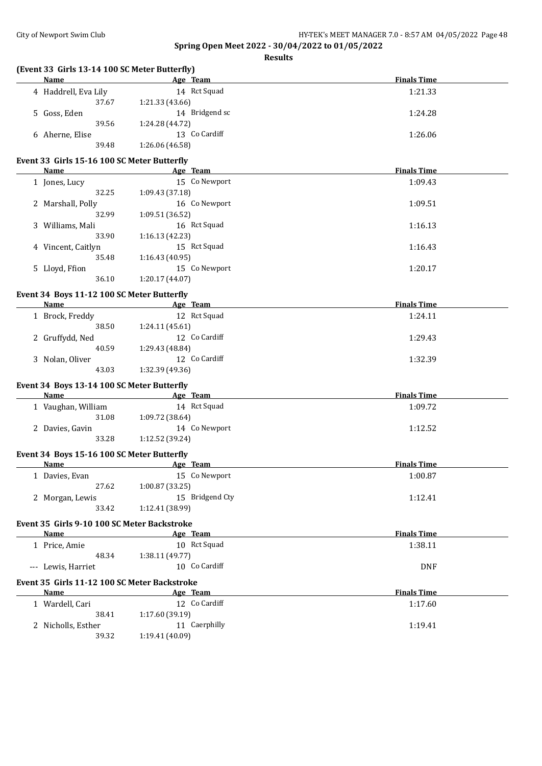## Spring Open Meet 2022 - 30/04/2022 to 01/05/2022

**Results**

### (Event 33 Girls 13-14 100 SC Meter Butterfly)

| Name | Age | Team | Finals Time |
|---|---|---|---|
| 4 Haddrell, Eva Lily | 14 | Rct Squad | 1:21.33 |
| 37.67 | 1:21.33 (43.66) | | |
| 5 Goss, Eden | 14 | Bridgend sc | 1:24.28 |
| 39.56 | 1:24.28 (44.72) | | |
| 6 Aherne, Elise | 13 | Co Cardiff | 1:26.06 |
| 39.48 | 1:26.06 (46.58) | | |

### Event 33 Girls 15-16 100 SC Meter Butterfly

| Name | Age | Team | Finals Time |
|---|---|---|---|
| 1 Jones, Lucy | 15 | Co Newport | 1:09.43 |
| 32.25 | 1:09.43 (37.18) | | |
| 2 Marshall, Polly | 16 | Co Newport | 1:09.51 |
| 32.99 | 1:09.51 (36.52) | | |
| 3 Williams, Mali | 16 | Rct Squad | 1:16.13 |
| 33.90 | 1:16.13 (42.23) | | |
| 4 Vincent, Caitlyn | 15 | Rct Squad | 1:16.43 |
| 35.48 | 1:16.43 (40.95) | | |
| 5 Lloyd, Ffion | 15 | Co Newport | 1:20.17 |
| 36.10 | 1:20.17 (44.07) | | |

### Event 34 Boys 11-12 100 SC Meter Butterfly

| Name | Age | Team | Finals Time |
|---|---|---|---|
| 1 Brock, Freddy | 12 | Rct Squad | 1:24.11 |
| 38.50 | 1:24.11 (45.61) | | |
| 2 Gruffydd, Ned | 12 | Co Cardiff | 1:29.43 |
| 40.59 | 1:29.43 (48.84) | | |
| 3 Nolan, Oliver | 12 | Co Cardiff | 1:32.39 |
| 43.03 | 1:32.39 (49.36) | | |

### Event 34 Boys 13-14 100 SC Meter Butterfly

| Name | Age | Team | Finals Time |
|---|---|---|---|
| 1 Vaughan, William | 14 | Rct Squad | 1:09.72 |
| 31.08 | 1:09.72 (38.64) | | |
| 2 Davies, Gavin | 14 | Co Newport | 1:12.52 |
| 33.28 | 1:12.52 (39.24) | | |

### Event 34 Boys 15-16 100 SC Meter Butterfly

| Name | Age | Team | Finals Time |
|---|---|---|---|
| 1 Davies, Evan | 15 | Co Newport | 1:00.87 |
| 27.62 | 1:00.87 (33.25) | | |
| 2 Morgan, Lewis | 15 | Bridgend Cty | 1:12.41 |
| 33.42 | 1:12.41 (38.99) | | |

### Event 35 Girls 9-10 100 SC Meter Backstroke

| Name | Age | Team | Finals Time |
|---|---|---|---|
| 1 Price, Amie | 10 | Rct Squad | 1:38.11 |
| 48.34 | 1:38.11 (49.77) | | |
| --- Lewis, Harriet | 10 | Co Cardiff | DNF |

### Event 35 Girls 11-12 100 SC Meter Backstroke

| Name | Age | Team | Finals Time |
|---|---|---|---|
| 1 Wardell, Cari | 12 | Co Cardiff | 1:17.60 |
| 38.41 | 1:17.60 (39.19) | | |
| 2 Nicholls, Esther | 11 | Caerphilly | 1:19.41 |
| 39.32 | 1:19.41 (40.09) | | |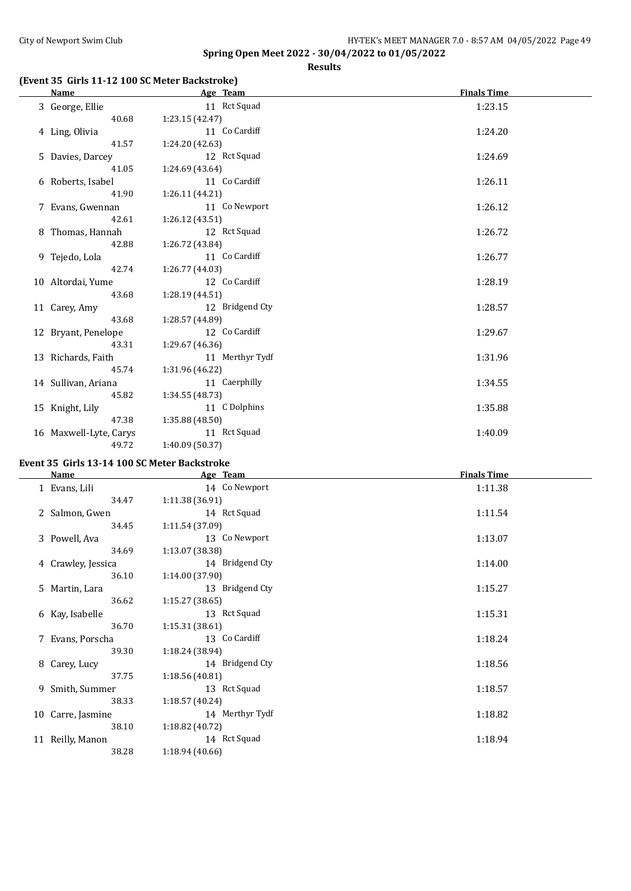Spring Open Meet 2022 - 30/04/2022 to 01/05/2022

**Results**

### (Event 35 Girls 11-12 100 SC Meter Backstroke)

| | Name | Age | Team | Finals Time |
|---|---|---|---|---|
| 3 | George, Ellie | 11 | Rct Squad | 1:23.15 |
| | 40.68 | 1:23.15 (42.47) | | |
| 4 | Ling, Olivia | 11 | Co Cardiff | 1:24.20 |
| | 41.57 | 1:24.20 (42.63) | | |
| 5 | Davies, Darcey | 12 | Rct Squad | 1:24.69 |
| | 41.05 | 1:24.69 (43.64) | | |
| 6 | Roberts, Isabel | 11 | Co Cardiff | 1:26.11 |
| | 41.90 | 1:26.11 (44.21) | | |
| 7 | Evans, Gwennan | 11 | Co Newport | 1:26.12 |
| | 42.61 | 1:26.12 (43.51) | | |
| 8 | Thomas, Hannah | 12 | Rct Squad | 1:26.72 |
| | 42.88 | 1:26.72 (43.84) | | |
| 9 | Tejedo, Lola | 11 | Co Cardiff | 1:26.77 |
| | 42.74 | 1:26.77 (44.03) | | |
| 10 | Altordai, Yume | 12 | Co Cardiff | 1:28.19 |
| | 43.68 | 1:28.19 (44.51) | | |
| 11 | Carey, Amy | 12 | Bridgend Cty | 1:28.57 |
| | 43.68 | 1:28.57 (44.89) | | |
| 12 | Bryant, Penelope | 12 | Co Cardiff | 1:29.67 |
| | 43.31 | 1:29.67 (46.36) | | |
| 13 | Richards, Faith | 11 | Merthyr Tydf | 1:31.96 |
| | 45.74 | 1:31.96 (46.22) | | |
| 14 | Sullivan, Ariana | 11 | Caerphilly | 1:34.55 |
| | 45.82 | 1:34.55 (48.73) | | |
| 15 | Knight, Lily | 11 | C Dolphins | 1:35.88 |
| | 47.38 | 1:35.88 (48.50) | | |
| 16 | Maxwell-Lyte, Carys | 11 | Rct Squad | 1:40.09 |
| | 49.72 | 1:40.09 (50.37) | | |

### Event 35 Girls 13-14 100 SC Meter Backstroke

| | Name | Age | Team | Finals Time |
|---|---|---|---|---|
| 1 | Evans, Lili | 14 | Co Newport | 1:11.38 |
| | 34.47 | 1:11.38 (36.91) | | |
| 2 | Salmon, Gwen | 14 | Rct Squad | 1:11.54 |
| | 34.45 | 1:11.54 (37.09) | | |
| 3 | Powell, Ava | 13 | Co Newport | 1:13.07 |
| | 34.69 | 1:13.07 (38.38) | | |
| 4 | Crawley, Jessica | 14 | Bridgend Cty | 1:14.00 |
| | 36.10 | 1:14.00 (37.90) | | |
| 5 | Martin, Lara | 13 | Bridgend Cty | 1:15.27 |
| | 36.62 | 1:15.27 (38.65) | | |
| 6 | Kay, Isabelle | 13 | Rct Squad | 1:15.31 |
| | 36.70 | 1:15.31 (38.61) | | |
| 7 | Evans, Porscha | 13 | Co Cardiff | 1:18.24 |
| | 39.30 | 1:18.24 (38.94) | | |
| 8 | Carey, Lucy | 14 | Bridgend Cty | 1:18.56 |
| | 37.75 | 1:18.56 (40.81) | | |
| 9 | Smith, Summer | 13 | Rct Squad | 1:18.57 |
| | 38.33 | 1:18.57 (40.24) | | |
| 10 | Carre, Jasmine | 14 | Merthyr Tydf | 1:18.82 |
| | 38.10 | 1:18.82 (40.72) | | |
| 11 | Reilly, Manon | 14 | Rct Squad | 1:18.94 |
| | 38.28 | 1:18.94 (40.66) | | |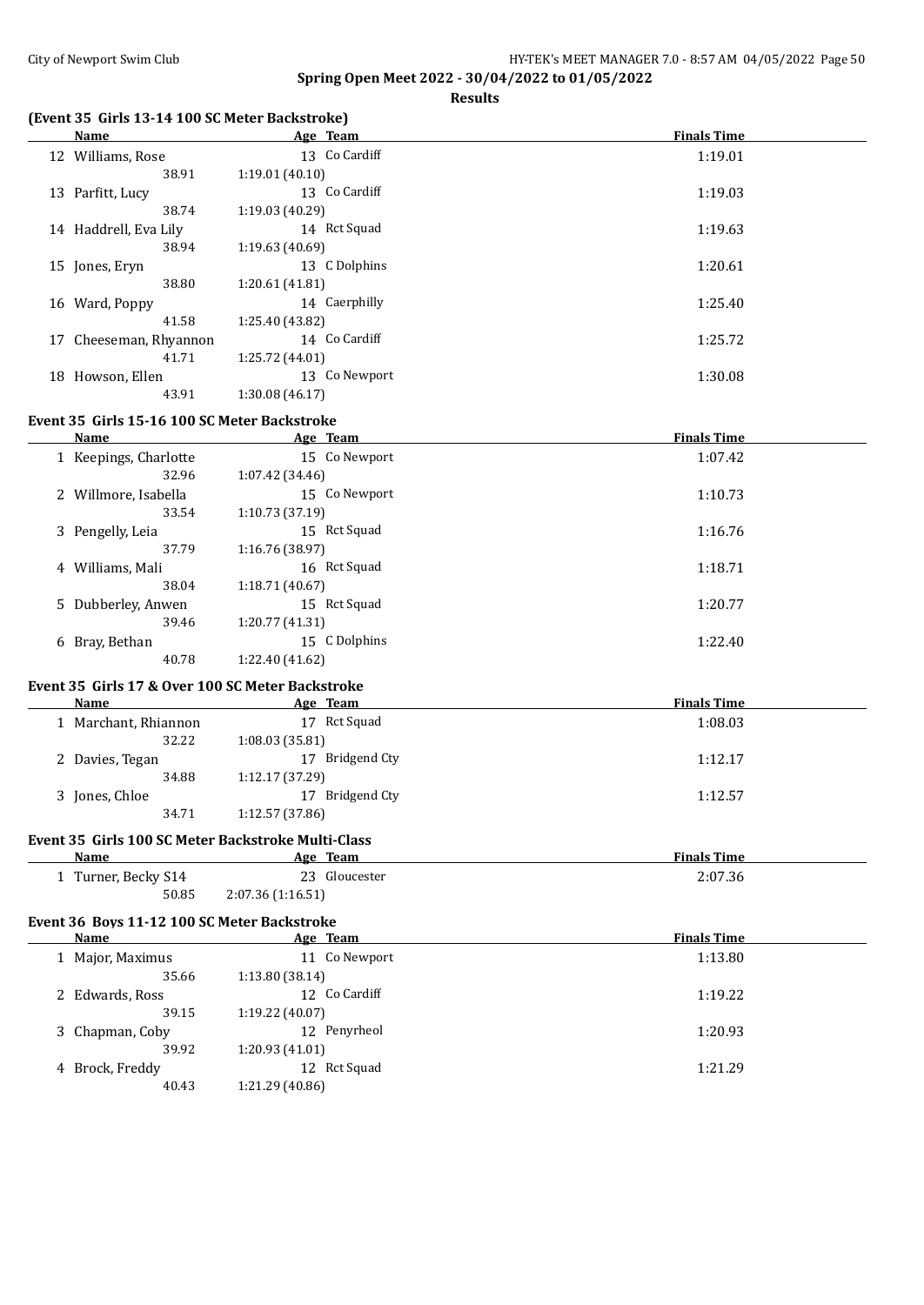## Spring Open Meet 2022 - 30/04/2022 to 01/05/2022

### Results

### (Event 35 Girls 13-14 100 SC Meter Backstroke)

| | Name | Age | Team | Finals Time |
|---|---|---|---|---|
| 12 | Williams, Rose | 13 | Co Cardiff | 1:19.01 |
| | 38.91 | 1:19.01 (40.10) | | |
| 13 | Parfitt, Lucy | 13 | Co Cardiff | 1:19.03 |
| | 38.74 | 1:19.03 (40.29) | | |
| 14 | Haddrell, Eva Lily | 14 | Rct Squad | 1:19.63 |
| | 38.94 | 1:19.63 (40.69) | | |
| 15 | Jones, Eryn | 13 | C Dolphins | 1:20.61 |
| | 38.80 | 1:20.61 (41.81) | | |
| 16 | Ward, Poppy | 14 | Caerphilly | 1:25.40 |
| | 41.58 | 1:25.40 (43.82) | | |
| 17 | Cheeseman, Rhyannon | 14 | Co Cardiff | 1:25.72 |
| | 41.71 | 1:25.72 (44.01) | | |
| 18 | Howson, Ellen | 13 | Co Newport | 1:30.08 |
| | 43.91 | 1:30.08 (46.17) | | |

### Event 35 Girls 15-16 100 SC Meter Backstroke

| | Name | Age | Team | Finals Time |
|---|---|---|---|---|
| 1 | Keepings, Charlotte | 15 | Co Newport | 1:07.42 |
| | 32.96 | 1:07.42 (34.46) | | |
| 2 | Willmore, Isabella | 15 | Co Newport | 1:10.73 |
| | 33.54 | 1:10.73 (37.19) | | |
| 3 | Pengelly, Leia | 15 | Rct Squad | 1:16.76 |
| | 37.79 | 1:16.76 (38.97) | | |
| 4 | Williams, Mali | 16 | Rct Squad | 1:18.71 |
| | 38.04 | 1:18.71 (40.67) | | |
| 5 | Dubberley, Anwen | 15 | Rct Squad | 1:20.77 |
| | 39.46 | 1:20.77 (41.31) | | |
| 6 | Bray, Bethan | 15 | C Dolphins | 1:22.40 |
| | 40.78 | 1:22.40 (41.62) | | |

### Event 35 Girls 17 & Over 100 SC Meter Backstroke

| | Name | Age | Team | Finals Time |
|---|---|---|---|---|
| 1 | Marchant, Rhiannon | 17 | Rct Squad | 1:08.03 |
| | 32.22 | 1:08.03 (35.81) | | |
| 2 | Davies, Tegan | 17 | Bridgend Cty | 1:12.17 |
| | 34.88 | 1:12.17 (37.29) | | |
| 3 | Jones, Chloe | 17 | Bridgend Cty | 1:12.57 |
| | 34.71 | 1:12.57 (37.86) | | |

### Event 35 Girls 100 SC Meter Backstroke Multi-Class

| | Name | Age | Team | Finals Time |
|---|---|---|---|---|
| 1 | Turner, Becky S14 | 23 | Gloucester | 2:07.36 |
| | 50.85 | 2:07.36 (1:16.51) | | |

### Event 36 Boys 11-12 100 SC Meter Backstroke

| | Name | Age | Team | Finals Time |
|---|---|---|---|---|
| 1 | Major, Maximus | 11 | Co Newport | 1:13.80 |
| | 35.66 | 1:13.80 (38.14) | | |
| 2 | Edwards, Ross | 12 | Co Cardiff | 1:19.22 |
| | 39.15 | 1:19.22 (40.07) | | |
| 3 | Chapman, Coby | 12 | Penyrheol | 1:20.93 |
| | 39.92 | 1:20.93 (41.01) | | |
| 4 | Brock, Freddy | 12 | Rct Squad | 1:21.29 |
| | 40.43 | 1:21.29 (40.86) | | |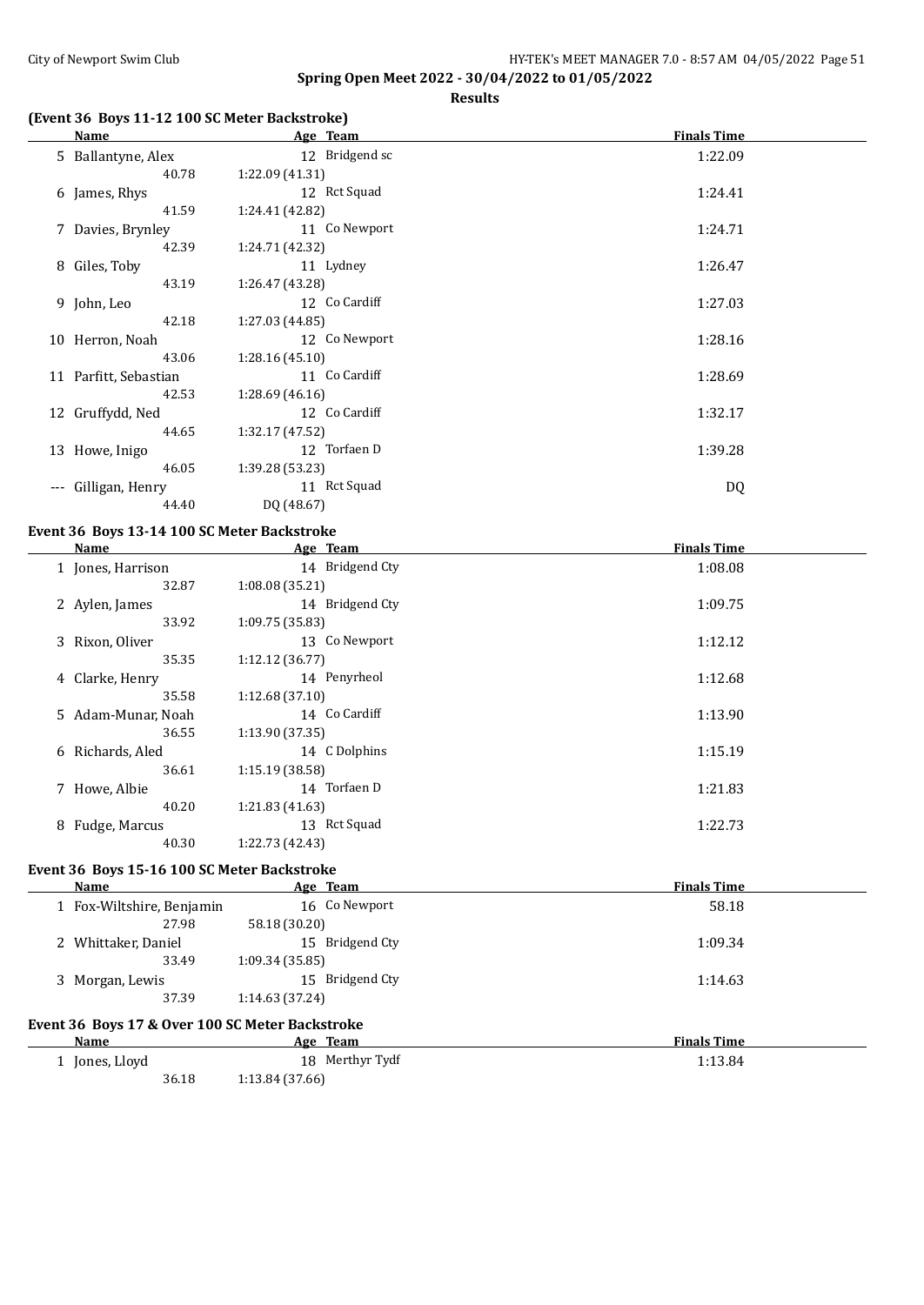## Spring Open Meet 2022 - 30/04/2022 to 01/05/2022

### Results

### (Event 36 Boys 11-12 100 SC Meter Backstroke)

| | Name | Age | Team | Finals Time |
|---|---|---|---|---|
| 5 | Ballantyne, Alex | 12 | Bridgend sc | 1:22.09 |
| | 40.78 | 1:22.09 (41.31) | | |
| 6 | James, Rhys | 12 | Rct Squad | 1:24.41 |
| | 41.59 | 1:24.41 (42.82) | | |
| 7 | Davies, Brynley | 11 | Co Newport | 1:24.71 |
| | 42.39 | 1:24.71 (42.32) | | |
| 8 | Giles, Toby | 11 | Lydney | 1:26.47 |
| | 43.19 | 1:26.47 (43.28) | | |
| 9 | John, Leo | 12 | Co Cardiff | 1:27.03 |
| | 42.18 | 1:27.03 (44.85) | | |
| 10 | Herron, Noah | 12 | Co Newport | 1:28.16 |
| | 43.06 | 1:28.16 (45.10) | | |
| 11 | Parfitt, Sebastian | 11 | Co Cardiff | 1:28.69 |
| | 42.53 | 1:28.69 (46.16) | | |
| 12 | Gruffydd, Ned | 12 | Co Cardiff | 1:32.17 |
| | 44.65 | 1:32.17 (47.52) | | |
| 13 | Howe, Inigo | 12 | Torfaen D | 1:39.28 |
| | 46.05 | 1:39.28 (53.23) | | |
| --- | Gilligan, Henry | 11 | Rct Squad | DQ |
| | 44.40 | DQ (48.67) | | |

### Event 36 Boys 13-14 100 SC Meter Backstroke

| | Name | Age | Team | Finals Time |
|---|---|---|---|---|
| 1 | Jones, Harrison | 14 | Bridgend Cty | 1:08.08 |
| | 32.87 | 1:08.08 (35.21) | | |
| 2 | Aylen, James | 14 | Bridgend Cty | 1:09.75 |
| | 33.92 | 1:09.75 (35.83) | | |
| 3 | Rixon, Oliver | 13 | Co Newport | 1:12.12 |
| | 35.35 | 1:12.12 (36.77) | | |
| 4 | Clarke, Henry | 14 | Penyrheol | 1:12.68 |
| | 35.58 | 1:12.68 (37.10) | | |
| 5 | Adam-Munar, Noah | 14 | Co Cardiff | 1:13.90 |
| | 36.55 | 1:13.90 (37.35) | | |
| 6 | Richards, Aled | 14 | C Dolphins | 1:15.19 |
| | 36.61 | 1:15.19 (38.58) | | |
| 7 | Howe, Albie | 14 | Torfaen D | 1:21.83 |
| | 40.20 | 1:21.83 (41.63) | | |
| 8 | Fudge, Marcus | 13 | Rct Squad | 1:22.73 |
| | 40.30 | 1:22.73 (42.43) | | |

### Event 36 Boys 15-16 100 SC Meter Backstroke

| | Name | Age | Team | Finals Time |
|---|---|---|---|---|
| 1 | Fox-Wiltshire, Benjamin | 16 | Co Newport | 58.18 |
| | 27.98 | 58.18 (30.20) | | |
| 2 | Whittaker, Daniel | 15 | Bridgend Cty | 1:09.34 |
| | 33.49 | 1:09.34 (35.85) | | |
| 3 | Morgan, Lewis | 15 | Bridgend Cty | 1:14.63 |
| | 37.39 | 1:14.63 (37.24) | | |

### Event 36 Boys 17 & Over 100 SC Meter Backstroke

| | Name | Age | Team | Finals Time |
|---|---|---|---|---|
| 1 | Jones, Lloyd | 18 | Merthyr Tydf | 1:13.84 |
| | 36.18 | 1:13.84 (37.66) | | |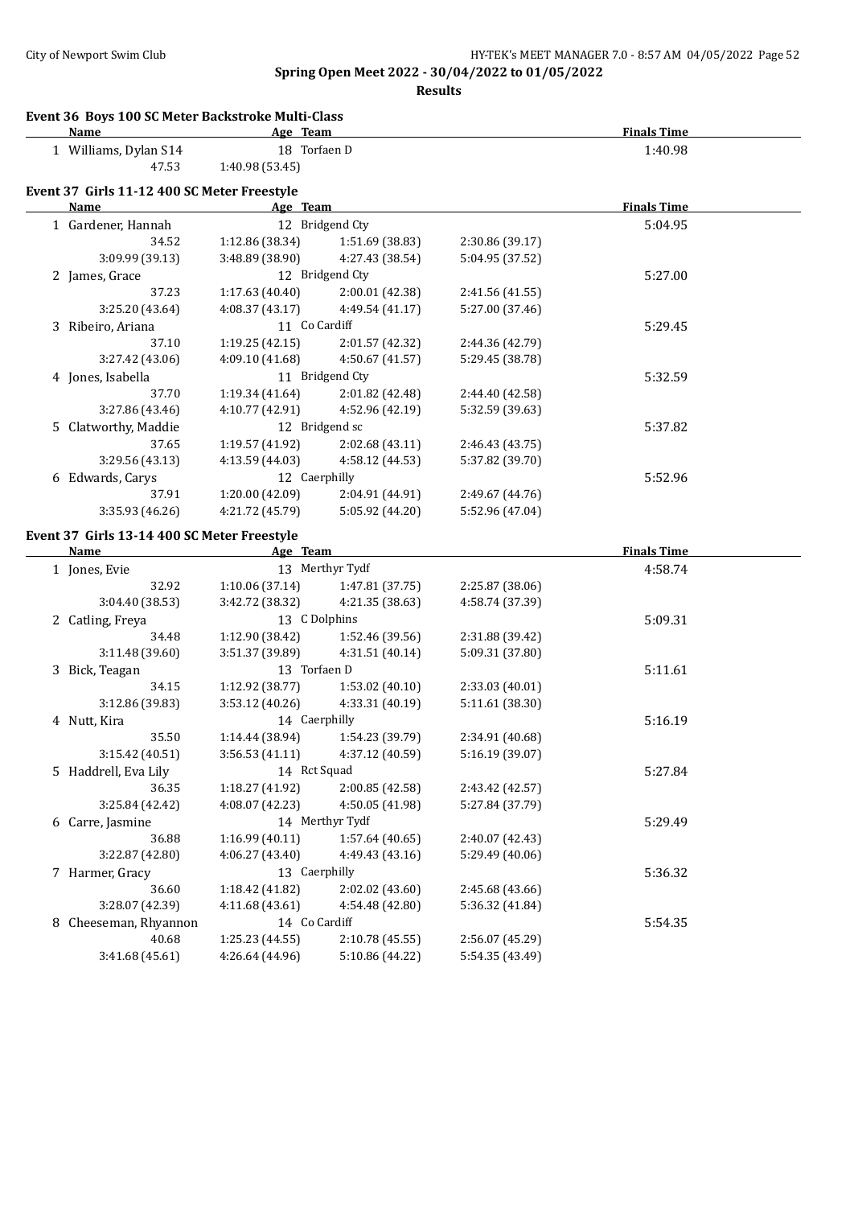## Spring Open Meet 2022 - 30/04/2022 to 01/05/2022

### Results

### Event 36 Boys 100 SC Meter Backstroke Multi-Class

| Name | Age | Team | | | Finals Time |
|---|---|---|---|---|---|
| 1 Williams, Dylan S14 | 18 | Torfaen D | | | 1:40.98 |
| 47.53 | 1:40.98 (53.45) | | | | |

### Event 37 Girls 11-12 400 SC Meter Freestyle

| Name | Age | Team | | | Finals Time |
|---|---|---|---|---|---|
| 1 Gardener, Hannah | 12 | Bridgend Cty | | | 5:04.95 |
| 34.52 | 1:12.86 (38.34) | 1:51.69 (38.83) | 2:30.86 (39.17) | | |
| 3:09.99 (39.13) | 3:48.89 (38.90) | 4:27.43 (38.54) | 5:04.95 (37.52) | | |
| 2 James, Grace | 12 | Bridgend Cty | | | 5:27.00 |
| 37.23 | 1:17.63 (40.40) | 2:00.01 (42.38) | 2:41.56 (41.55) | | |
| 3:25.20 (43.64) | 4:08.37 (43.17) | 4:49.54 (41.17) | 5:27.00 (37.46) | | |
| 3 Ribeiro, Ariana | 11 | Co Cardiff | | | 5:29.45 |
| 37.10 | 1:19.25 (42.15) | 2:01.57 (42.32) | 2:44.36 (42.79) | | |
| 3:27.42 (43.06) | 4:09.10 (41.68) | 4:50.67 (41.57) | 5:29.45 (38.78) | | |
| 4 Jones, Isabella | 11 | Bridgend Cty | | | 5:32.59 |
| 37.70 | 1:19.34 (41.64) | 2:01.82 (42.48) | 2:44.40 (42.58) | | |
| 3:27.86 (43.46) | 4:10.77 (42.91) | 4:52.96 (42.19) | 5:32.59 (39.63) | | |
| 5 Clatworthy, Maddie | 12 | Bridgend sc | | | 5:37.82 |
| 37.65 | 1:19.57 (41.92) | 2:02.68 (43.11) | 2:46.43 (43.75) | | |
| 3:29.56 (43.13) | 4:13.59 (44.03) | 4:58.12 (44.53) | 5:37.82 (39.70) | | |
| 6 Edwards, Carys | 12 | Caerphilly | | | 5:52.96 |
| 37.91 | 1:20.00 (42.09) | 2:04.91 (44.91) | 2:49.67 (44.76) | | |
| 3:35.93 (46.26) | 4:21.72 (45.79) | 5:05.92 (44.20) | 5:52.96 (47.04) | | |

### Event 37 Girls 13-14 400 SC Meter Freestyle

| Name | Age | Team | | | Finals Time |
|---|---|---|---|---|---|
| 1 Jones, Evie | 13 | Merthyr Tydf | | | 4:58.74 |
| 32.92 | 1:10.06 (37.14) | 1:47.81 (37.75) | 2:25.87 (38.06) | | |
| 3:04.40 (38.53) | 3:42.72 (38.32) | 4:21.35 (38.63) | 4:58.74 (37.39) | | |
| 2 Catling, Freya | 13 | C Dolphins | | | 5:09.31 |
| 34.48 | 1:12.90 (38.42) | 1:52.46 (39.56) | 2:31.88 (39.42) | | |
| 3:11.48 (39.60) | 3:51.37 (39.89) | 4:31.51 (40.14) | 5:09.31 (37.80) | | |
| 3 Bick, Teagan | 13 | Torfaen D | | | 5:11.61 |
| 34.15 | 1:12.92 (38.77) | 1:53.02 (40.10) | 2:33.03 (40.01) | | |
| 3:12.86 (39.83) | 3:53.12 (40.26) | 4:33.31 (40.19) | 5:11.61 (38.30) | | |
| 4 Nutt, Kira | 14 | Caerphilly | | | 5:16.19 |
| 35.50 | 1:14.44 (38.94) | 1:54.23 (39.79) | 2:34.91 (40.68) | | |
| 3:15.42 (40.51) | 3:56.53 (41.11) | 4:37.12 (40.59) | 5:16.19 (39.07) | | |
| 5 Haddrell, Eva Lily | 14 | Rct Squad | | | 5:27.84 |
| 36.35 | 1:18.27 (41.92) | 2:00.85 (42.58) | 2:43.42 (42.57) | | |
| 3:25.84 (42.42) | 4:08.07 (42.23) | 4:50.05 (41.98) | 5:27.84 (37.79) | | |
| 6 Carre, Jasmine | 14 | Merthyr Tydf | | | 5:29.49 |
| 36.88 | 1:16.99 (40.11) | 1:57.64 (40.65) | 2:40.07 (42.43) | | |
| 3:22.87 (42.80) | 4:06.27 (43.40) | 4:49.43 (43.16) | 5:29.49 (40.06) | | |
| 7 Harmer, Gracy | 13 | Caerphilly | | | 5:36.32 |
| 36.60 | 1:18.42 (41.82) | 2:02.02 (43.60) | 2:45.68 (43.66) | | |
| 3:28.07 (42.39) | 4:11.68 (43.61) | 4:54.48 (42.80) | 5:36.32 (41.84) | | |
| 8 Cheeseman, Rhyannon | 14 | Co Cardiff | | | 5:54.35 |
| 40.68 | 1:25.23 (44.55) | 2:10.78 (45.55) | 2:56.07 (45.29) | | |
| 3:41.68 (45.61) | 4:26.64 (44.96) | 5:10.86 (44.22) | 5:54.35 (43.49) | | |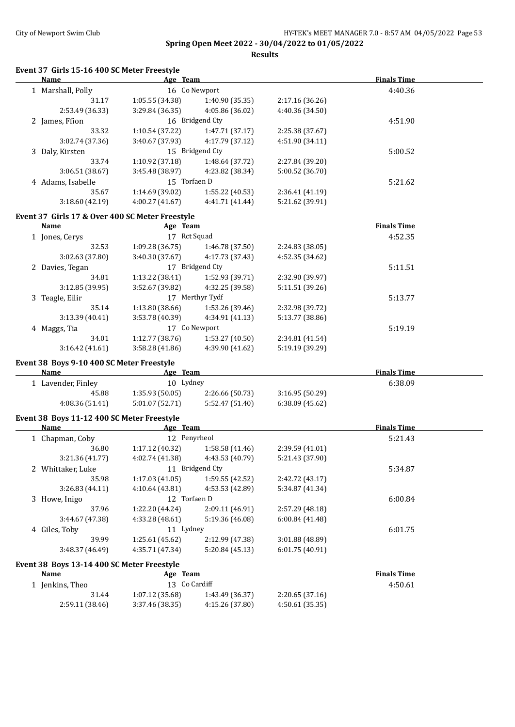**Spring Open Meet 2022 - 30/04/2022 to 01/05/2022**

**Results**

### Event 37 Girls 15-16 400 SC Meter Freestyle

| Name | Age | Team | | Finals Time |
|---|---|---|---|---|
| 1 Marshall, Polly | 16 | Co Newport | | 4:40.36 |
| 31.17 | 1:05.55 (34.38) | 1:40.90 (35.35) | 2:17.16 (36.26) | |
| 2:53.49 (36.33) | 3:29.84 (36.35) | 4:05.86 (36.02) | 4:40.36 (34.50) | |
| 2 James, Ffion | 16 | Bridgend Cty | | 4:51.90 |
| 33.32 | 1:10.54 (37.22) | 1:47.71 (37.17) | 2:25.38 (37.67) | |
| 3:02.74 (37.36) | 3:40.67 (37.93) | 4:17.79 (37.12) | 4:51.90 (34.11) | |
| 3 Daly, Kirsten | 15 | Bridgend Cty | | 5:00.52 |
| 33.74 | 1:10.92 (37.18) | 1:48.64 (37.72) | 2:27.84 (39.20) | |
| 3:06.51 (38.67) | 3:45.48 (38.97) | 4:23.82 (38.34) | 5:00.52 (36.70) | |
| 4 Adams, Isabelle | 15 | Torfaen D | | 5:21.62 |
| 35.67 | 1:14.69 (39.02) | 1:55.22 (40.53) | 2:36.41 (41.19) | |
| 3:18.60 (42.19) | 4:00.27 (41.67) | 4:41.71 (41.44) | 5:21.62 (39.91) | |

### Event 37 Girls 17 & Over 400 SC Meter Freestyle

| Name | Age | Team | | Finals Time |
|---|---|---|---|---|
| 1 Jones, Cerys | 17 | Rct Squad | | 4:52.35 |
| 32.53 | 1:09.28 (36.75) | 1:46.78 (37.50) | 2:24.83 (38.05) | |
| 3:02.63 (37.80) | 3:40.30 (37.67) | 4:17.73 (37.43) | 4:52.35 (34.62) | |
| 2 Davies, Tegan | 17 | Bridgend Cty | | 5:11.51 |
| 34.81 | 1:13.22 (38.41) | 1:52.93 (39.71) | 2:32.90 (39.97) | |
| 3:12.85 (39.95) | 3:52.67 (39.82) | 4:32.25 (39.58) | 5:11.51 (39.26) | |
| 3 Teagle, Eilir | 17 | Merthyr Tydf | | 5:13.77 |
| 35.14 | 1:13.80 (38.66) | 1:53.26 (39.46) | 2:32.98 (39.72) | |
| 3:13.39 (40.41) | 3:53.78 (40.39) | 4:34.91 (41.13) | 5:13.77 (38.86) | |
| 4 Maggs, Tia | 17 | Co Newport | | 5:19.19 |
| 34.01 | 1:12.77 (38.76) | 1:53.27 (40.50) | 2:34.81 (41.54) | |
| 3:16.42 (41.61) | 3:58.28 (41.86) | 4:39.90 (41.62) | 5:19.19 (39.29) | |

### Event 38 Boys 9-10 400 SC Meter Freestyle

| Name | Age | Team | | Finals Time |
|---|---|---|---|---|
| 1 Lavender, Finley | 10 | Lydney | | 6:38.09 |
| 45.88 | 1:35.93 (50.05) | 2:26.66 (50.73) | 3:16.95 (50.29) | |
| 4:08.36 (51.41) | 5:01.07 (52.71) | 5:52.47 (51.40) | 6:38.09 (45.62) | |

### Event 38 Boys 11-12 400 SC Meter Freestyle

| Name | Age | Team | | Finals Time |
|---|---|---|---|---|
| 1 Chapman, Coby | 12 | Penyrheol | | 5:21.43 |
| 36.80 | 1:17.12 (40.32) | 1:58.58 (41.46) | 2:39.59 (41.01) | |
| 3:21.36 (41.77) | 4:02.74 (41.38) | 4:43.53 (40.79) | 5:21.43 (37.90) | |
| 2 Whittaker, Luke | 11 | Bridgend Cty | | 5:34.87 |
| 35.98 | 1:17.03 (41.05) | 1:59.55 (42.52) | 2:42.72 (43.17) | |
| 3:26.83 (44.11) | 4:10.64 (43.81) | 4:53.53 (42.89) | 5:34.87 (41.34) | |
| 3 Howe, Inigo | 12 | Torfaen D | | 6:00.84 |
| 37.96 | 1:22.20 (44.24) | 2:09.11 (46.91) | 2:57.29 (48.18) | |
| 3:44.67 (47.38) | 4:33.28 (48.61) | 5:19.36 (46.08) | 6:00.84 (41.48) | |
| 4 Giles, Toby | 11 | Lydney | | 6:01.75 |
| 39.99 | 1:25.61 (45.62) | 2:12.99 (47.38) | 3:01.88 (48.89) | |
| 3:48.37 (46.49) | 4:35.71 (47.34) | 5:20.84 (45.13) | 6:01.75 (40.91) | |

### Event 38 Boys 13-14 400 SC Meter Freestyle

| Name | Age | Team | | Finals Time |
|---|---|---|---|---|
| 1 Jenkins, Theo | 13 | Co Cardiff | | 4:50.61 |
| 31.44 | 1:07.12 (35.68) | 1:43.49 (36.37) | 2:20.65 (37.16) | |
| 2:59.11 (38.46) | 3:37.46 (38.35) | 4:15.26 (37.80) | 4:50.61 (35.35) | |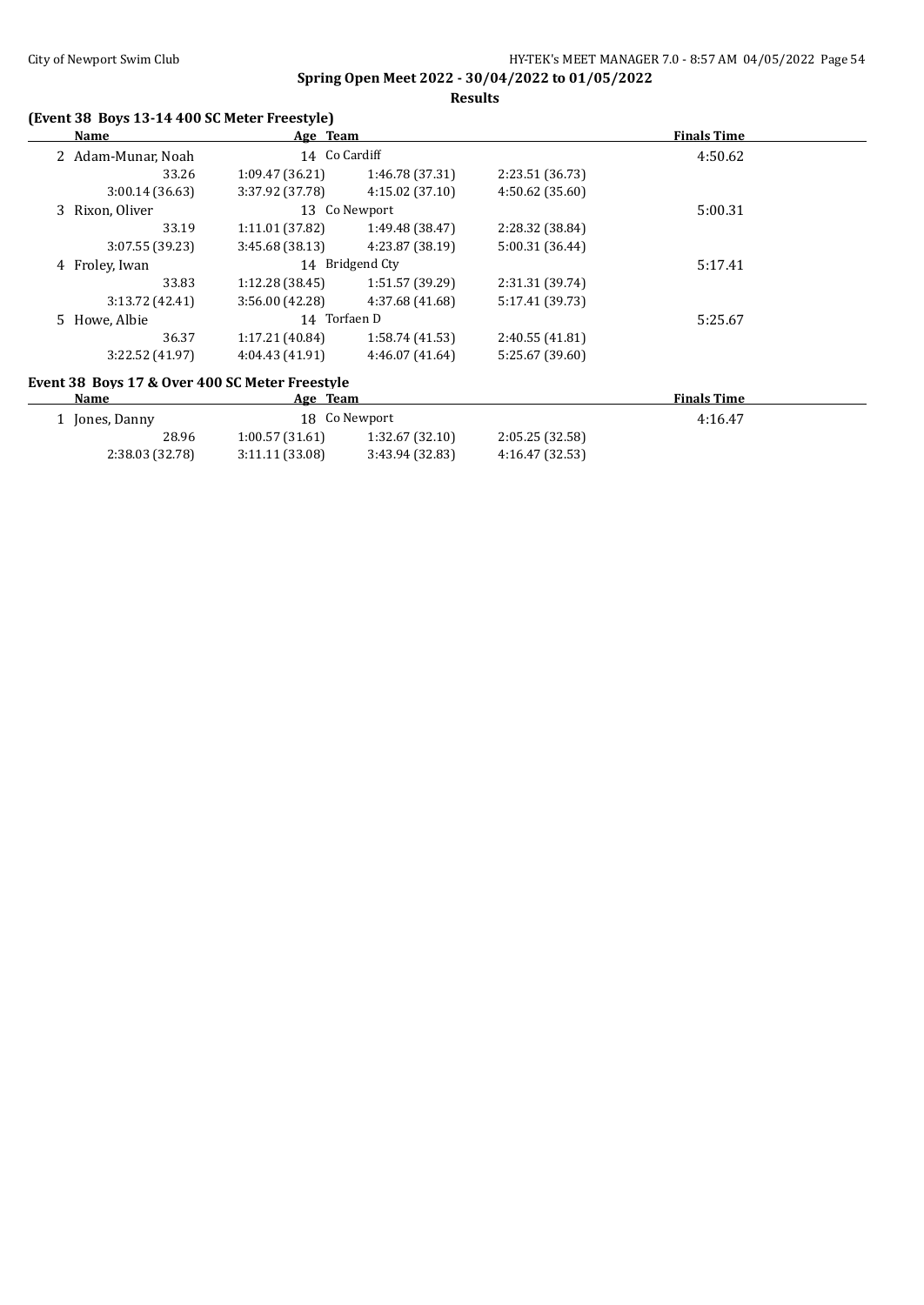**Results**

### (Event 38 Boys 13-14 400 SC Meter Freestyle)

| Name | Age | Team | | Finals Time |
|---|---|---|---|---|
| 2 Adam-Munar, Noah | 14 | Co Cardiff | | 4:50.62 |
| 33.26 | 1:09.47 (36.21) | 1:46.78 (37.31) | 2:23.51 (36.73) | |
| 3:00.14 (36.63) | 3:37.92 (37.78) | 4:15.02 (37.10) | 4:50.62 (35.60) | |
| 3 Rixon, Oliver | 13 | Co Newport | | 5:00.31 |
| 33.19 | 1:11.01 (37.82) | 1:49.48 (38.47) | 2:28.32 (38.84) | |
| 3:07.55 (39.23) | 3:45.68 (38.13) | 4:23.87 (38.19) | 5:00.31 (36.44) | |
| 4 Froley, Iwan | 14 | Bridgend Cty | | 5:17.41 |
| 33.83 | 1:12.28 (38.45) | 1:51.57 (39.29) | 2:31.31 (39.74) | |
| 3:13.72 (42.41) | 3:56.00 (42.28) | 4:37.68 (41.68) | 5:17.41 (39.73) | |
| 5 Howe, Albie | 14 | Torfaen D | | 5:25.67 |
| 36.37 | 1:17.21 (40.84) | 1:58.74 (41.53) | 2:40.55 (41.81) | |
| 3:22.52 (41.97) | 4:04.43 (41.91) | 4:46.07 (41.64) | 5:25.67 (39.60) | |

### Event 38 Boys 17 & Over 400 SC Meter Freestyle

| Name | Age | Team | | Finals Time |
|---|---|---|---|---|
| 1 Jones, Danny | 18 | Co Newport | | 4:16.47 |
| 28.96 | 1:00.57 (31.61) | 1:32.67 (32.10) | 2:05.25 (32.58) | |
| 2:38.03 (32.78) | 3:11.11 (33.08) | 3:43.94 (32.83) | 4:16.47 (32.53) | |